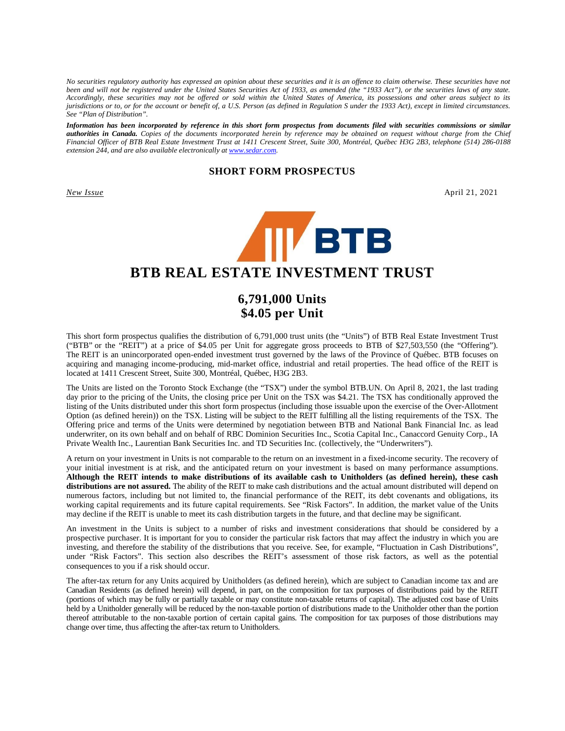*No securities regulatory authority has expressed an opinion about these securities and it is an offence to claim otherwise. These securities have not been and will not be registered under the United States Securities Act of 1933, as amended (the "1933 Act"), or the securities laws of any state. Accordingly, these securities may not be offered or sold within the United States of America, its possessions and other areas subject to its jurisdictions or to, or for the account or benefit of, a U.S. Person (as defined in Regulation S under the 1933 Act), except in limited circumstances. See "Plan of Distribution".*

***Information has been incorporated by reference in this short form prospectus from documents filed with securities commissions or similar authorities in Canada.*** *Copies of the documents incorporated herein by reference may be obtained on request without charge from the Chief Financial Officer of BTB Real Estate Investment Trust at 1411 Crescent Street, Suite 300, Montréal, Québec H3G 2B3, telephone (514) 286-0188 extension 244, and are also available electronically at www.sedar.com.*

## SHORT FORM PROSPECTUS

*New Issue* April 21, 2021

# BTB REAL ESTATE INVESTMENT TRUST

## 6,791,000 Units
## $4.05 per Unit

This short form prospectus qualifies the distribution of 6,791,000 trust units (the "Units") of BTB Real Estate Investment Trust ("BTB" or the "REIT") at a price of $4.05 per Unit for aggregate gross proceeds to BTB of $27,503,550 (the "Offering"). The REIT is an unincorporated open-ended investment trust governed by the laws of the Province of Québec. BTB focuses on acquiring and managing income-producing, mid-market office, industrial and retail properties. The head office of the REIT is located at 1411 Crescent Street, Suite 300, Montréal, Québec, H3G 2B3.

The Units are listed on the Toronto Stock Exchange (the "TSX") under the symbol BTB.UN. On April 8, 2021, the last trading day prior to the pricing of the Units, the closing price per Unit on the TSX was $4.21. The TSX has conditionally approved the listing of the Units distributed under this short form prospectus (including those issuable upon the exercise of the Over-Allotment Option (as defined herein)) on the TSX. Listing will be subject to the REIT fulfilling all the listing requirements of the TSX. The Offering price and terms of the Units were determined by negotiation between BTB and National Bank Financial Inc. as lead underwriter, on its own behalf and on behalf of RBC Dominion Securities Inc., Scotia Capital Inc., Canaccord Genuity Corp., IA Private Wealth Inc., Laurentian Bank Securities Inc. and TD Securities Inc. (collectively, the "Underwriters").

A return on your investment in Units is not comparable to the return on an investment in a fixed-income security. The recovery of your initial investment is at risk, and the anticipated return on your investment is based on many performance assumptions. **Although the REIT intends to make distributions of its available cash to Unitholders (as defined herein), these cash distributions are not assured.** The ability of the REIT to make cash distributions and the actual amount distributed will depend on numerous factors, including but not limited to, the financial performance of the REIT, its debt covenants and obligations, its working capital requirements and its future capital requirements. See "Risk Factors". In addition, the market value of the Units may decline if the REIT is unable to meet its cash distribution targets in the future, and that decline may be significant.

An investment in the Units is subject to a number of risks and investment considerations that should be considered by a prospective purchaser. It is important for you to consider the particular risk factors that may affect the industry in which you are investing, and therefore the stability of the distributions that you receive. See, for example, "Fluctuation in Cash Distributions", under "Risk Factors". This section also describes the REIT's assessment of those risk factors, as well as the potential consequences to you if a risk should occur.

The after-tax return for any Units acquired by Unitholders (as defined herein), which are subject to Canadian income tax and are Canadian Residents (as defined herein) will depend, in part, on the composition for tax purposes of distributions paid by the REIT (portions of which may be fully or partially taxable or may constitute non-taxable returns of capital). The adjusted cost base of Units held by a Unitholder generally will be reduced by the non-taxable portion of distributions made to the Unitholder other than the portion thereof attributable to the non-taxable portion of certain capital gains. The composition for tax purposes of those distributions may change over time, thus affecting the after-tax return to Unitholders.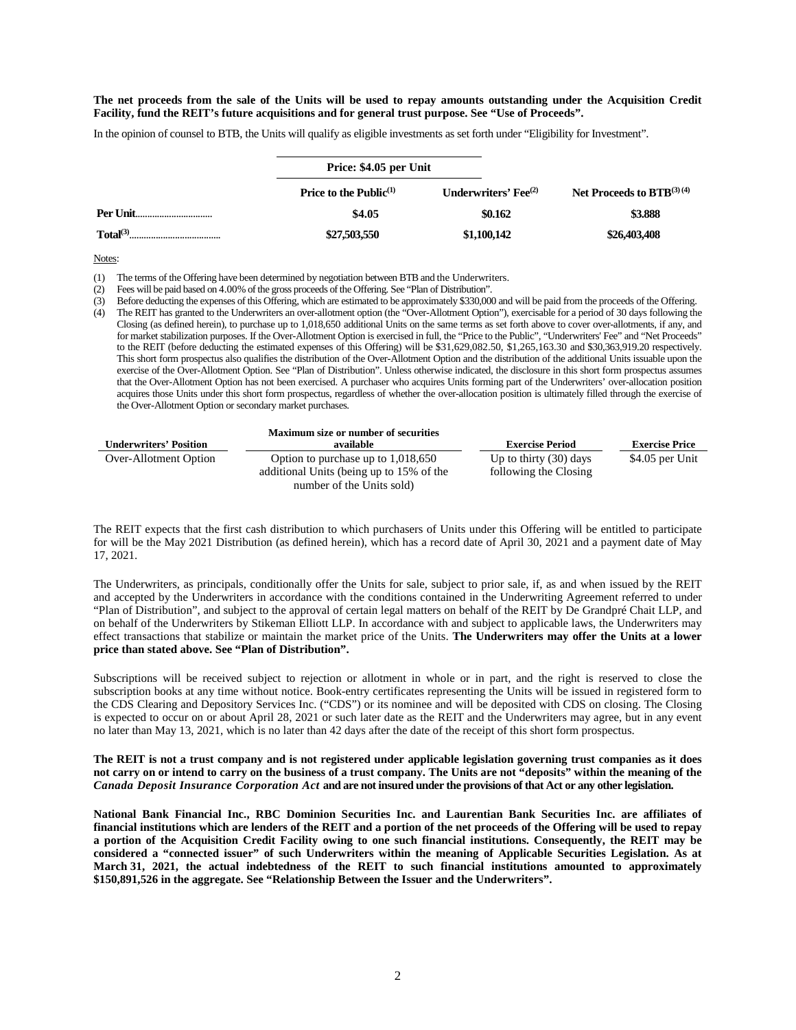**The net proceeds from the sale of the Units will be used to repay amounts outstanding under the Acquisition Credit Facility, fund the REIT's future acquisitions and for general trust purpose. See "Use of Proceeds".**

In the opinion of counsel to BTB, the Units will qualify as eligible investments as set forth under "Eligibility for Investment".

| | Price: $4.05 per Unit | | |
|---|---|---|---|
| | **Price to the Public[(1)]** | **Underwriters' Fee[(2)]** | **Net Proceeds to BTB[(3)(4)]** |
| **Per Unit** | **$4.05** | **$0.162** | **$3.888** |
| **Total[(3)]** | **$27,503,550** | **$1,100,142** | **$26,403,408** |

Notes:

(1) The terms of the Offering have been determined by negotiation between BTB and the Underwriters.

(2) Fees will be paid based on 4.00% of the gross proceeds of the Offering. See "Plan of Distribution".

(3) Before deducting the expenses of this Offering, which are estimated to be approximately $330,000 and will be paid from the proceeds of the Offering.

(4) The REIT has granted to the Underwriters an over-allotment option (the "Over-Allotment Option"), exercisable for a period of 30 days following the Closing (as defined herein), to purchase up to 1,018,650 additional Units on the same terms as set forth above to cover over-allotments, if any, and for market stabilization purposes. If the Over-Allotment Option is exercised in full, the "Price to the Public", "Underwriters' Fee" and "Net Proceeds" to the REIT (before deducting the estimated expenses of this Offering) will be $31,629,082.50, $1,265,163.30 and $30,363,919.20 respectively. This short form prospectus also qualifies the distribution of the Over-Allotment Option and the distribution of the additional Units issuable upon the exercise of the Over-Allotment Option. See "Plan of Distribution". Unless otherwise indicated, the disclosure in this short form prospectus assumes that the Over-Allotment Option has not been exercised. A purchaser who acquires Units forming part of the Underwriters' over-allocation position acquires those Units under this short form prospectus, regardless of whether the over-allocation position is ultimately filled through the exercise of the Over-Allotment Option or secondary market purchases.

| Underwriters' Position | Maximum size or number of securities available | Exercise Period | Exercise Price |
|---|---|---|---|
| Over-Allotment Option | Option to purchase up to 1,018,650 additional Units (being up to 15% of the number of the Units sold) | Up to thirty (30) days following the Closing | $4.05 per Unit |

The REIT expects that the first cash distribution to which purchasers of Units under this Offering will be entitled to participate for will be the May 2021 Distribution (as defined herein), which has a record date of April 30, 2021 and a payment date of May 17, 2021.

The Underwriters, as principals, conditionally offer the Units for sale, subject to prior sale, if, as and when issued by the REIT and accepted by the Underwriters in accordance with the conditions contained in the Underwriting Agreement referred to under "Plan of Distribution", and subject to the approval of certain legal matters on behalf of the REIT by De Grandpré Chait LLP, and on behalf of the Underwriters by Stikeman Elliott LLP. In accordance with and subject to applicable laws, the Underwriters may effect transactions that stabilize or maintain the market price of the Units. **The Underwriters may offer the Units at a lower price than stated above. See "Plan of Distribution".**

Subscriptions will be received subject to rejection or allotment in whole or in part, and the right is reserved to close the subscription books at any time without notice. Book-entry certificates representing the Units will be issued in registered form to the CDS Clearing and Depository Services Inc. ("CDS") or its nominee and will be deposited with CDS on closing. The Closing is expected to occur on or about April 28, 2021 or such later date as the REIT and the Underwriters may agree, but in any event no later than May 13, 2021, which is no later than 42 days after the date of the receipt of this short form prospectus.

**The REIT is not a trust company and is not registered under applicable legislation governing trust companies as it does not carry on or intend to carry on the business of a trust company. The Units are not "deposits" within the meaning of the *Canada Deposit Insurance Corporation Act* and are not insured under the provisions of that Act or any other legislation.**

**National Bank Financial Inc., RBC Dominion Securities Inc. and Laurentian Bank Securities Inc. are affiliates of financial institutions which are lenders of the REIT and a portion of the net proceeds of the Offering will be used to repay a portion of the Acquisition Credit Facility owing to one such financial institutions. Consequently, the REIT may be considered a "connected issuer" of such Underwriters within the meaning of Applicable Securities Legislation. As at March 31, 2021, the actual indebtedness of the REIT to such financial institutions amounted to approximately $150,891,526 in the aggregate. See "Relationship Between the Issuer and the Underwriters".**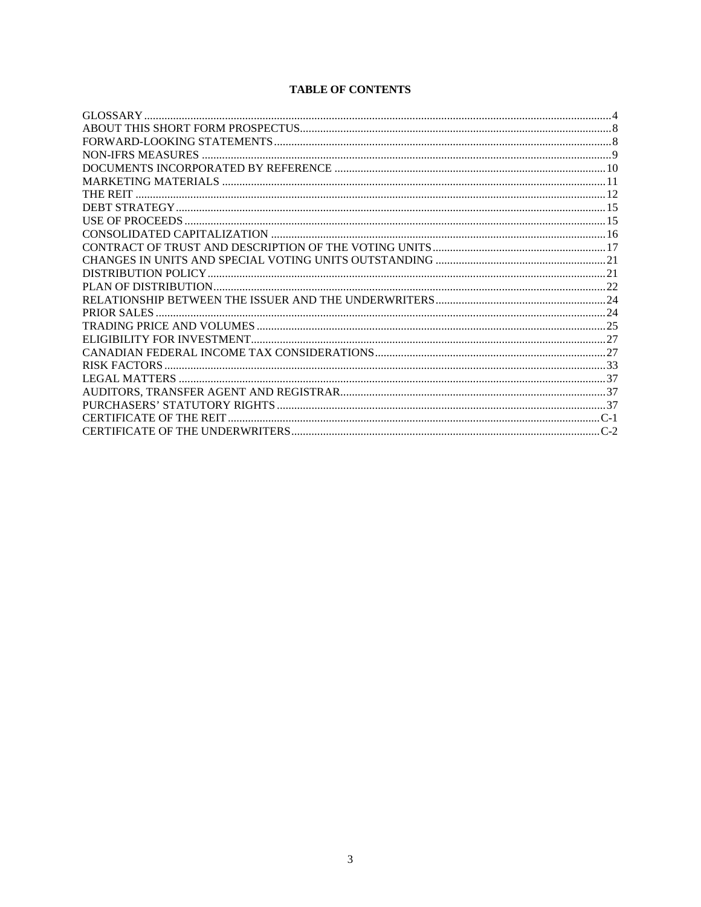**TABLE OF CONTENTS**

| | |
|---|---|
| GLOSSARY | 4 |
| ABOUT THIS SHORT FORM PROSPECTUS | 8 |
| FORWARD-LOOKING STATEMENTS | 8 |
| NON-IFRS MEASURES | 9 |
| DOCUMENTS INCORPORATED BY REFERENCE | 10 |
| MARKETING MATERIALS | 11 |
| THE REIT | 12 |
| DEBT STRATEGY | 15 |
| USE OF PROCEEDS | 15 |
| CONSOLIDATED CAPITALIZATION | 16 |
| CONTRACT OF TRUST AND DESCRIPTION OF THE VOTING UNITS | 17 |
| CHANGES IN UNITS AND SPECIAL VOTING UNITS OUTSTANDING | 21 |
| DISTRIBUTION POLICY | 21 |
| PLAN OF DISTRIBUTION | 22 |
| RELATIONSHIP BETWEEN THE ISSUER AND THE UNDERWRITERS | 24 |
| PRIOR SALES | 24 |
| TRADING PRICE AND VOLUMES | 25 |
| ELIGIBILITY FOR INVESTMENT | 27 |
| CANADIAN FEDERAL INCOME TAX CONSIDERATIONS | 27 |
| RISK FACTORS | 33 |
| LEGAL MATTERS | 37 |
| AUDITORS, TRANSFER AGENT AND REGISTRAR | 37 |
| PURCHASERS' STATUTORY RIGHTS | 37 |
| CERTIFICATE OF THE REIT | C-1 |
| CERTIFICATE OF THE UNDERWRITERS | C-2 |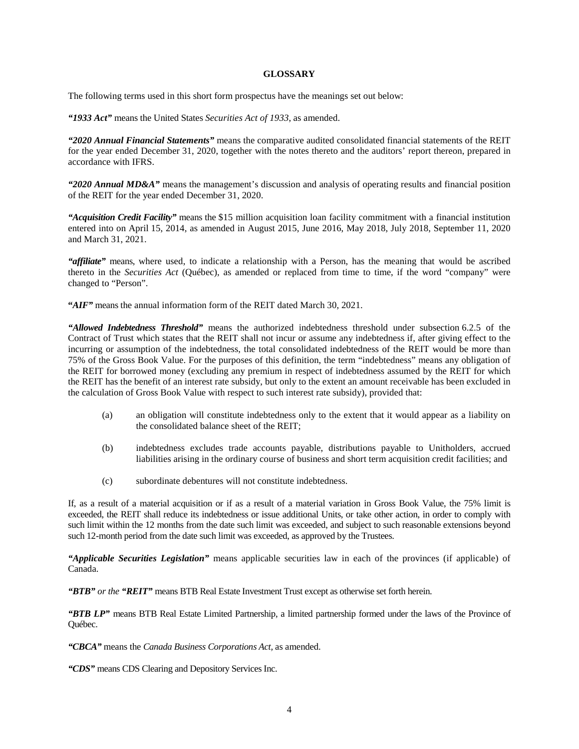## GLOSSARY

The following terms used in this short form prospectus have the meanings set out below:

***"1933 Act"*** means the United States *Securities Act of 1933*, as amended.

***"2020 Annual Financial Statements"*** means the comparative audited consolidated financial statements of the REIT for the year ended December 31, 2020, together with the notes thereto and the auditors' report thereon, prepared in accordance with IFRS.

***"2020 Annual MD&A"*** means the management's discussion and analysis of operating results and financial position of the REIT for the year ended December 31, 2020.

***"Acquisition Credit Facility"*** means the $15 million acquisition loan facility commitment with a financial institution entered into on April 15, 2014, as amended in August 2015, June 2016, May 2018, July 2018, September 11, 2020 and March 31, 2021.

***"affiliate"*** means, where used, to indicate a relationship with a Person, has the meaning that would be ascribed thereto in the *Securities Act* (Québec), as amended or replaced from time to time, if the word "company" were changed to "Person".

***"AIF"*** means the annual information form of the REIT dated March 30, 2021.

***"Allowed Indebtedness Threshold"*** means the authorized indebtedness threshold under subsection 6.2.5 of the Contract of Trust which states that the REIT shall not incur or assume any indebtedness if, after giving effect to the incurring or assumption of the indebtedness, the total consolidated indebtedness of the REIT would be more than 75% of the Gross Book Value. For the purposes of this definition, the term "indebtedness" means any obligation of the REIT for borrowed money (excluding any premium in respect of indebtedness assumed by the REIT for which the REIT has the benefit of an interest rate subsidy, but only to the extent an amount receivable has been excluded in the calculation of Gross Book Value with respect to such interest rate subsidy), provided that:

(a) an obligation will constitute indebtedness only to the extent that it would appear as a liability on the consolidated balance sheet of the REIT;

(b) indebtedness excludes trade accounts payable, distributions payable to Unitholders, accrued liabilities arising in the ordinary course of business and short term acquisition credit facilities; and

(c) subordinate debentures will not constitute indebtedness.

If, as a result of a material acquisition or if as a result of a material variation in Gross Book Value, the 75% limit is exceeded, the REIT shall reduce its indebtedness or issue additional Units, or take other action, in order to comply with such limit within the 12 months from the date such limit was exceeded, and subject to such reasonable extensions beyond such 12-month period from the date such limit was exceeded, as approved by the Trustees.

***"Applicable Securities Legislation"*** means applicable securities law in each of the provinces (if applicable) of Canada.

***"BTB"*** *or the* ***"REIT"*** means BTB Real Estate Investment Trust except as otherwise set forth herein.

***"BTB LP"*** means BTB Real Estate Limited Partnership, a limited partnership formed under the laws of the Province of Québec.

***"CBCA"*** means the *Canada Business Corporations Act*, as amended.

***"CDS"*** means CDS Clearing and Depository Services Inc.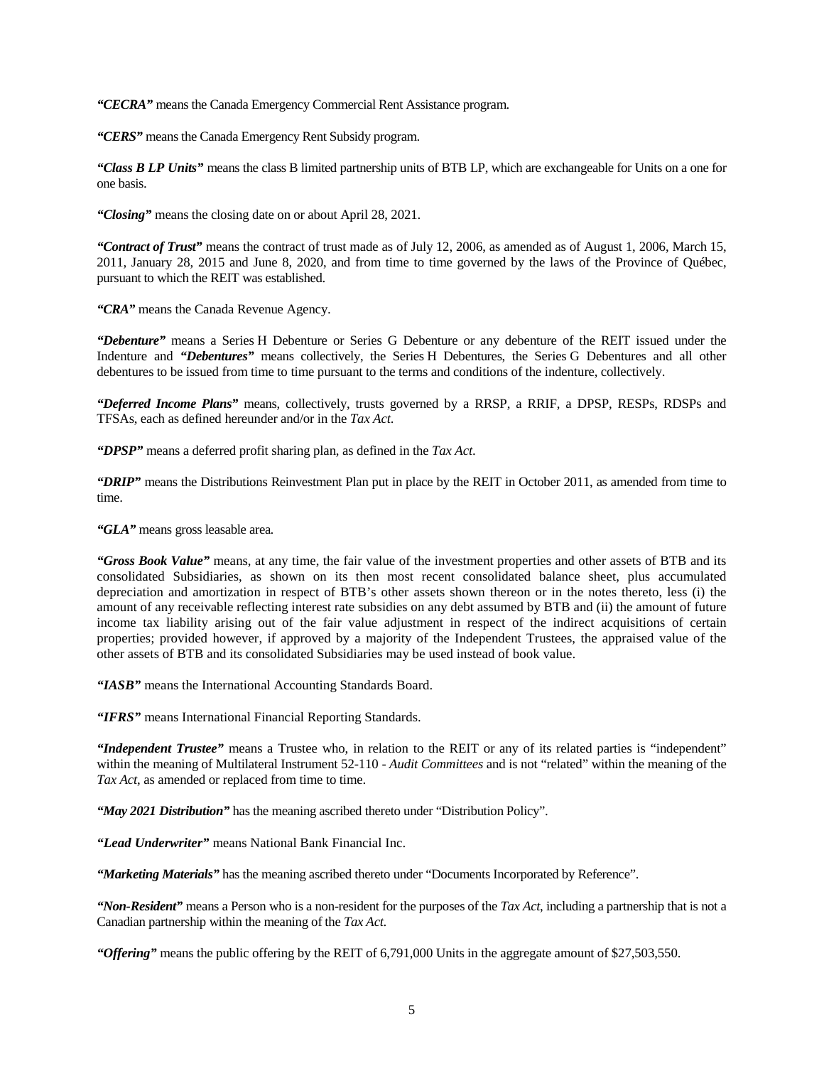***"CECRA"*** means the Canada Emergency Commercial Rent Assistance program.

***"CERS"*** means the Canada Emergency Rent Subsidy program.

***"Class B LP Units"*** means the class B limited partnership units of BTB LP, which are exchangeable for Units on a one for one basis.

***"Closing"*** means the closing date on or about April 28, 2021.

***"Contract of Trust"*** means the contract of trust made as of July 12, 2006, as amended as of August 1, 2006, March 15, 2011, January 28, 2015 and June 8, 2020, and from time to time governed by the laws of the Province of Québec, pursuant to which the REIT was established.

***"CRA"*** means the Canada Revenue Agency.

***"Debenture"*** means a Series H Debenture or Series G Debenture or any debenture of the REIT issued under the Indenture and ***"Debentures"*** means collectively, the Series H Debentures, the Series G Debentures and all other debentures to be issued from time to time pursuant to the terms and conditions of the indenture, collectively.

***"Deferred Income Plans"*** means, collectively, trusts governed by a RRSP, a RRIF, a DPSP, RESPs, RDSPs and TFSAs, each as defined hereunder and/or in the *Tax Act*.

***"DPSP"*** means a deferred profit sharing plan, as defined in the *Tax Act*.

***"DRIP"*** means the Distributions Reinvestment Plan put in place by the REIT in October 2011, as amended from time to time.

***"GLA"*** means gross leasable area.

***"Gross Book Value"*** means, at any time, the fair value of the investment properties and other assets of BTB and its consolidated Subsidiaries, as shown on its then most recent consolidated balance sheet, plus accumulated depreciation and amortization in respect of BTB's other assets shown thereon or in the notes thereto, less (i) the amount of any receivable reflecting interest rate subsidies on any debt assumed by BTB and (ii) the amount of future income tax liability arising out of the fair value adjustment in respect of the indirect acquisitions of certain properties; provided however, if approved by a majority of the Independent Trustees, the appraised value of the other assets of BTB and its consolidated Subsidiaries may be used instead of book value.

***"IASB"*** means the International Accounting Standards Board.

***"IFRS"*** means International Financial Reporting Standards.

***"Independent Trustee"*** means a Trustee who, in relation to the REIT or any of its related parties is "independent" within the meaning of Multilateral Instrument 52-110 - *Audit Committees* and is not "related" within the meaning of the *Tax Act*, as amended or replaced from time to time.

***"May 2021 Distribution"*** has the meaning ascribed thereto under "Distribution Policy".

***"Lead Underwriter"*** means National Bank Financial Inc.

***"Marketing Materials"*** has the meaning ascribed thereto under "Documents Incorporated by Reference".

***"Non-Resident"*** means a Person who is a non-resident for the purposes of the *Tax Act*, including a partnership that is not a Canadian partnership within the meaning of the *Tax Act*.

***"Offering"*** means the public offering by the REIT of 6,791,000 Units in the aggregate amount of $27,503,550.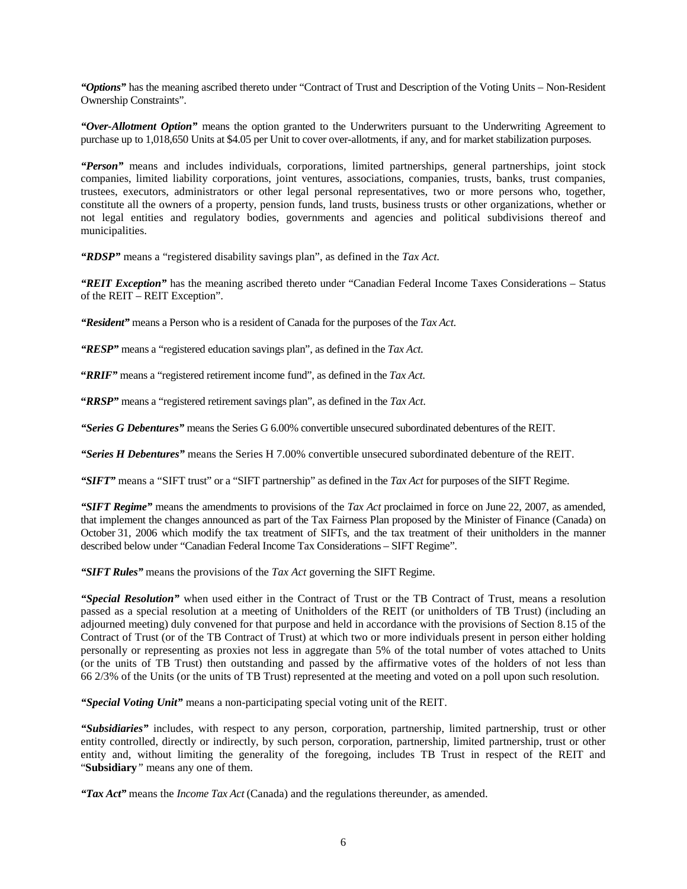***"Options"*** has the meaning ascribed thereto under "Contract of Trust and Description of the Voting Units – Non-Resident Ownership Constraints".

***"Over-Allotment Option"*** means the option granted to the Underwriters pursuant to the Underwriting Agreement to purchase up to 1,018,650 Units at $4.05 per Unit to cover over-allotments, if any, and for market stabilization purposes.

***"Person"*** means and includes individuals, corporations, limited partnerships, general partnerships, joint stock companies, limited liability corporations, joint ventures, associations, companies, trusts, banks, trust companies, trustees, executors, administrators or other legal personal representatives, two or more persons who, together, constitute all the owners of a property, pension funds, land trusts, business trusts or other organizations, whether or not legal entities and regulatory bodies, governments and agencies and political subdivisions thereof and municipalities.

***"RDSP"*** means a "registered disability savings plan", as defined in the *Tax Act*.

***"REIT Exception"*** has the meaning ascribed thereto under "Canadian Federal Income Taxes Considerations – Status of the REIT – REIT Exception".

***"Resident"*** means a Person who is a resident of Canada for the purposes of the *Tax Act*.

***"RESP"*** means a "registered education savings plan", as defined in the *Tax Act*.

***"RRIF"*** means a "registered retirement income fund", as defined in the *Tax Act*.

***"RRSP"*** means a "registered retirement savings plan", as defined in the *Tax Act*.

***"Series G Debentures"*** means the Series G 6.00% convertible unsecured subordinated debentures of the REIT.

***"Series H Debentures"*** means the Series H 7.00% convertible unsecured subordinated debenture of the REIT.

***"SIFT"*** means a "SIFT trust" or a "SIFT partnership" as defined in the *Tax Act* for purposes of the SIFT Regime.

***"SIFT Regime"*** means the amendments to provisions of the *Tax Act* proclaimed in force on June 22, 2007, as amended, that implement the changes announced as part of the Tax Fairness Plan proposed by the Minister of Finance (Canada) on October 31, 2006 which modify the tax treatment of SIFTs, and the tax treatment of their unitholders in the manner described below under "Canadian Federal Income Tax Considerations – SIFT Regime".

***"SIFT Rules"*** means the provisions of the *Tax Act* governing the SIFT Regime.

***"Special Resolution"*** when used either in the Contract of Trust or the TB Contract of Trust, means a resolution passed as a special resolution at a meeting of Unitholders of the REIT (or unitholders of TB Trust) (including an adjourned meeting) duly convened for that purpose and held in accordance with the provisions of Section 8.15 of the Contract of Trust (or of the TB Contract of Trust) at which two or more individuals present in person either holding personally or representing as proxies not less in aggregate than 5% of the total number of votes attached to Units (or the units of TB Trust) then outstanding and passed by the affirmative votes of the holders of not less than 66 2/3% of the Units (or the units of TB Trust) represented at the meeting and voted on a poll upon such resolution.

***"Special Voting Unit"*** means a non-participating special voting unit of the REIT.

***"Subsidiaries"*** includes, with respect to any person, corporation, partnership, limited partnership, trust or other entity controlled, directly or indirectly, by such person, corporation, partnership, limited partnership, trust or other entity and, without limiting the generality of the foregoing, includes TB Trust in respect of the REIT and "**Subsidiary**" means any one of them.

***"Tax Act"*** means the *Income Tax Act* (Canada) and the regulations thereunder, as amended.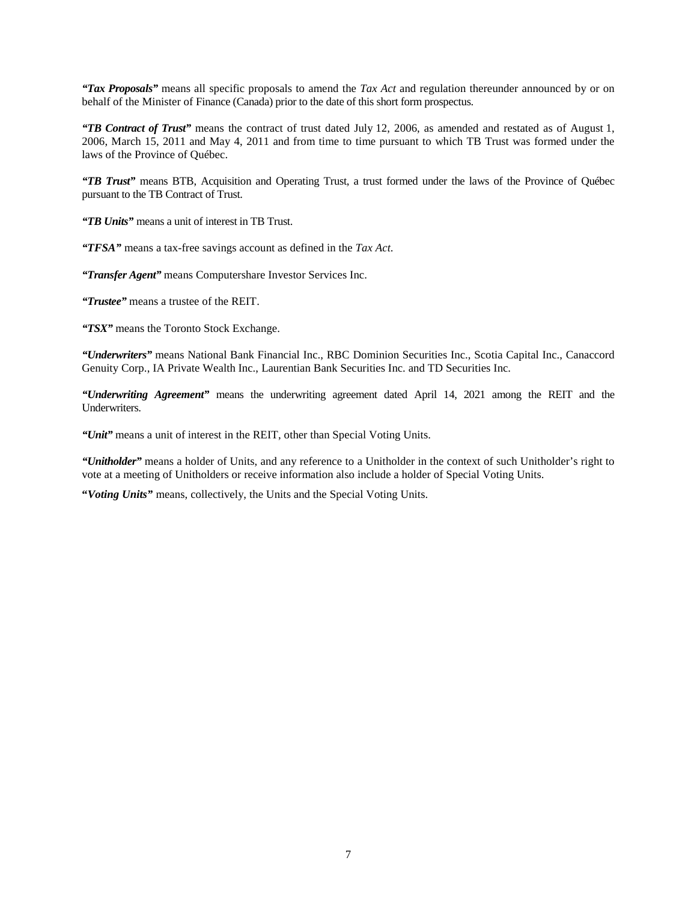***"Tax Proposals"*** means all specific proposals to amend the *Tax Act* and regulation thereunder announced by or on behalf of the Minister of Finance (Canada) prior to the date of this short form prospectus.

***"TB Contract of Trust"*** means the contract of trust dated July 12, 2006, as amended and restated as of August 1, 2006, March 15, 2011 and May 4, 2011 and from time to time pursuant to which TB Trust was formed under the laws of the Province of Québec.

***"TB Trust"*** means BTB, Acquisition and Operating Trust, a trust formed under the laws of the Province of Québec pursuant to the TB Contract of Trust.

***"TB Units"*** means a unit of interest in TB Trust.

***"TFSA"*** means a tax-free savings account as defined in the *Tax Act*.

***"Transfer Agent"*** means Computershare Investor Services Inc.

***"Trustee"*** means a trustee of the REIT.

***"TSX"*** means the Toronto Stock Exchange.

***"Underwriters"*** means National Bank Financial Inc., RBC Dominion Securities Inc., Scotia Capital Inc., Canaccord Genuity Corp., IA Private Wealth Inc., Laurentian Bank Securities Inc. and TD Securities Inc.

***"Underwriting Agreement"*** means the underwriting agreement dated April 14, 2021 among the REIT and the Underwriters.

***"Unit"*** means a unit of interest in the REIT, other than Special Voting Units.

***"Unitholder"*** means a holder of Units, and any reference to a Unitholder in the context of such Unitholder's right to vote at a meeting of Unitholders or receive information also include a holder of Special Voting Units.

***"Voting Units"*** means, collectively, the Units and the Special Voting Units.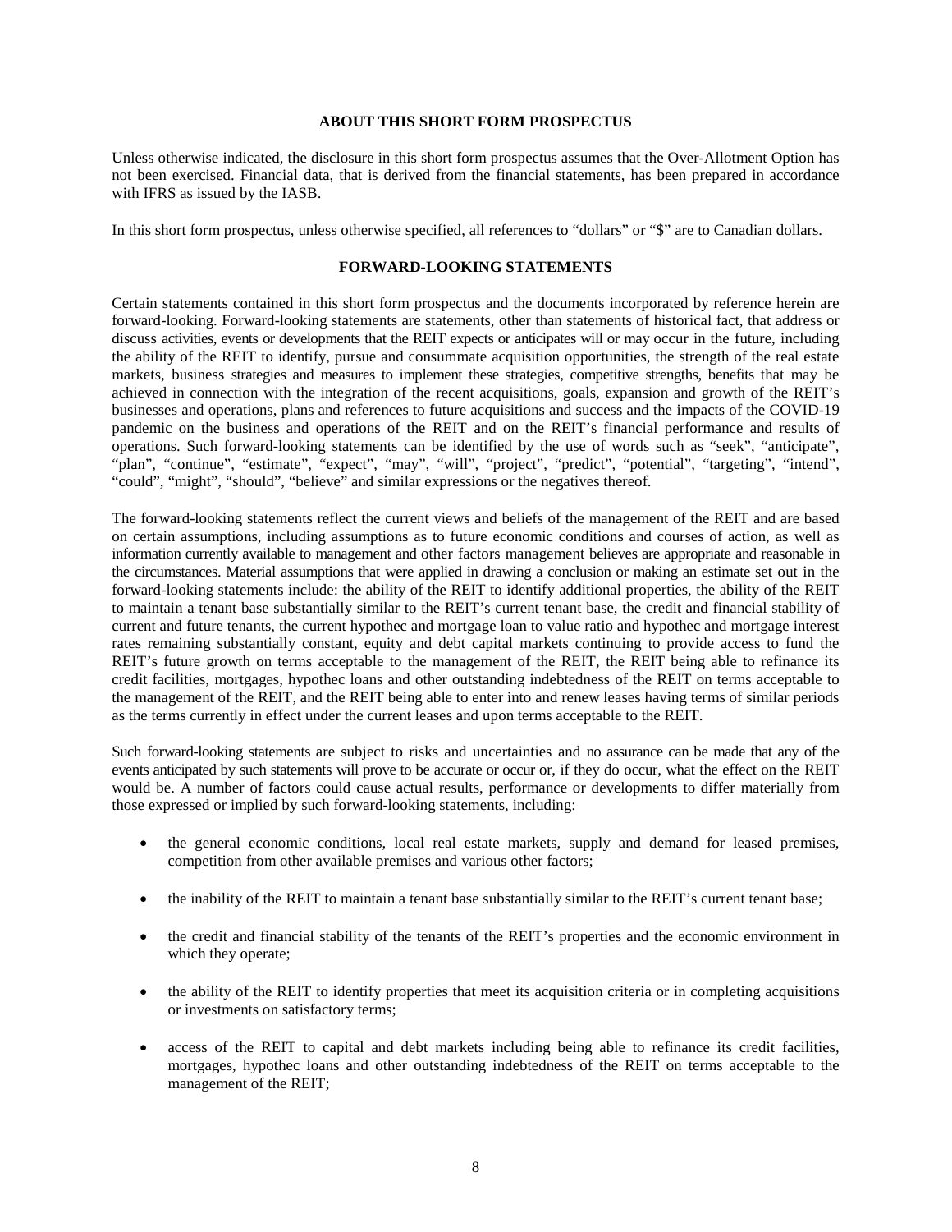## ABOUT THIS SHORT FORM PROSPECTUS

Unless otherwise indicated, the disclosure in this short form prospectus assumes that the Over-Allotment Option has not been exercised. Financial data, that is derived from the financial statements, has been prepared in accordance with IFRS as issued by the IASB.

In this short form prospectus, unless otherwise specified, all references to "dollars" or "$" are to Canadian dollars.

## FORWARD-LOOKING STATEMENTS

Certain statements contained in this short form prospectus and the documents incorporated by reference herein are forward-looking. Forward-looking statements are statements, other than statements of historical fact, that address or discuss activities, events or developments that the REIT expects or anticipates will or may occur in the future, including the ability of the REIT to identify, pursue and consummate acquisition opportunities, the strength of the real estate markets, business strategies and measures to implement these strategies, competitive strengths, benefits that may be achieved in connection with the integration of the recent acquisitions, goals, expansion and growth of the REIT's businesses and operations, plans and references to future acquisitions and success and the impacts of the COVID-19 pandemic on the business and operations of the REIT and on the REIT's financial performance and results of operations. Such forward-looking statements can be identified by the use of words such as "seek", "anticipate", "plan", "continue", "estimate", "expect", "may", "will", "project", "predict", "potential", "targeting", "intend", "could", "might", "should", "believe" and similar expressions or the negatives thereof.

The forward-looking statements reflect the current views and beliefs of the management of the REIT and are based on certain assumptions, including assumptions as to future economic conditions and courses of action, as well as information currently available to management and other factors management believes are appropriate and reasonable in the circumstances. Material assumptions that were applied in drawing a conclusion or making an estimate set out in the forward-looking statements include: the ability of the REIT to identify additional properties, the ability of the REIT to maintain a tenant base substantially similar to the REIT's current tenant base, the credit and financial stability of current and future tenants, the current hypothec and mortgage loan to value ratio and hypothec and mortgage interest rates remaining substantially constant, equity and debt capital markets continuing to provide access to fund the REIT's future growth on terms acceptable to the management of the REIT, the REIT being able to refinance its credit facilities, mortgages, hypothec loans and other outstanding indebtedness of the REIT on terms acceptable to the management of the REIT, and the REIT being able to enter into and renew leases having terms of similar periods as the terms currently in effect under the current leases and upon terms acceptable to the REIT.

Such forward-looking statements are subject to risks and uncertainties and no assurance can be made that any of the events anticipated by such statements will prove to be accurate or occur or, if they do occur, what the effect on the REIT would be. A number of factors could cause actual results, performance or developments to differ materially from those expressed or implied by such forward-looking statements, including:

- the general economic conditions, local real estate markets, supply and demand for leased premises, competition from other available premises and various other factors;
- the inability of the REIT to maintain a tenant base substantially similar to the REIT's current tenant base;
- the credit and financial stability of the tenants of the REIT's properties and the economic environment in which they operate;
- the ability of the REIT to identify properties that meet its acquisition criteria or in completing acquisitions or investments on satisfactory terms;
- access of the REIT to capital and debt markets including being able to refinance its credit facilities, mortgages, hypothec loans and other outstanding indebtedness of the REIT on terms acceptable to the management of the REIT;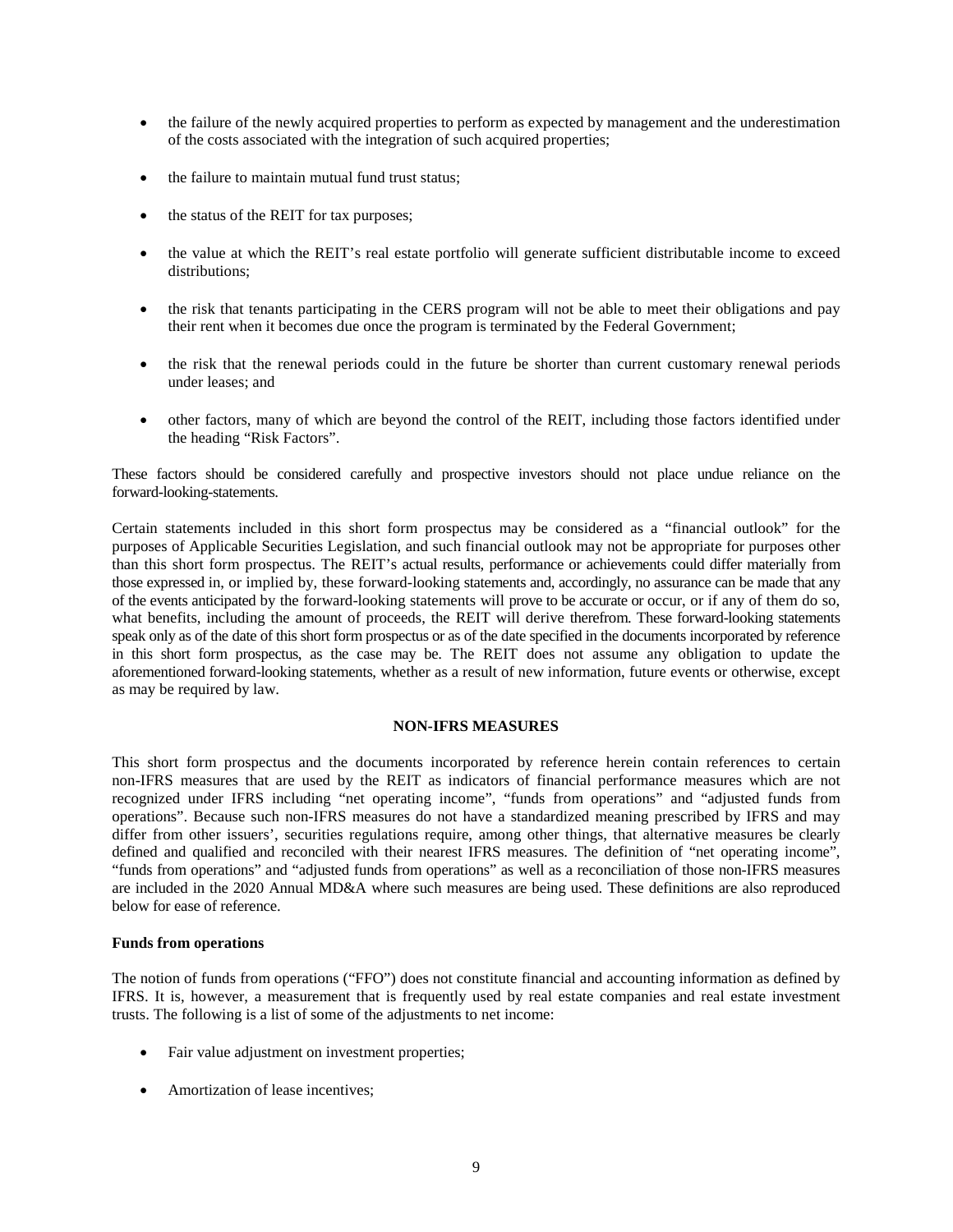- the failure of the newly acquired properties to perform as expected by management and the underestimation of the costs associated with the integration of such acquired properties;
- the failure to maintain mutual fund trust status;
- the status of the REIT for tax purposes;
- the value at which the REIT's real estate portfolio will generate sufficient distributable income to exceed distributions;
- the risk that tenants participating in the CERS program will not be able to meet their obligations and pay their rent when it becomes due once the program is terminated by the Federal Government;
- the risk that the renewal periods could in the future be shorter than current customary renewal periods under leases; and
- other factors, many of which are beyond the control of the REIT, including those factors identified under the heading "Risk Factors".

These factors should be considered carefully and prospective investors should not place undue reliance on the forward-looking-statements.

Certain statements included in this short form prospectus may be considered as a "financial outlook" for the purposes of Applicable Securities Legislation, and such financial outlook may not be appropriate for purposes other than this short form prospectus. The REIT's actual results, performance or achievements could differ materially from those expressed in, or implied by, these forward-looking statements and, accordingly, no assurance can be made that any of the events anticipated by the forward-looking statements will prove to be accurate or occur, or if any of them do so, what benefits, including the amount of proceeds, the REIT will derive therefrom. These forward-looking statements speak only as of the date of this short form prospectus or as of the date specified in the documents incorporated by reference in this short form prospectus, as the case may be. The REIT does not assume any obligation to update the aforementioned forward-looking statements, whether as a result of new information, future events or otherwise, except as may be required by law.

## NON-IFRS MEASURES

This short form prospectus and the documents incorporated by reference herein contain references to certain non-IFRS measures that are used by the REIT as indicators of financial performance measures which are not recognized under IFRS including "net operating income", "funds from operations" and "adjusted funds from operations". Because such non-IFRS measures do not have a standardized meaning prescribed by IFRS and may differ from other issuers', securities regulations require, among other things, that alternative measures be clearly defined and qualified and reconciled with their nearest IFRS measures. The definition of "net operating income", "funds from operations" and "adjusted funds from operations" as well as a reconciliation of those non-IFRS measures are included in the 2020 Annual MD&A where such measures are being used. These definitions are also reproduced below for ease of reference.

### Funds from operations

The notion of funds from operations ("FFO") does not constitute financial and accounting information as defined by IFRS. It is, however, a measurement that is frequently used by real estate companies and real estate investment trusts. The following is a list of some of the adjustments to net income:

- Fair value adjustment on investment properties;
- Amortization of lease incentives;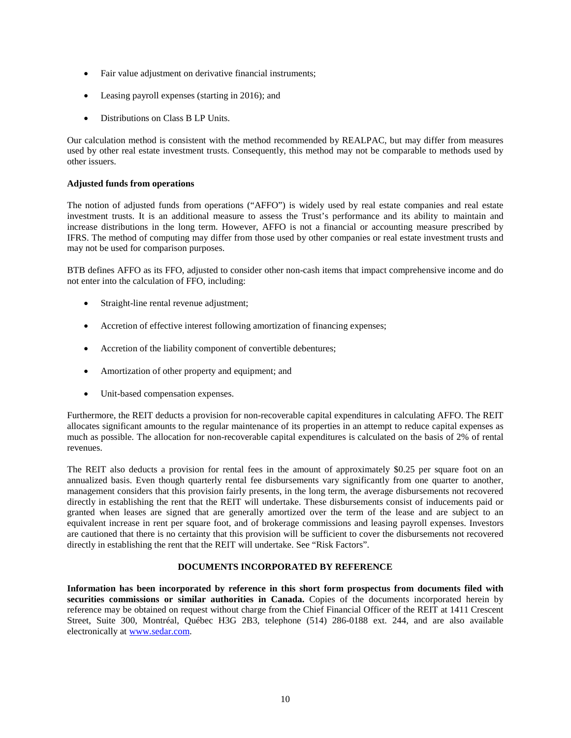- Fair value adjustment on derivative financial instruments;
- Leasing payroll expenses (starting in 2016); and
- Distributions on Class B LP Units.

Our calculation method is consistent with the method recommended by REALPAC, but may differ from measures used by other real estate investment trusts. Consequently, this method may not be comparable to methods used by other issuers.

**Adjusted funds from operations**

The notion of adjusted funds from operations ("AFFO") is widely used by real estate companies and real estate investment trusts. It is an additional measure to assess the Trust's performance and its ability to maintain and increase distributions in the long term. However, AFFO is not a financial or accounting measure prescribed by IFRS. The method of computing may differ from those used by other companies or real estate investment trusts and may not be used for comparison purposes.

BTB defines AFFO as its FFO, adjusted to consider other non-cash items that impact comprehensive income and do not enter into the calculation of FFO, including:

- Straight-line rental revenue adjustment;
- Accretion of effective interest following amortization of financing expenses;
- Accretion of the liability component of convertible debentures;
- Amortization of other property and equipment; and
- Unit-based compensation expenses.

Furthermore, the REIT deducts a provision for non-recoverable capital expenditures in calculating AFFO. The REIT allocates significant amounts to the regular maintenance of its properties in an attempt to reduce capital expenses as much as possible. The allocation for non-recoverable capital expenditures is calculated on the basis of 2% of rental revenues.

The REIT also deducts a provision for rental fees in the amount of approximately $0.25 per square foot on an annualized basis. Even though quarterly rental fee disbursements vary significantly from one quarter to another, management considers that this provision fairly presents, in the long term, the average disbursements not recovered directly in establishing the rent that the REIT will undertake. These disbursements consist of inducements paid or granted when leases are signed that are generally amortized over the term of the lease and are subject to an equivalent increase in rent per square foot, and of brokerage commissions and leasing payroll expenses. Investors are cautioned that there is no certainty that this provision will be sufficient to cover the disbursements not recovered directly in establishing the rent that the REIT will undertake. See "Risk Factors".

## DOCUMENTS INCORPORATED BY REFERENCE

**Information has been incorporated by reference in this short form prospectus from documents filed with securities commissions or similar authorities in Canada.** Copies of the documents incorporated herein by reference may be obtained on request without charge from the Chief Financial Officer of the REIT at 1411 Crescent Street, Suite 300, Montréal, Québec H3G 2B3, telephone (514) 286-0188 ext. 244, and are also available electronically at www.sedar.com.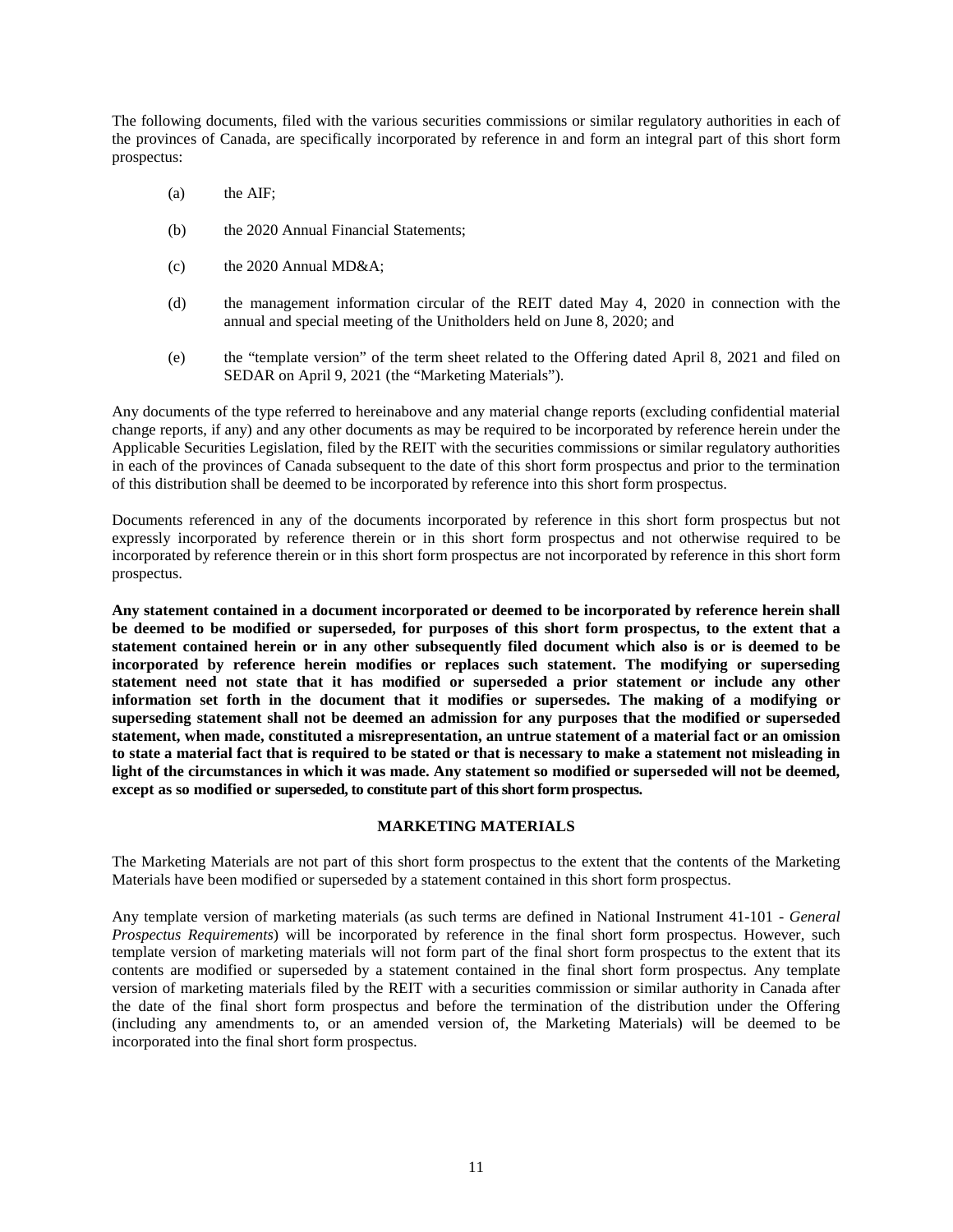The following documents, filed with the various securities commissions or similar regulatory authorities in each of the provinces of Canada, are specifically incorporated by reference in and form an integral part of this short form prospectus:

(a) the AIF;

(b) the 2020 Annual Financial Statements;

(c) the 2020 Annual MD&A;

(d) the management information circular of the REIT dated May 4, 2020 in connection with the annual and special meeting of the Unitholders held on June 8, 2020; and

(e) the "template version" of the term sheet related to the Offering dated April 8, 2021 and filed on SEDAR on April 9, 2021 (the "Marketing Materials").

Any documents of the type referred to hereinabove and any material change reports (excluding confidential material change reports, if any) and any other documents as may be required to be incorporated by reference herein under the Applicable Securities Legislation, filed by the REIT with the securities commissions or similar regulatory authorities in each of the provinces of Canada subsequent to the date of this short form prospectus and prior to the termination of this distribution shall be deemed to be incorporated by reference into this short form prospectus.

Documents referenced in any of the documents incorporated by reference in this short form prospectus but not expressly incorporated by reference therein or in this short form prospectus and not otherwise required to be incorporated by reference therein or in this short form prospectus are not incorporated by reference in this short form prospectus.

**Any statement contained in a document incorporated or deemed to be incorporated by reference herein shall be deemed to be modified or superseded, for purposes of this short form prospectus, to the extent that a statement contained herein or in any other subsequently filed document which also is or is deemed to be incorporated by reference herein modifies or replaces such statement. The modifying or superseding statement need not state that it has modified or superseded a prior statement or include any other information set forth in the document that it modifies or supersedes. The making of a modifying or superseding statement shall not be deemed an admission for any purposes that the modified or superseded statement, when made, constituted a misrepresentation, an untrue statement of a material fact or an omission to state a material fact that is required to be stated or that is necessary to make a statement not misleading in light of the circumstances in which it was made. Any statement so modified or superseded will not be deemed, except as so modified or superseded, to constitute part of this short form prospectus.**

## MARKETING MATERIALS

The Marketing Materials are not part of this short form prospectus to the extent that the contents of the Marketing Materials have been modified or superseded by a statement contained in this short form prospectus.

Any template version of marketing materials (as such terms are defined in National Instrument 41-101 - *General Prospectus Requirements*) will be incorporated by reference in the final short form prospectus. However, such template version of marketing materials will not form part of the final short form prospectus to the extent that its contents are modified or superseded by a statement contained in the final short form prospectus. Any template version of marketing materials filed by the REIT with a securities commission or similar authority in Canada after the date of the final short form prospectus and before the termination of the distribution under the Offering (including any amendments to, or an amended version of, the Marketing Materials) will be deemed to be incorporated into the final short form prospectus.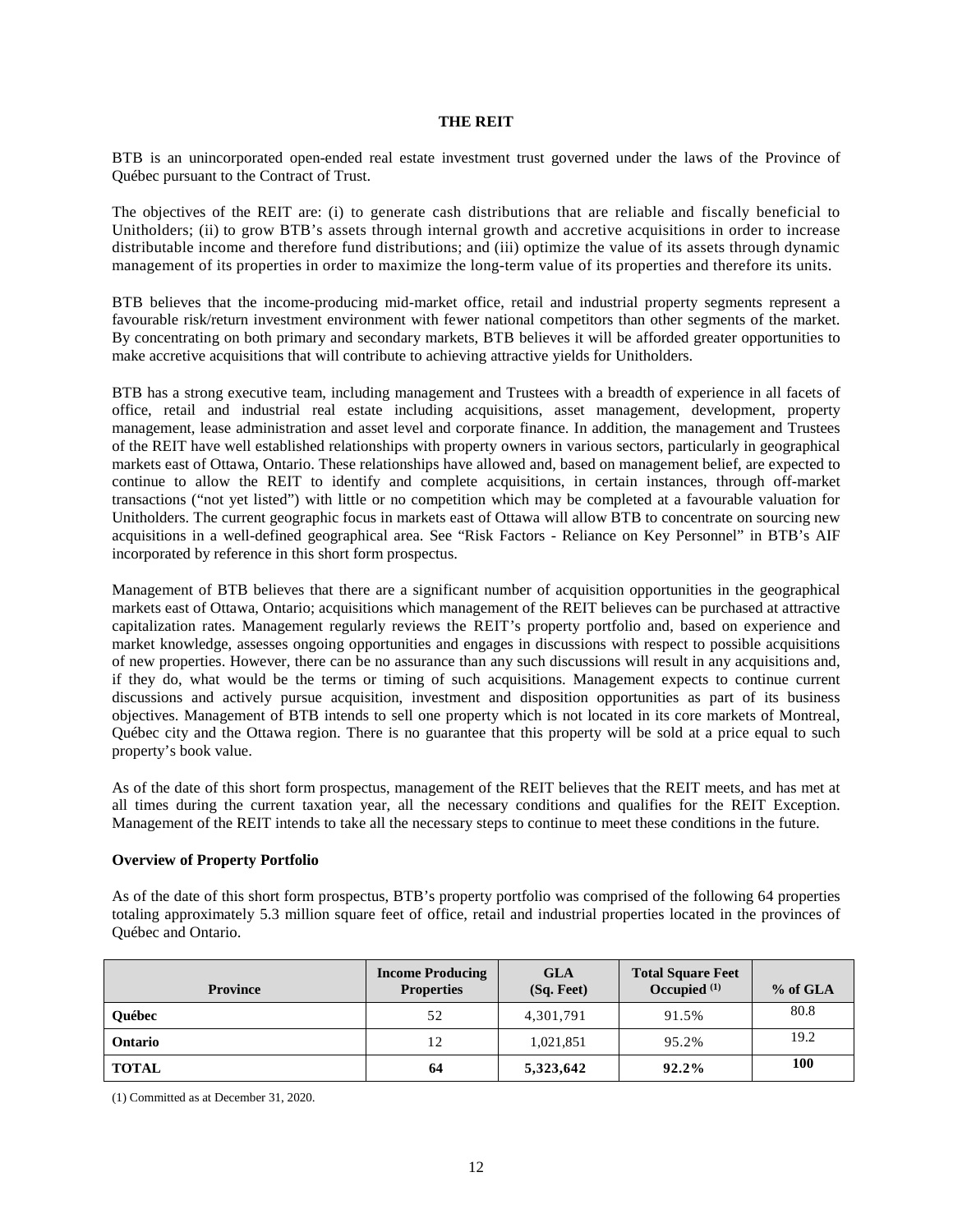## THE REIT

BTB is an unincorporated open-ended real estate investment trust governed under the laws of the Province of Québec pursuant to the Contract of Trust.

The objectives of the REIT are: (i) to generate cash distributions that are reliable and fiscally beneficial to Unitholders; (ii) to grow BTB's assets through internal growth and accretive acquisitions in order to increase distributable income and therefore fund distributions; and (iii) optimize the value of its assets through dynamic management of its properties in order to maximize the long-term value of its properties and therefore its units.

BTB believes that the income-producing mid-market office, retail and industrial property segments represent a favourable risk/return investment environment with fewer national competitors than other segments of the market. By concentrating on both primary and secondary markets, BTB believes it will be afforded greater opportunities to make accretive acquisitions that will contribute to achieving attractive yields for Unitholders.

BTB has a strong executive team, including management and Trustees with a breadth of experience in all facets of office, retail and industrial real estate including acquisitions, asset management, development, property management, lease administration and asset level and corporate finance. In addition, the management and Trustees of the REIT have well established relationships with property owners in various sectors, particularly in geographical markets east of Ottawa, Ontario. These relationships have allowed and, based on management belief, are expected to continue to allow the REIT to identify and complete acquisitions, in certain instances, through off-market transactions ("not yet listed") with little or no competition which may be completed at a favourable valuation for Unitholders. The current geographic focus in markets east of Ottawa will allow BTB to concentrate on sourcing new acquisitions in a well-defined geographical area. See "Risk Factors - Reliance on Key Personnel" in BTB's AIF incorporated by reference in this short form prospectus.

Management of BTB believes that there are a significant number of acquisition opportunities in the geographical markets east of Ottawa, Ontario; acquisitions which management of the REIT believes can be purchased at attractive capitalization rates. Management regularly reviews the REIT's property portfolio and, based on experience and market knowledge, assesses ongoing opportunities and engages in discussions with respect to possible acquisitions of new properties. However, there can be no assurance than any such discussions will result in any acquisitions and, if they do, what would be the terms or timing of such acquisitions. Management expects to continue current discussions and actively pursue acquisition, investment and disposition opportunities as part of its business objectives. Management of BTB intends to sell one property which is not located in its core markets of Montreal, Québec city and the Ottawa region. There is no guarantee that this property will be sold at a price equal to such property's book value.

As of the date of this short form prospectus, management of the REIT believes that the REIT meets, and has met at all times during the current taxation year, all the necessary conditions and qualifies for the REIT Exception. Management of the REIT intends to take all the necessary steps to continue to meet these conditions in the future.

### Overview of Property Portfolio

As of the date of this short form prospectus, BTB's property portfolio was comprised of the following 64 properties totaling approximately 5.3 million square feet of office, retail and industrial properties located in the provinces of Québec and Ontario.

| Province | Income Producing Properties | GLA (Sq. Feet) | Total Square Feet Occupied (1) | % of GLA |
|---|---|---|---|---|
| **Québec** | 52 | 4,301,791 | 91.5% | 80.8 |
| **Ontario** | 12 | 1,021,851 | 95.2% | 19.2 |
| **TOTAL** | **64** | **5,323,642** | **92.2%** | **100** |

(1) Committed as at December 31, 2020.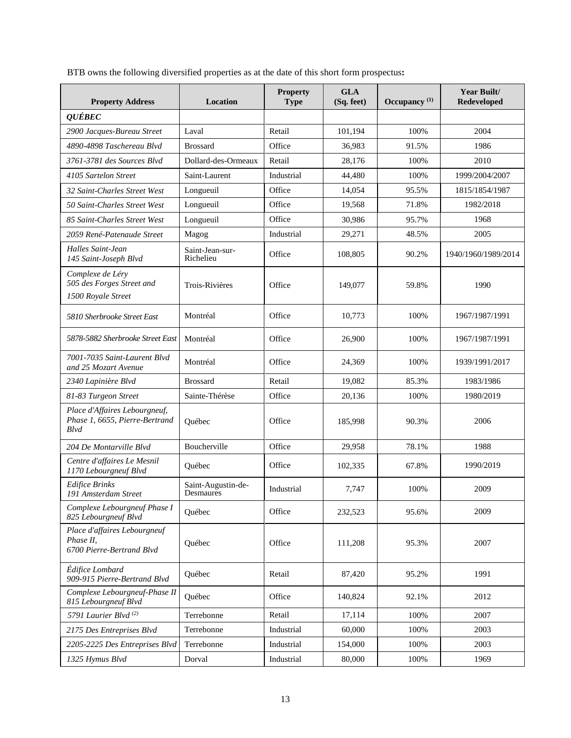BTB owns the following diversified properties as at the date of this short form prospectus**:**

| Property Address | Location | Property Type | GLA (Sq. feet) | Occupancy [(1)] | Year Built/ Redeveloped |
|---|---|---|---|---|---|
| ***QUÉBEC*** | | | | | |
| *2900 Jacques-Bureau Street* | Laval | Retail | 101,194 | 100% | 2004 |
| *4890-4898 Taschereau Blvd* | Brossard | Office | 36,983 | 91.5% | 1986 |
| *3761-3781 des Sources Blvd* | Dollard-des-Ormeaux | Retail | 28,176 | 100% | 2010 |
| *4105 Sartelon Street* | Saint-Laurent | Industrial | 44,480 | 100% | 1999/2004/2007 |
| *32 Saint-Charles Street West* | Longueuil | Office | 14,054 | 95.5% | 1815/1854/1987 |
| *50 Saint-Charles Street West* | Longueuil | Office | 19,568 | 71.8% | 1982/2018 |
| *85 Saint-Charles Street West* | Longueuil | Office | 30,986 | 95.7% | 1968 |
| *2059 René-Patenaude Street* | Magog | Industrial | 29,271 | 48.5% | 2005 |
| *Halles Saint-Jean 145 Saint-Joseph Blvd* | Saint-Jean-sur-Richelieu | Office | 108,805 | 90.2% | 1940/1960/1989/2014 |
| *Complexe de Léry 505 des Forges Street and 1500 Royale Street* | Trois-Rivières | Office | 149,077 | 59.8% | 1990 |
| *5810 Sherbrooke Street East* | Montréal | Office | 10,773 | 100% | 1967/1987/1991 |
| *5878-5882 Sherbrooke Street East* | Montréal | Office | 26,900 | 100% | 1967/1987/1991 |
| *7001-7035 Saint-Laurent Blvd and 25 Mozart Avenue* | Montréal | Office | 24,369 | 100% | 1939/1991/2017 |
| *2340 Lapinière Blvd* | Brossard | Retail | 19,082 | 85.3% | 1983/1986 |
| *81-83 Turgeon Street* | Sainte-Thérèse | Office | 20,136 | 100% | 1980/2019 |
| *Place d'Affaires Lebourgneuf, Phase 1, 6655, Pierre-Bertrand Blvd* | Québec | Office | 185,998 | 90.3% | 2006 |
| *204 De Montarville Blvd* | Boucherville | Office | 29,958 | 78.1% | 1988 |
| *Centre d'affaires Le Mesnil 1170 Lebourgneuf Blvd* | Québec | Office | 102,335 | 67.8% | 1990/2019 |
| *Edifice Brinks 191 Amsterdam Street* | Saint-Augustin-de-Desmaures | Industrial | 7,747 | 100% | 2009 |
| *Complexe Lebourgneuf Phase I 825 Lebourgneuf Blvd* | Québec | Office | 232,523 | 95.6% | 2009 |
| *Place d'affaires Lebourgneuf Phase II, 6700 Pierre-Bertrand Blvd* | Québec | Office | 111,208 | 95.3% | 2007 |
| *Édifice Lombard 909-915 Pierre-Bertrand Blvd* | Québec | Retail | 87,420 | 95.2% | 1991 |
| *Complexe Lebourgneuf-Phase II 815 Lebourgneuf Blvd* | Québec | Office | 140,824 | 92.1% | 2012 |
| *5791 Laurier Blvd [(2)]* | Terrebonne | Retail | 17,114 | 100% | 2007 |
| *2175 Des Entreprises Blvd* | Terrebonne | Industrial | 60,000 | 100% | 2003 |
| *2205-2225 Des Entreprises Blvd* | Terrebonne | Industrial | 154,000 | 100% | 2003 |
| *1325 Hymus Blvd* | Dorval | Industrial | 80,000 | 100% | 1969 |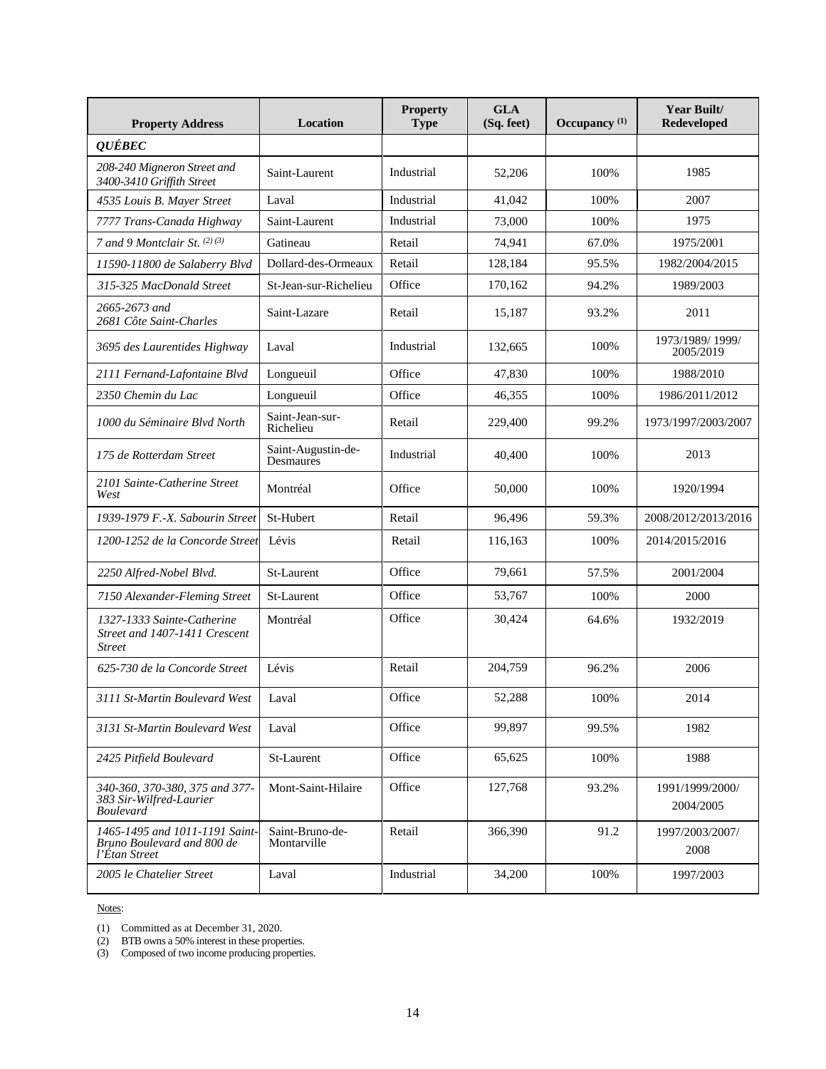| Property Address | Location | Property Type | GLA (Sq. feet) | Occupancy [(1)] | Year Built/ Redeveloped |
|---|---|---|---|---|---|
| ***QUÉBEC*** | | | | | |
| *208-240 Migneron Street and 3400-3410 Griffith Street* | Saint-Laurent | Industrial | 52,206 | 100% | 1985 |
| *4535 Louis B. Mayer Street* | Laval | Industrial | 41,042 | 100% | 2007 |
| *7777 Trans-Canada Highway* | Saint-Laurent | Industrial | 73,000 | 100% | 1975 |
| *7 and 9 Montclair St.* [(2) (3)] | Gatineau | Retail | 74,941 | 67.0% | 1975/2001 |
| *11590-11800 de Salaberry Blvd* | Dollard-des-Ormeaux | Retail | 128,184 | 95.5% | 1982/2004/2015 |
| *315-325 MacDonald Street* | St-Jean-sur-Richelieu | Office | 170,162 | 94.2% | 1989/2003 |
| *2665-2673 and 2681 Côte Saint-Charles* | Saint-Lazare | Retail | 15,187 | 93.2% | 2011 |
| *3695 des Laurentides Highway* | Laval | Industrial | 132,665 | 100% | 1973/1989/ 1999/ 2005/2019 |
| *2111 Fernand-Lafontaine Blvd* | Longueuil | Office | 47,830 | 100% | 1988/2010 |
| *2350 Chemin du Lac* | Longueuil | Office | 46,355 | 100% | 1986/2011/2012 |
| *1000 du Séminaire Blvd North* | Saint-Jean-sur-Richelieu | Retail | 229,400 | 99.2% | 1973/1997/2003/2007 |
| *175 de Rotterdam Street* | Saint-Augustin-de-Desmaures | Industrial | 40,400 | 100% | 2013 |
| *2101 Sainte-Catherine Street West* | Montréal | Office | 50,000 | 100% | 1920/1994 |
| *1939-1979 F.-X. Sabourin Street* | St-Hubert | Retail | 96,496 | 59.3% | 2008/2012/2013/2016 |
| *1200-1252 de la Concorde Street* | Lévis | Retail | 116,163 | 100% | 2014/2015/2016 |
| *2250 Alfred-Nobel Blvd.* | St-Laurent | Office | 79,661 | 57.5% | 2001/2004 |
| *7150 Alexander-Fleming Street* | St-Laurent | Office | 53,767 | 100% | 2000 |
| *1327-1333 Sainte-Catherine Street and 1407-1411 Crescent Street* | Montréal | Office | 30,424 | 64.6% | 1932/2019 |
| *625-730 de la Concorde Street* | Lévis | Retail | 204,759 | 96.2% | 2006 |
| *3111 St-Martin Boulevard West* | Laval | Office | 52,288 | 100% | 2014 |
| *3131 St-Martin Boulevard West* | Laval | Office | 99,897 | 99.5% | 1982 |
| *2425 Pitfield Boulevard* | St-Laurent | Office | 65,625 | 100% | 1988 |
| *340-360, 370-380, 375 and 377-383 Sir-Wilfred-Laurier Boulevard* | Mont-Saint-Hilaire | Office | 127,768 | 93.2% | 1991/1999/2000/ 2004/2005 |
| *1465-1495 and 1011-1191 Saint-Bruno Boulevard and 800 de l'Étan Street* | Saint-Bruno-de-Montarville | Retail | 366,390 | 91.2 | 1997/2003/2007/ 2008 |
| *2005 le Chatelier Street* | Laval | Industrial | 34,200 | 100% | 1997/2003 |

Notes:

(1) Committed as at December 31, 2020.
(2) BTB owns a 50% interest in these properties.
(3) Composed of two income producing properties.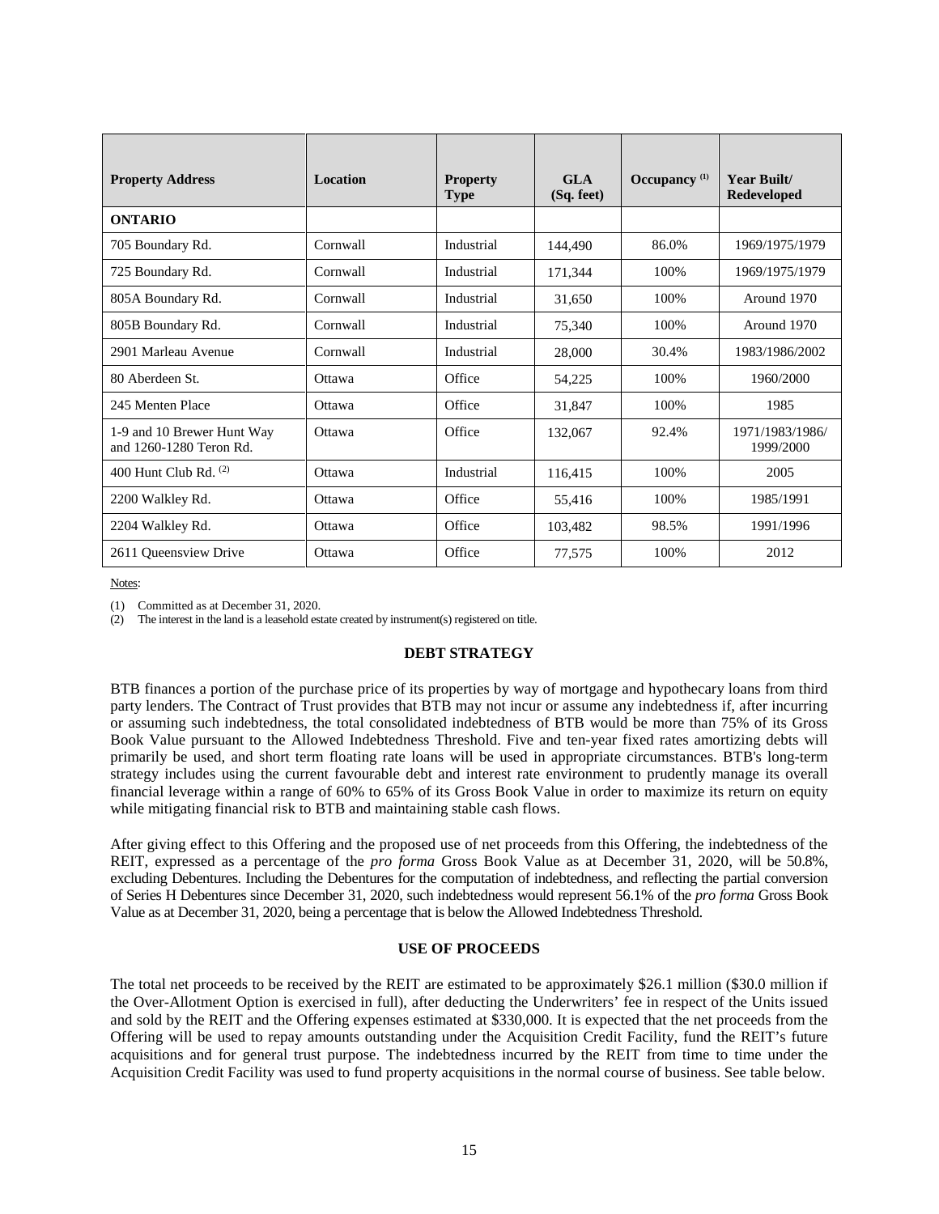| **Property Address** | **Location** | **Property Type** | **GLA (Sq. feet)** | **Occupancy** [(1)] | **Year Built/ Redeveloped** |
|---|---|---|---|---|---|
| **ONTARIO** | | | | | |
| 705 Boundary Rd. | Cornwall | Industrial | 144,490 | 86.0% | 1969/1975/1979 |
| 725 Boundary Rd. | Cornwall | Industrial | 171,344 | 100% | 1969/1975/1979 |
| 805A Boundary Rd. | Cornwall | Industrial | 31,650 | 100% | Around 1970 |
| 805B Boundary Rd. | Cornwall | Industrial | 75,340 | 100% | Around 1970 |
| 2901 Marleau Avenue | Cornwall | Industrial | 28,000 | 30.4% | 1983/1986/2002 |
| 80 Aberdeen St. | Ottawa | Office | 54,225 | 100% | 1960/2000 |
| 245 Menten Place | Ottawa | Office | 31,847 | 100% | 1985 |
| 1-9 and 10 Brewer Hunt Way and 1260-1280 Teron Rd. | Ottawa | Office | 132,067 | 92.4% | 1971/1983/1986/ 1999/2000 |
| 400 Hunt Club Rd. [(2)] | Ottawa | Industrial | 116,415 | 100% | 2005 |
| 2200 Walkley Rd. | Ottawa | Office | 55,416 | 100% | 1985/1991 |
| 2204 Walkley Rd. | Ottawa | Office | 103,482 | 98.5% | 1991/1996 |
| 2611 Queensview Drive | Ottawa | Office | 77,575 | 100% | 2012 |

Notes:

(1) Committed as at December 31, 2020.

(2) The interest in the land is a leasehold estate created by instrument(s) registered on title.

## DEBT STRATEGY

BTB finances a portion of the purchase price of its properties by way of mortgage and hypothecary loans from third party lenders. The Contract of Trust provides that BTB may not incur or assume any indebtedness if, after incurring or assuming such indebtedness, the total consolidated indebtedness of BTB would be more than 75% of its Gross Book Value pursuant to the Allowed Indebtedness Threshold. Five and ten-year fixed rates amortizing debts will primarily be used, and short term floating rate loans will be used in appropriate circumstances. BTB's long-term strategy includes using the current favourable debt and interest rate environment to prudently manage its overall financial leverage within a range of 60% to 65% of its Gross Book Value in order to maximize its return on equity while mitigating financial risk to BTB and maintaining stable cash flows.

After giving effect to this Offering and the proposed use of net proceeds from this Offering, the indebtedness of the REIT, expressed as a percentage of the *pro forma* Gross Book Value as at December 31, 2020, will be 50.8%, excluding Debentures. Including the Debentures for the computation of indebtedness, and reflecting the partial conversion of Series H Debentures since December 31, 2020, such indebtedness would represent 56.1% of the *pro forma* Gross Book Value as at December 31, 2020, being a percentage that is below the Allowed Indebtedness Threshold.

## USE OF PROCEEDS

The total net proceeds to be received by the REIT are estimated to be approximately $26.1 million ($30.0 million if the Over-Allotment Option is exercised in full), after deducting the Underwriters' fee in respect of the Units issued and sold by the REIT and the Offering expenses estimated at $330,000. It is expected that the net proceeds from the Offering will be used to repay amounts outstanding under the Acquisition Credit Facility, fund the REIT's future acquisitions and for general trust purpose. The indebtedness incurred by the REIT from time to time under the Acquisition Credit Facility was used to fund property acquisitions in the normal course of business. See table below.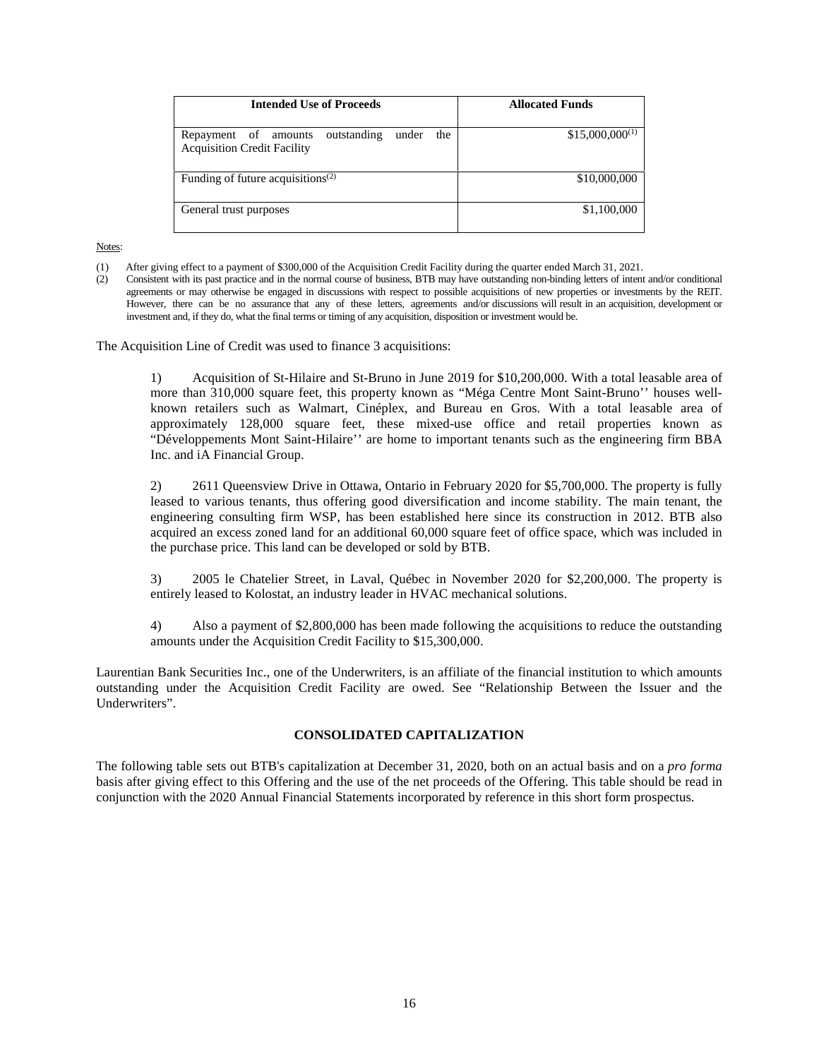| Intended Use of Proceeds | Allocated Funds |
| --- | --- |
| Repayment of amounts outstanding under the Acquisition Credit Facility | $15,000,000[(1)] |
| Funding of future acquisitions[(2)] | $10,000,000 |
| General trust purposes | $1,100,000 |

Notes:

(1) After giving effect to a payment of $300,000 of the Acquisition Credit Facility during the quarter ended March 31, 2021.
(2) Consistent with its past practice and in the normal course of business, BTB may have outstanding non-binding letters of intent and/or conditional agreements or may otherwise be engaged in discussions with respect to possible acquisitions of new properties or investments by the REIT. However, there can be no assurance that any of these letters, agreements and/or discussions will result in an acquisition, development or investment and, if they do, what the final terms or timing of any acquisition, disposition or investment would be.

The Acquisition Line of Credit was used to finance 3 acquisitions:

1) Acquisition of St-Hilaire and St-Bruno in June 2019 for $10,200,000. With a total leasable area of more than 310,000 square feet, this property known as "Méga Centre Mont Saint-Bruno'' houses well-known retailers such as Walmart, Cinéplex, and Bureau en Gros. With a total leasable area of approximately 128,000 square feet, these mixed-use office and retail properties known as "Développements Mont Saint-Hilaire'' are home to important tenants such as the engineering firm BBA Inc. and iA Financial Group.

2) 2611 Queensview Drive in Ottawa, Ontario in February 2020 for $5,700,000. The property is fully leased to various tenants, thus offering good diversification and income stability. The main tenant, the engineering consulting firm WSP, has been established here since its construction in 2012. BTB also acquired an excess zoned land for an additional 60,000 square feet of office space, which was included in the purchase price. This land can be developed or sold by BTB.

3) 2005 le Chatelier Street, in Laval, Québec in November 2020 for $2,200,000. The property is entirely leased to Kolostat, an industry leader in HVAC mechanical solutions.

4) Also a payment of $2,800,000 has been made following the acquisitions to reduce the outstanding amounts under the Acquisition Credit Facility to $15,300,000.

Laurentian Bank Securities Inc., one of the Underwriters, is an affiliate of the financial institution to which amounts outstanding under the Acquisition Credit Facility are owed. See "Relationship Between the Issuer and the Underwriters".

## CONSOLIDATED CAPITALIZATION

The following table sets out BTB's capitalization at December 31, 2020, both on an actual basis and on a *pro forma* basis after giving effect to this Offering and the use of the net proceeds of the Offering. This table should be read in conjunction with the 2020 Annual Financial Statements incorporated by reference in this short form prospectus.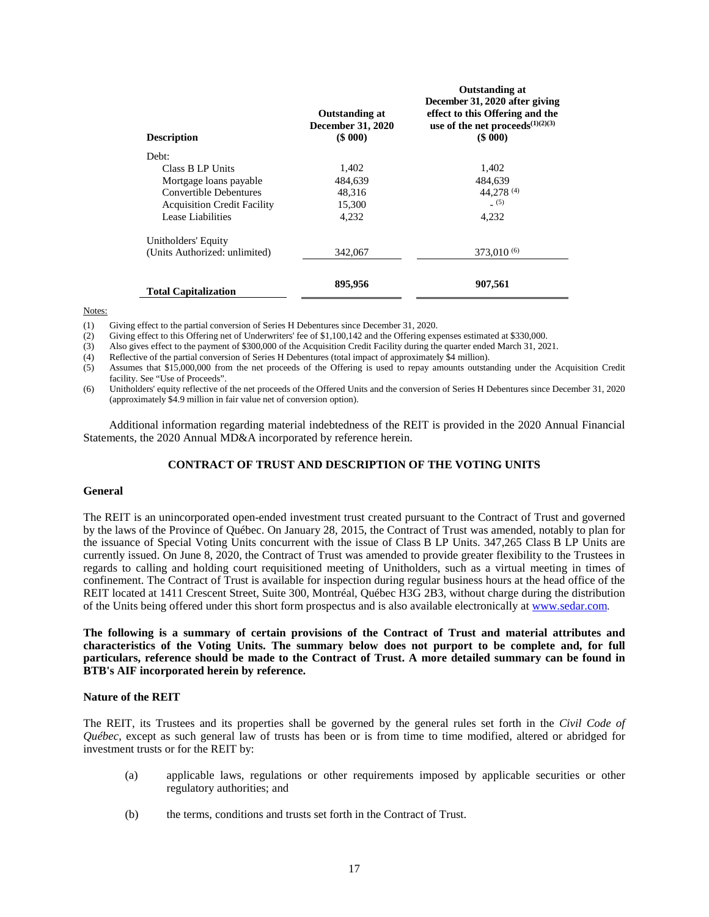| Description | Outstanding at December 31, 2020 ($ 000) | Outstanding at December 31, 2020 after giving effect to this Offering and the use of the net proceeds[(1)(2)(3)] ($ 000) |
|---|---|---|
| Debt: | | |
| Class B LP Units | 1,402 | 1,402 |
| Mortgage loans payable | 484,639 | 484,639 |
| Convertible Debentures | 48,316 | 44,278 [(4)] |
| Acquisition Credit Facility | 15,300 | - [(5)] |
| Lease Liabilities | 4,232 | 4,232 |
| Unitholders' Equity (Units Authorized: unlimited) | 342,067 | 373,010 [(6)] |
| **Total Capitalization** | **895,956** | **907,561** |

Notes:

(1) Giving effect to the partial conversion of Series H Debentures since December 31, 2020.

(2) Giving effect to this Offering net of Underwriters' fee of $1,100,142 and the Offering expenses estimated at $330,000.

(3) Also gives effect to the payment of $300,000 of the Acquisition Credit Facility during the quarter ended March 31, 2021.

(4) Reflective of the partial conversion of Series H Debentures (total impact of approximately $4 million).

(5) Assumes that $15,000,000 from the net proceeds of the Offering is used to repay amounts outstanding under the Acquisition Credit facility. See "Use of Proceeds".

(6) Unitholders' equity reflective of the net proceeds of the Offered Units and the conversion of Series H Debentures since December 31, 2020 (approximately $4.9 million in fair value net of conversion option).

Additional information regarding material indebtedness of the REIT is provided in the 2020 Annual Financial Statements, the 2020 Annual MD&A incorporated by reference herein.

## CONTRACT OF TRUST AND DESCRIPTION OF THE VOTING UNITS

### General

The REIT is an unincorporated open-ended investment trust created pursuant to the Contract of Trust and governed by the laws of the Province of Québec. On January 28, 2015, the Contract of Trust was amended, notably to plan for the issuance of Special Voting Units concurrent with the issue of Class B LP Units. 347,265 Class B LP Units are currently issued. On June 8, 2020, the Contract of Trust was amended to provide greater flexibility to the Trustees in regards to calling and holding court requisitioned meeting of Unitholders, such as a virtual meeting in times of confinement. The Contract of Trust is available for inspection during regular business hours at the head office of the REIT located at 1411 Crescent Street, Suite 300, Montréal, Québec H3G 2B3, without charge during the distribution of the Units being offered under this short form prospectus and is also available electronically at www.sedar.com.

**The following is a summary of certain provisions of the Contract of Trust and material attributes and characteristics of the Voting Units. The summary below does not purport to be complete and, for full particulars, reference should be made to the Contract of Trust. A more detailed summary can be found in BTB's AIF incorporated herein by reference.**

### Nature of the REIT

The REIT, its Trustees and its properties shall be governed by the general rules set forth in the *Civil Code of Québec*, except as such general law of trusts has been or is from time to time modified, altered or abridged for investment trusts or for the REIT by:

(a) applicable laws, regulations or other requirements imposed by applicable securities or other regulatory authorities; and

(b) the terms, conditions and trusts set forth in the Contract of Trust.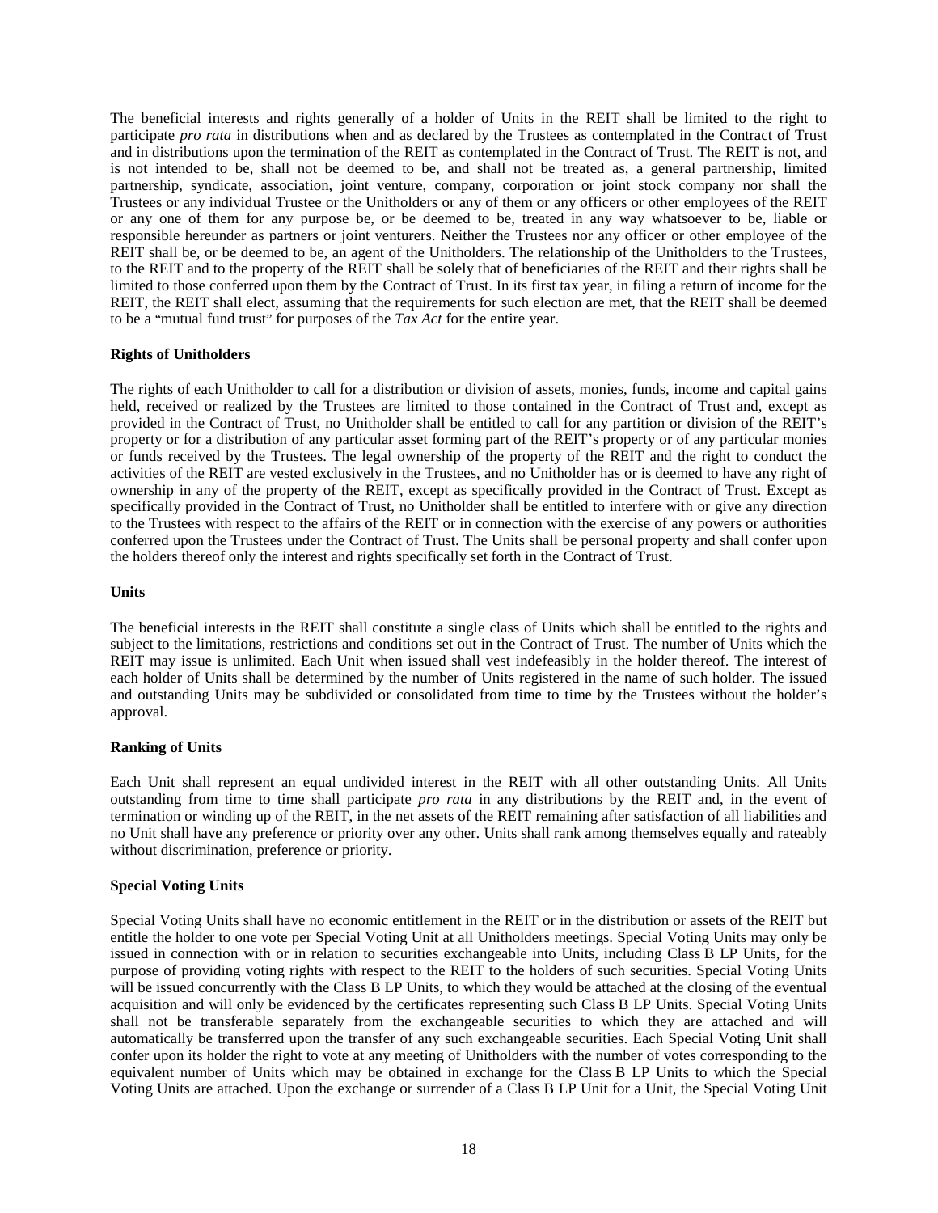The beneficial interests and rights generally of a holder of Units in the REIT shall be limited to the right to participate *pro rata* in distributions when and as declared by the Trustees as contemplated in the Contract of Trust and in distributions upon the termination of the REIT as contemplated in the Contract of Trust. The REIT is not, and is not intended to be, shall not be deemed to be, and shall not be treated as, a general partnership, limited partnership, syndicate, association, joint venture, company, corporation or joint stock company nor shall the Trustees or any individual Trustee or the Unitholders or any of them or any officers or other employees of the REIT or any one of them for any purpose be, or be deemed to be, treated in any way whatsoever to be, liable or responsible hereunder as partners or joint venturers. Neither the Trustees nor any officer or other employee of the REIT shall be, or be deemed to be, an agent of the Unitholders. The relationship of the Unitholders to the Trustees, to the REIT and to the property of the REIT shall be solely that of beneficiaries of the REIT and their rights shall be limited to those conferred upon them by the Contract of Trust. In its first tax year, in filing a return of income for the REIT, the REIT shall elect, assuming that the requirements for such election are met, that the REIT shall be deemed to be a "mutual fund trust" for purposes of the *Tax Act* for the entire year.

**Rights of Unitholders**

The rights of each Unitholder to call for a distribution or division of assets, monies, funds, income and capital gains held, received or realized by the Trustees are limited to those contained in the Contract of Trust and, except as provided in the Contract of Trust, no Unitholder shall be entitled to call for any partition or division of the REIT's property or for a distribution of any particular asset forming part of the REIT's property or of any particular monies or funds received by the Trustees. The legal ownership of the property of the REIT and the right to conduct the activities of the REIT are vested exclusively in the Trustees, and no Unitholder has or is deemed to have any right of ownership in any of the property of the REIT, except as specifically provided in the Contract of Trust. Except as specifically provided in the Contract of Trust, no Unitholder shall be entitled to interfere with or give any direction to the Trustees with respect to the affairs of the REIT or in connection with the exercise of any powers or authorities conferred upon the Trustees under the Contract of Trust. The Units shall be personal property and shall confer upon the holders thereof only the interest and rights specifically set forth in the Contract of Trust.

**Units**

The beneficial interests in the REIT shall constitute a single class of Units which shall be entitled to the rights and subject to the limitations, restrictions and conditions set out in the Contract of Trust. The number of Units which the REIT may issue is unlimited. Each Unit when issued shall vest indefeasibly in the holder thereof. The interest of each holder of Units shall be determined by the number of Units registered in the name of such holder. The issued and outstanding Units may be subdivided or consolidated from time to time by the Trustees without the holder's approval.

**Ranking of Units**

Each Unit shall represent an equal undivided interest in the REIT with all other outstanding Units. All Units outstanding from time to time shall participate *pro rata* in any distributions by the REIT and, in the event of termination or winding up of the REIT, in the net assets of the REIT remaining after satisfaction of all liabilities and no Unit shall have any preference or priority over any other. Units shall rank among themselves equally and rateably without discrimination, preference or priority.

**Special Voting Units**

Special Voting Units shall have no economic entitlement in the REIT or in the distribution or assets of the REIT but entitle the holder to one vote per Special Voting Unit at all Unitholders meetings. Special Voting Units may only be issued in connection with or in relation to securities exchangeable into Units, including Class B LP Units, for the purpose of providing voting rights with respect to the REIT to the holders of such securities. Special Voting Units will be issued concurrently with the Class B LP Units, to which they would be attached at the closing of the eventual acquisition and will only be evidenced by the certificates representing such Class B LP Units. Special Voting Units shall not be transferable separately from the exchangeable securities to which they are attached and will automatically be transferred upon the transfer of any such exchangeable securities. Each Special Voting Unit shall confer upon its holder the right to vote at any meeting of Unitholders with the number of votes corresponding to the equivalent number of Units which may be obtained in exchange for the Class B LP Units to which the Special Voting Units are attached. Upon the exchange or surrender of a Class B LP Unit for a Unit, the Special Voting Unit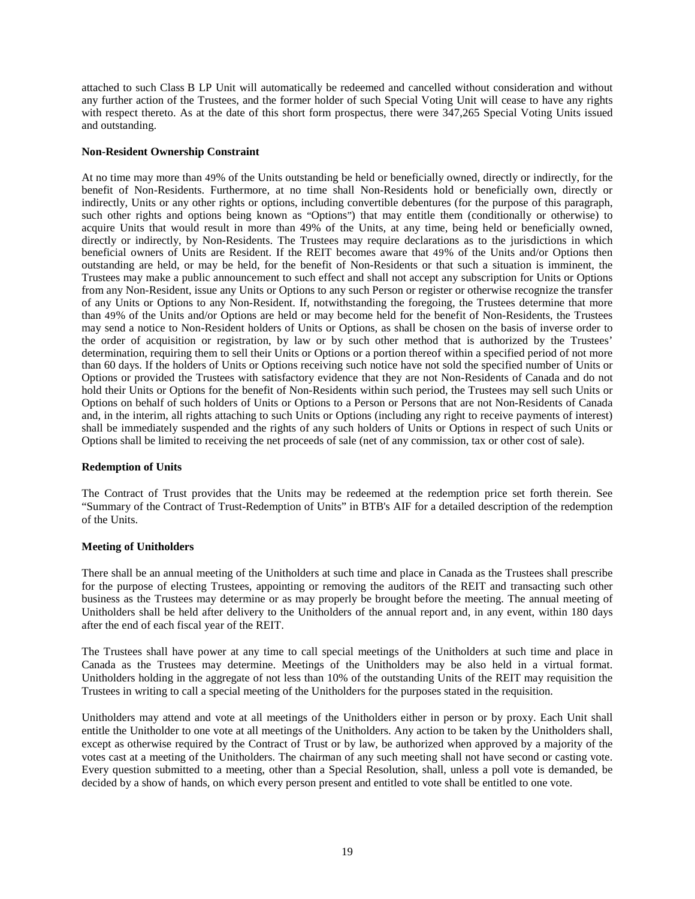attached to such Class B LP Unit will automatically be redeemed and cancelled without consideration and without any further action of the Trustees, and the former holder of such Special Voting Unit will cease to have any rights with respect thereto. As at the date of this short form prospectus, there were 347,265 Special Voting Units issued and outstanding.

**Non-Resident Ownership Constraint**

At no time may more than 49% of the Units outstanding be held or beneficially owned, directly or indirectly, for the benefit of Non-Residents. Furthermore, at no time shall Non-Residents hold or beneficially own, directly or indirectly, Units or any other rights or options, including convertible debentures (for the purpose of this paragraph, such other rights and options being known as "Options") that may entitle them (conditionally or otherwise) to acquire Units that would result in more than 49% of the Units, at any time, being held or beneficially owned, directly or indirectly, by Non-Residents. The Trustees may require declarations as to the jurisdictions in which beneficial owners of Units are Resident. If the REIT becomes aware that 49% of the Units and/or Options then outstanding are held, or may be held, for the benefit of Non-Residents or that such a situation is imminent, the Trustees may make a public announcement to such effect and shall not accept any subscription for Units or Options from any Non-Resident, issue any Units or Options to any such Person or register or otherwise recognize the transfer of any Units or Options to any Non-Resident. If, notwithstanding the foregoing, the Trustees determine that more than 49% of the Units and/or Options are held or may become held for the benefit of Non-Residents, the Trustees may send a notice to Non-Resident holders of Units or Options, as shall be chosen on the basis of inverse order to the order of acquisition or registration, by law or by such other method that is authorized by the Trustees' determination, requiring them to sell their Units or Options or a portion thereof within a specified period of not more than 60 days. If the holders of Units or Options receiving such notice have not sold the specified number of Units or Options or provided the Trustees with satisfactory evidence that they are not Non-Residents of Canada and do not hold their Units or Options for the benefit of Non-Residents within such period, the Trustees may sell such Units or Options on behalf of such holders of Units or Options to a Person or Persons that are not Non-Residents of Canada and, in the interim, all rights attaching to such Units or Options (including any right to receive payments of interest) shall be immediately suspended and the rights of any such holders of Units or Options in respect of such Units or Options shall be limited to receiving the net proceeds of sale (net of any commission, tax or other cost of sale).

**Redemption of Units**

The Contract of Trust provides that the Units may be redeemed at the redemption price set forth therein. See "Summary of the Contract of Trust-Redemption of Units" in BTB's AIF for a detailed description of the redemption of the Units.

**Meeting of Unitholders**

There shall be an annual meeting of the Unitholders at such time and place in Canada as the Trustees shall prescribe for the purpose of electing Trustees, appointing or removing the auditors of the REIT and transacting such other business as the Trustees may determine or as may properly be brought before the meeting. The annual meeting of Unitholders shall be held after delivery to the Unitholders of the annual report and, in any event, within 180 days after the end of each fiscal year of the REIT.

The Trustees shall have power at any time to call special meetings of the Unitholders at such time and place in Canada as the Trustees may determine. Meetings of the Unitholders may be also held in a virtual format. Unitholders holding in the aggregate of not less than 10% of the outstanding Units of the REIT may requisition the Trustees in writing to call a special meeting of the Unitholders for the purposes stated in the requisition.

Unitholders may attend and vote at all meetings of the Unitholders either in person or by proxy. Each Unit shall entitle the Unitholder to one vote at all meetings of the Unitholders. Any action to be taken by the Unitholders shall, except as otherwise required by the Contract of Trust or by law, be authorized when approved by a majority of the votes cast at a meeting of the Unitholders. The chairman of any such meeting shall not have second or casting vote. Every question submitted to a meeting, other than a Special Resolution, shall, unless a poll vote is demanded, be decided by a show of hands, on which every person present and entitled to vote shall be entitled to one vote.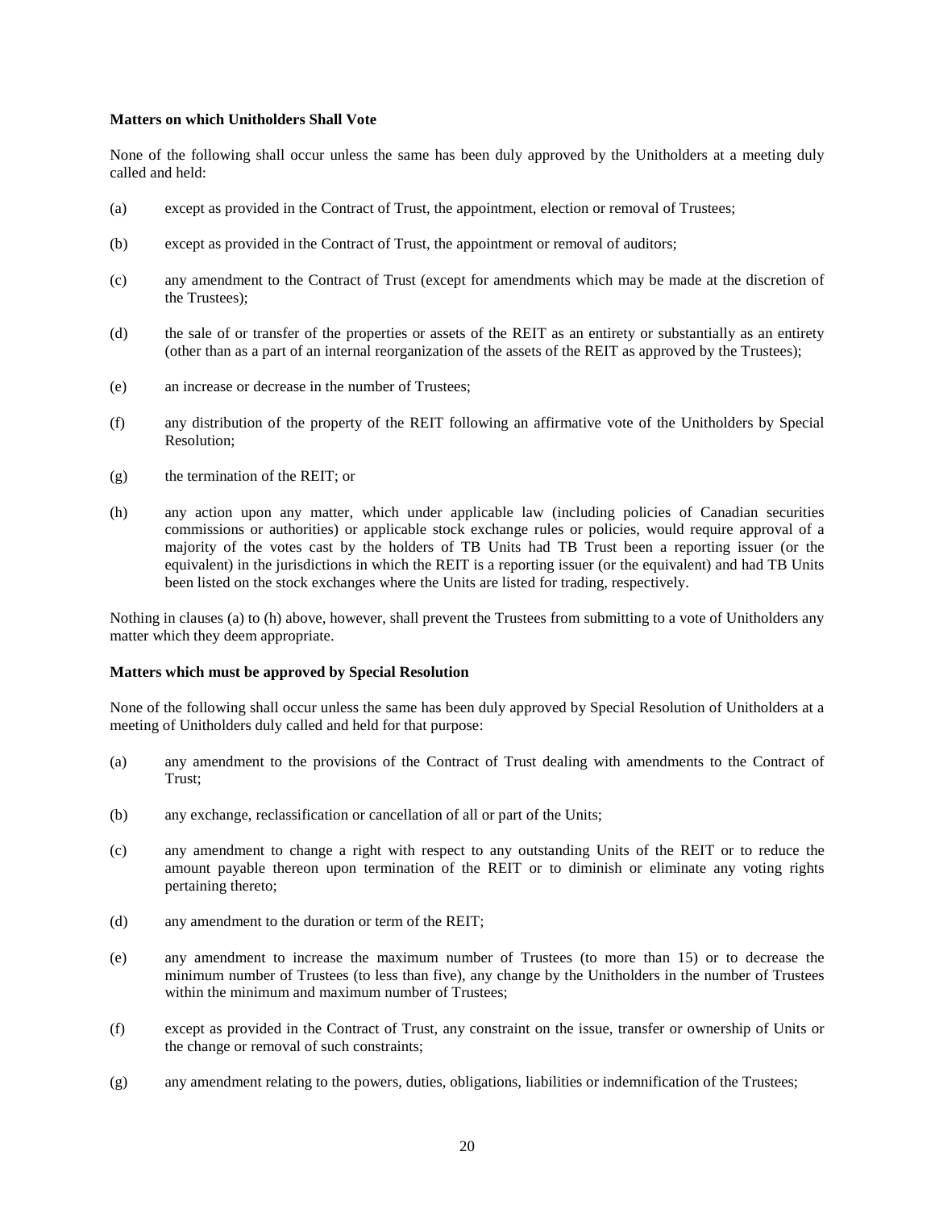**Matters on which Unitholders Shall Vote**

None of the following shall occur unless the same has been duly approved by the Unitholders at a meeting duly called and held:

(a) except as provided in the Contract of Trust, the appointment, election or removal of Trustees;

(b) except as provided in the Contract of Trust, the appointment or removal of auditors;

(c) any amendment to the Contract of Trust (except for amendments which may be made at the discretion of the Trustees);

(d) the sale of or transfer of the properties or assets of the REIT as an entirety or substantially as an entirety (other than as a part of an internal reorganization of the assets of the REIT as approved by the Trustees);

(e) an increase or decrease in the number of Trustees;

(f) any distribution of the property of the REIT following an affirmative vote of the Unitholders by Special Resolution;

(g) the termination of the REIT; or

(h) any action upon any matter, which under applicable law (including policies of Canadian securities commissions or authorities) or applicable stock exchange rules or policies, would require approval of a majority of the votes cast by the holders of TB Units had TB Trust been a reporting issuer (or the equivalent) in the jurisdictions in which the REIT is a reporting issuer (or the equivalent) and had TB Units been listed on the stock exchanges where the Units are listed for trading, respectively.

Nothing in clauses (a) to (h) above, however, shall prevent the Trustees from submitting to a vote of Unitholders any matter which they deem appropriate.

**Matters which must be approved by Special Resolution**

None of the following shall occur unless the same has been duly approved by Special Resolution of Unitholders at a meeting of Unitholders duly called and held for that purpose:

(a) any amendment to the provisions of the Contract of Trust dealing with amendments to the Contract of Trust;

(b) any exchange, reclassification or cancellation of all or part of the Units;

(c) any amendment to change a right with respect to any outstanding Units of the REIT or to reduce the amount payable thereon upon termination of the REIT or to diminish or eliminate any voting rights pertaining thereto;

(d) any amendment to the duration or term of the REIT;

(e) any amendment to increase the maximum number of Trustees (to more than 15) or to decrease the minimum number of Trustees (to less than five), any change by the Unitholders in the number of Trustees within the minimum and maximum number of Trustees;

(f) except as provided in the Contract of Trust, any constraint on the issue, transfer or ownership of Units or the change or removal of such constraints;

(g) any amendment relating to the powers, duties, obligations, liabilities or indemnification of the Trustees;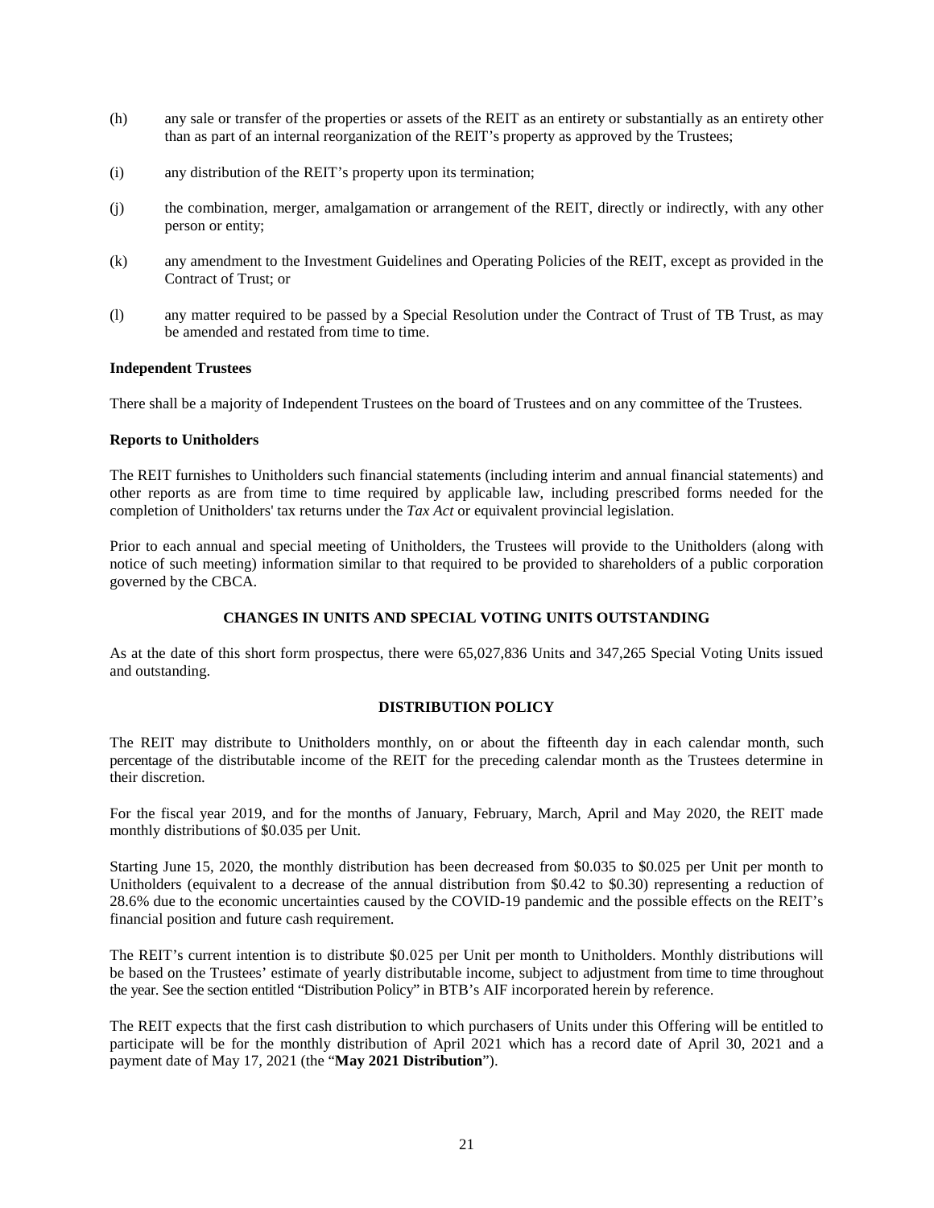(h) any sale or transfer of the properties or assets of the REIT as an entirety or substantially as an entirety other than as part of an internal reorganization of the REIT's property as approved by the Trustees;

(i) any distribution of the REIT's property upon its termination;

(j) the combination, merger, amalgamation or arrangement of the REIT, directly or indirectly, with any other person or entity;

(k) any amendment to the Investment Guidelines and Operating Policies of the REIT, except as provided in the Contract of Trust; or

(l) any matter required to be passed by a Special Resolution under the Contract of Trust of TB Trust, as may be amended and restated from time to time.

**Independent Trustees**

There shall be a majority of Independent Trustees on the board of Trustees and on any committee of the Trustees.

**Reports to Unitholders**

The REIT furnishes to Unitholders such financial statements (including interim and annual financial statements) and other reports as are from time to time required by applicable law, including prescribed forms needed for the completion of Unitholders' tax returns under the *Tax Act* or equivalent provincial legislation.

Prior to each annual and special meeting of Unitholders, the Trustees will provide to the Unitholders (along with notice of such meeting) information similar to that required to be provided to shareholders of a public corporation governed by the CBCA.

## CHANGES IN UNITS AND SPECIAL VOTING UNITS OUTSTANDING

As at the date of this short form prospectus, there were 65,027,836 Units and 347,265 Special Voting Units issued and outstanding.

## DISTRIBUTION POLICY

The REIT may distribute to Unitholders monthly, on or about the fifteenth day in each calendar month, such percentage of the distributable income of the REIT for the preceding calendar month as the Trustees determine in their discretion.

For the fiscal year 2019, and for the months of January, February, March, April and May 2020, the REIT made monthly distributions of $0.035 per Unit.

Starting June 15, 2020, the monthly distribution has been decreased from $0.035 to $0.025 per Unit per month to Unitholders (equivalent to a decrease of the annual distribution from $0.42 to $0.30) representing a reduction of 28.6% due to the economic uncertainties caused by the COVID-19 pandemic and the possible effects on the REIT's financial position and future cash requirement.

The REIT's current intention is to distribute $0.025 per Unit per month to Unitholders. Monthly distributions will be based on the Trustees' estimate of yearly distributable income, subject to adjustment from time to time throughout the year. See the section entitled "Distribution Policy" in BTB's AIF incorporated herein by reference.

The REIT expects that the first cash distribution to which purchasers of Units under this Offering will be entitled to participate will be for the monthly distribution of April 2021 which has a record date of April 30, 2021 and a payment date of May 17, 2021 (the "**May 2021 Distribution**").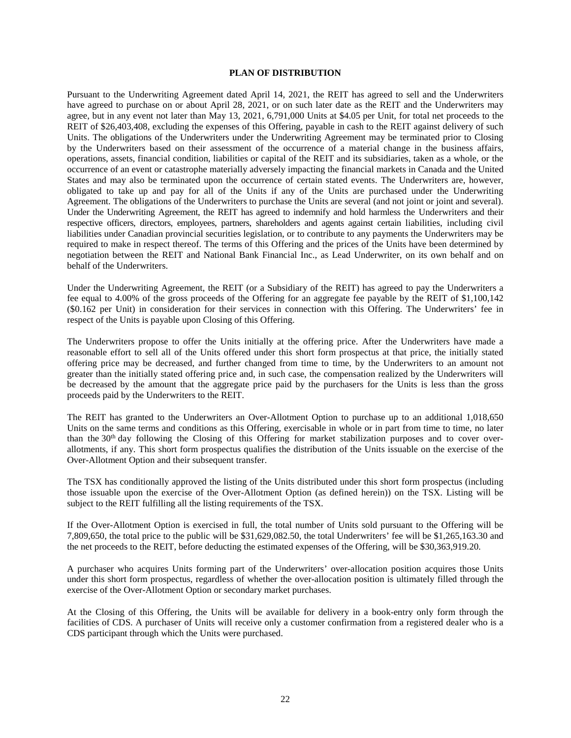## PLAN OF DISTRIBUTION

Pursuant to the Underwriting Agreement dated April 14, 2021, the REIT has agreed to sell and the Underwriters have agreed to purchase on or about April 28, 2021, or on such later date as the REIT and the Underwriters may agree, but in any event not later than May 13, 2021, 6,791,000 Units at $4.05 per Unit, for total net proceeds to the REIT of $26,403,408, excluding the expenses of this Offering, payable in cash to the REIT against delivery of such Units. The obligations of the Underwriters under the Underwriting Agreement may be terminated prior to Closing by the Underwriters based on their assessment of the occurrence of a material change in the business affairs, operations, assets, financial condition, liabilities or capital of the REIT and its subsidiaries, taken as a whole, or the occurrence of an event or catastrophe materially adversely impacting the financial markets in Canada and the United States and may also be terminated upon the occurrence of certain stated events. The Underwriters are, however, obligated to take up and pay for all of the Units if any of the Units are purchased under the Underwriting Agreement. The obligations of the Underwriters to purchase the Units are several (and not joint or joint and several). Under the Underwriting Agreement, the REIT has agreed to indemnify and hold harmless the Underwriters and their respective officers, directors, employees, partners, shareholders and agents against certain liabilities, including civil liabilities under Canadian provincial securities legislation, or to contribute to any payments the Underwriters may be required to make in respect thereof. The terms of this Offering and the prices of the Units have been determined by negotiation between the REIT and National Bank Financial Inc., as Lead Underwriter, on its own behalf and on behalf of the Underwriters.

Under the Underwriting Agreement, the REIT (or a Subsidiary of the REIT) has agreed to pay the Underwriters a fee equal to 4.00% of the gross proceeds of the Offering for an aggregate fee payable by the REIT of $1,100,142 ($0.162 per Unit) in consideration for their services in connection with this Offering. The Underwriters' fee in respect of the Units is payable upon Closing of this Offering.

The Underwriters propose to offer the Units initially at the offering price. After the Underwriters have made a reasonable effort to sell all of the Units offered under this short form prospectus at that price, the initially stated offering price may be decreased, and further changed from time to time, by the Underwriters to an amount not greater than the initially stated offering price and, in such case, the compensation realized by the Underwriters will be decreased by the amount that the aggregate price paid by the purchasers for the Units is less than the gross proceeds paid by the Underwriters to the REIT.

The REIT has granted to the Underwriters an Over-Allotment Option to purchase up to an additional 1,018,650 Units on the same terms and conditions as this Offering, exercisable in whole or in part from time to time, no later than the 30th day following the Closing of this Offering for market stabilization purposes and to cover over-allotments, if any. This short form prospectus qualifies the distribution of the Units issuable on the exercise of the Over-Allotment Option and their subsequent transfer.

The TSX has conditionally approved the listing of the Units distributed under this short form prospectus (including those issuable upon the exercise of the Over-Allotment Option (as defined herein)) on the TSX. Listing will be subject to the REIT fulfilling all the listing requirements of the TSX.

If the Over-Allotment Option is exercised in full, the total number of Units sold pursuant to the Offering will be 7,809,650, the total price to the public will be $31,629,082.50, the total Underwriters' fee will be $1,265,163.30 and the net proceeds to the REIT, before deducting the estimated expenses of the Offering, will be $30,363,919.20.

A purchaser who acquires Units forming part of the Underwriters' over-allocation position acquires those Units under this short form prospectus, regardless of whether the over-allocation position is ultimately filled through the exercise of the Over-Allotment Option or secondary market purchases.

At the Closing of this Offering, the Units will be available for delivery in a book-entry only form through the facilities of CDS. A purchaser of Units will receive only a customer confirmation from a registered dealer who is a CDS participant through which the Units were purchased.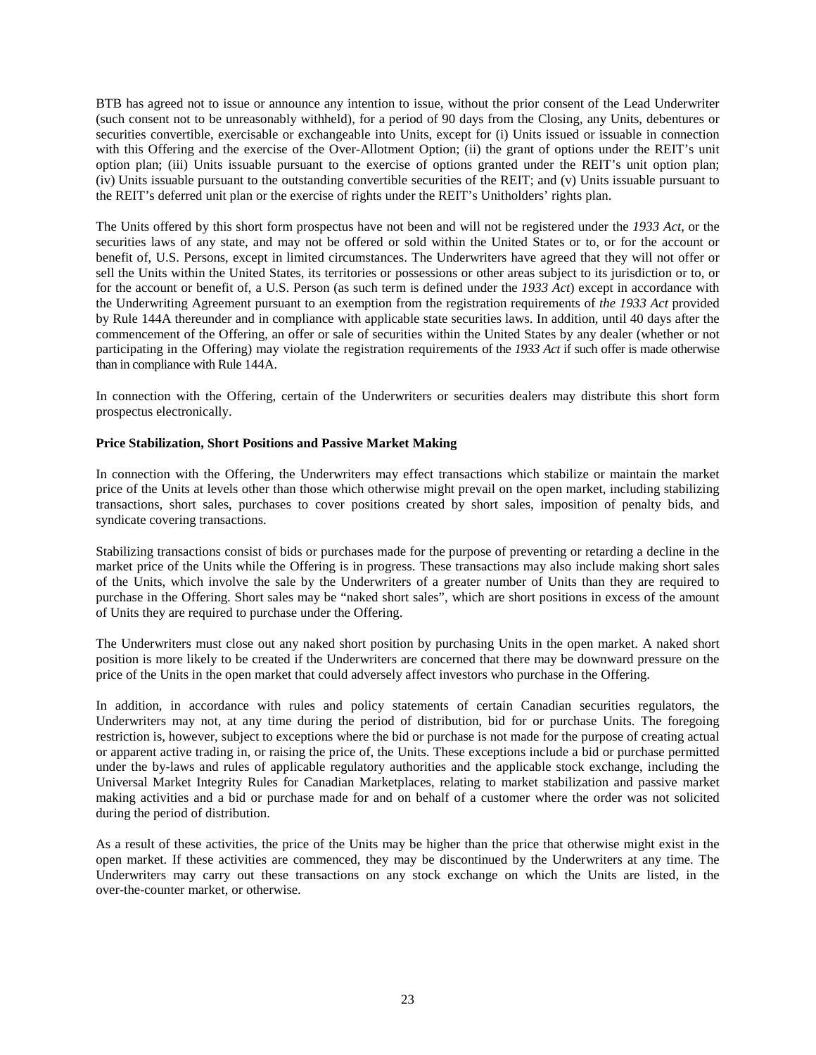BTB has agreed not to issue or announce any intention to issue, without the prior consent of the Lead Underwriter (such consent not to be unreasonably withheld), for a period of 90 days from the Closing, any Units, debentures or securities convertible, exercisable or exchangeable into Units, except for (i) Units issued or issuable in connection with this Offering and the exercise of the Over-Allotment Option; (ii) the grant of options under the REIT's unit option plan; (iii) Units issuable pursuant to the exercise of options granted under the REIT's unit option plan; (iv) Units issuable pursuant to the outstanding convertible securities of the REIT; and (v) Units issuable pursuant to the REIT's deferred unit plan or the exercise of rights under the REIT's Unitholders' rights plan.

The Units offered by this short form prospectus have not been and will not be registered under the *1933 Act*, or the securities laws of any state, and may not be offered or sold within the United States or to, or for the account or benefit of, U.S. Persons, except in limited circumstances. The Underwriters have agreed that they will not offer or sell the Units within the United States, its territories or possessions or other areas subject to its jurisdiction or to, or for the account or benefit of, a U.S. Person (as such term is defined under the *1933 Act*) except in accordance with the Underwriting Agreement pursuant to an exemption from the registration requirements of *the 1933 Act* provided by Rule 144A thereunder and in compliance with applicable state securities laws. In addition, until 40 days after the commencement of the Offering, an offer or sale of securities within the United States by any dealer (whether or not participating in the Offering) may violate the registration requirements of the *1933 Act* if such offer is made otherwise than in compliance with Rule 144A.

In connection with the Offering, certain of the Underwriters or securities dealers may distribute this short form prospectus electronically.

**Price Stabilization, Short Positions and Passive Market Making**

In connection with the Offering, the Underwriters may effect transactions which stabilize or maintain the market price of the Units at levels other than those which otherwise might prevail on the open market, including stabilizing transactions, short sales, purchases to cover positions created by short sales, imposition of penalty bids, and syndicate covering transactions.

Stabilizing transactions consist of bids or purchases made for the purpose of preventing or retarding a decline in the market price of the Units while the Offering is in progress. These transactions may also include making short sales of the Units, which involve the sale by the Underwriters of a greater number of Units than they are required to purchase in the Offering. Short sales may be "naked short sales", which are short positions in excess of the amount of Units they are required to purchase under the Offering.

The Underwriters must close out any naked short position by purchasing Units in the open market. A naked short position is more likely to be created if the Underwriters are concerned that there may be downward pressure on the price of the Units in the open market that could adversely affect investors who purchase in the Offering.

In addition, in accordance with rules and policy statements of certain Canadian securities regulators, the Underwriters may not, at any time during the period of distribution, bid for or purchase Units. The foregoing restriction is, however, subject to exceptions where the bid or purchase is not made for the purpose of creating actual or apparent active trading in, or raising the price of, the Units. These exceptions include a bid or purchase permitted under the by-laws and rules of applicable regulatory authorities and the applicable stock exchange, including the Universal Market Integrity Rules for Canadian Marketplaces, relating to market stabilization and passive market making activities and a bid or purchase made for and on behalf of a customer where the order was not solicited during the period of distribution.

As a result of these activities, the price of the Units may be higher than the price that otherwise might exist in the open market. If these activities are commenced, they may be discontinued by the Underwriters at any time. The Underwriters may carry out these transactions on any stock exchange on which the Units are listed, in the over-the-counter market, or otherwise.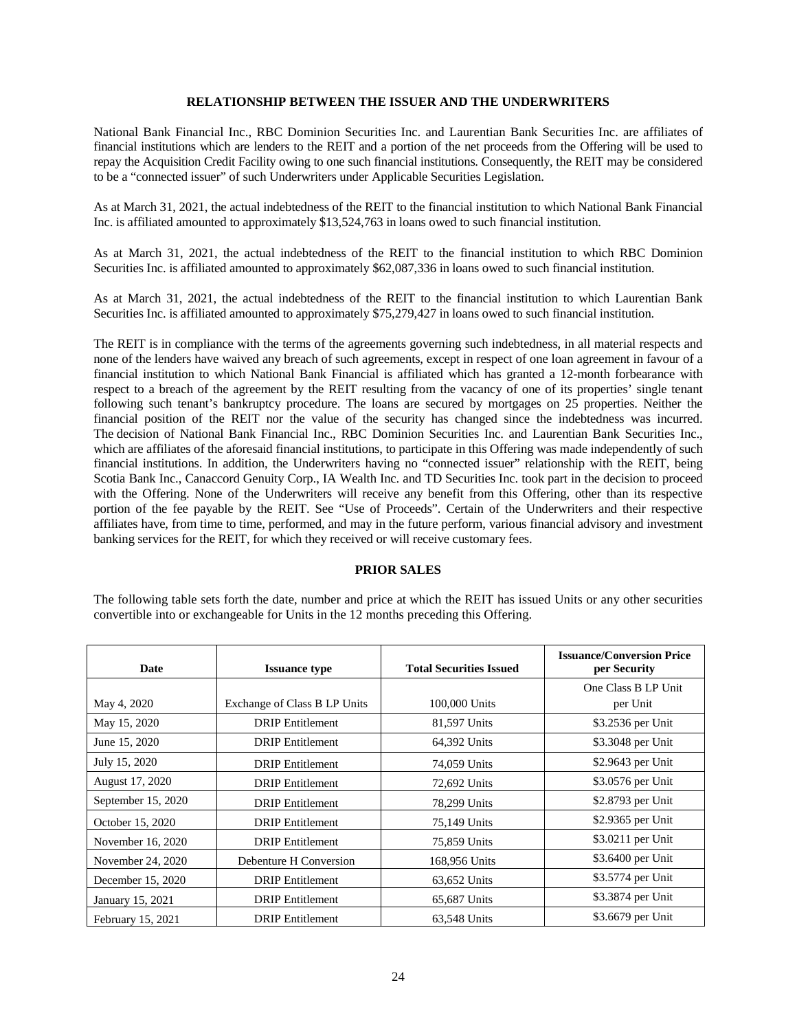## RELATIONSHIP BETWEEN THE ISSUER AND THE UNDERWRITERS

National Bank Financial Inc., RBC Dominion Securities Inc. and Laurentian Bank Securities Inc. are affiliates of financial institutions which are lenders to the REIT and a portion of the net proceeds from the Offering will be used to repay the Acquisition Credit Facility owing to one such financial institutions. Consequently, the REIT may be considered to be a "connected issuer" of such Underwriters under Applicable Securities Legislation.

As at March 31, 2021, the actual indebtedness of the REIT to the financial institution to which National Bank Financial Inc. is affiliated amounted to approximately $13,524,763 in loans owed to such financial institution.

As at March 31, 2021, the actual indebtedness of the REIT to the financial institution to which RBC Dominion Securities Inc. is affiliated amounted to approximately $62,087,336 in loans owed to such financial institution.

As at March 31, 2021, the actual indebtedness of the REIT to the financial institution to which Laurentian Bank Securities Inc. is affiliated amounted to approximately $75,279,427 in loans owed to such financial institution.

The REIT is in compliance with the terms of the agreements governing such indebtedness, in all material respects and none of the lenders have waived any breach of such agreements, except in respect of one loan agreement in favour of a financial institution to which National Bank Financial is affiliated which has granted a 12-month forbearance with respect to a breach of the agreement by the REIT resulting from the vacancy of one of its properties' single tenant following such tenant's bankruptcy procedure. The loans are secured by mortgages on 25 properties. Neither the financial position of the REIT nor the value of the security has changed since the indebtedness was incurred. The decision of National Bank Financial Inc., RBC Dominion Securities Inc. and Laurentian Bank Securities Inc., which are affiliates of the aforesaid financial institutions, to participate in this Offering was made independently of such financial institutions. In addition, the Underwriters having no "connected issuer" relationship with the REIT, being Scotia Bank Inc., Canaccord Genuity Corp., IA Wealth Inc. and TD Securities Inc. took part in the decision to proceed with the Offering. None of the Underwriters will receive any benefit from this Offering, other than its respective portion of the fee payable by the REIT. See "Use of Proceeds". Certain of the Underwriters and their respective affiliates have, from time to time, performed, and may in the future perform, various financial advisory and investment banking services for the REIT, for which they received or will receive customary fees.

## PRIOR SALES

The following table sets forth the date, number and price at which the REIT has issued Units or any other securities convertible into or exchangeable for Units in the 12 months preceding this Offering.

| Date | Issuance type | Total Securities Issued | Issuance/Conversion Price per Security |
|---|---|---|---|
| May 4, 2020 | Exchange of Class B LP Units | 100,000 Units | One Class B LP Unit per Unit |
| May 15, 2020 | DRIP Entitlement | 81,597 Units | $3.2536 per Unit |
| June 15, 2020 | DRIP Entitlement | 64,392 Units | $3.3048 per Unit |
| July 15, 2020 | DRIP Entitlement | 74,059 Units | $2.9643 per Unit |
| August 17, 2020 | DRIP Entitlement | 72,692 Units | $3.0576 per Unit |
| September 15, 2020 | DRIP Entitlement | 78,299 Units | $2.8793 per Unit |
| October 15, 2020 | DRIP Entitlement | 75,149 Units | $2.9365 per Unit |
| November 16, 2020 | DRIP Entitlement | 75,859 Units | $3.0211 per Unit |
| November 24, 2020 | Debenture H Conversion | 168,956 Units | $3.6400 per Unit |
| December 15, 2020 | DRIP Entitlement | 63,652 Units | $3.5774 per Unit |
| January 15, 2021 | DRIP Entitlement | 65,687 Units | $3.3874 per Unit |
| February 15, 2021 | DRIP Entitlement | 63,548 Units | $3.6679 per Unit |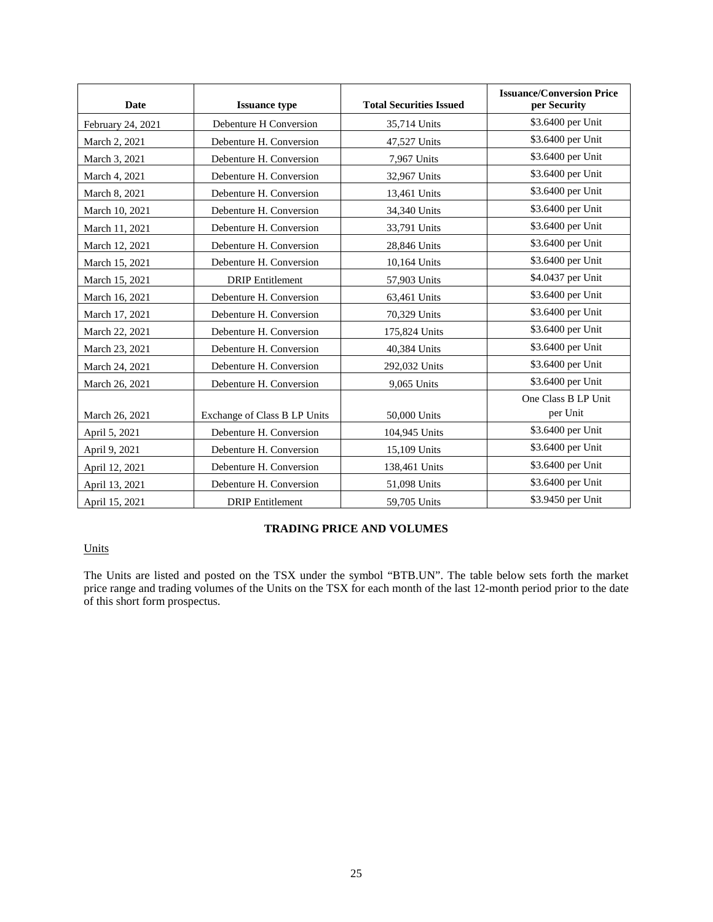| Date | Issuance type | Total Securities Issued | Issuance/Conversion Price per Security |
|---|---|---|---|
| February 24, 2021 | Debenture H Conversion | 35,714 Units | $3.6400 per Unit |
| March 2, 2021 | Debenture H. Conversion | 47,527 Units | $3.6400 per Unit |
| March 3, 2021 | Debenture H. Conversion | 7,967 Units | $3.6400 per Unit |
| March 4, 2021 | Debenture H. Conversion | 32,967 Units | $3.6400 per Unit |
| March 8, 2021 | Debenture H. Conversion | 13,461 Units | $3.6400 per Unit |
| March 10, 2021 | Debenture H. Conversion | 34,340 Units | $3.6400 per Unit |
| March 11, 2021 | Debenture H. Conversion | 33,791 Units | $3.6400 per Unit |
| March 12, 2021 | Debenture H. Conversion | 28,846 Units | $3.6400 per Unit |
| March 15, 2021 | Debenture H. Conversion | 10,164 Units | $3.6400 per Unit |
| March 15, 2021 | DRIP Entitlement | 57,903 Units | $4.0437 per Unit |
| March 16, 2021 | Debenture H. Conversion | 63,461 Units | $3.6400 per Unit |
| March 17, 2021 | Debenture H. Conversion | 70,329 Units | $3.6400 per Unit |
| March 22, 2021 | Debenture H. Conversion | 175,824 Units | $3.6400 per Unit |
| March 23, 2021 | Debenture H. Conversion | 40,384 Units | $3.6400 per Unit |
| March 24, 2021 | Debenture H. Conversion | 292,032 Units | $3.6400 per Unit |
| March 26, 2021 | Debenture H. Conversion | 9,065 Units | $3.6400 per Unit |
| March 26, 2021 | Exchange of Class B LP Units | 50,000 Units | One Class B LP Unit per Unit |
| April 5, 2021 | Debenture H. Conversion | 104,945 Units | $3.6400 per Unit |
| April 9, 2021 | Debenture H. Conversion | 15,109 Units | $3.6400 per Unit |
| April 12, 2021 | Debenture H. Conversion | 138,461 Units | $3.6400 per Unit |
| April 13, 2021 | Debenture H. Conversion | 51,098 Units | $3.6400 per Unit |
| April 15, 2021 | DRIP Entitlement | 59,705 Units | $3.9450 per Unit |

## TRADING PRICE AND VOLUMES

Units

The Units are listed and posted on the TSX under the symbol "BTB.UN". The table below sets forth the market price range and trading volumes of the Units on the TSX for each month of the last 12-month period prior to the date of this short form prospectus.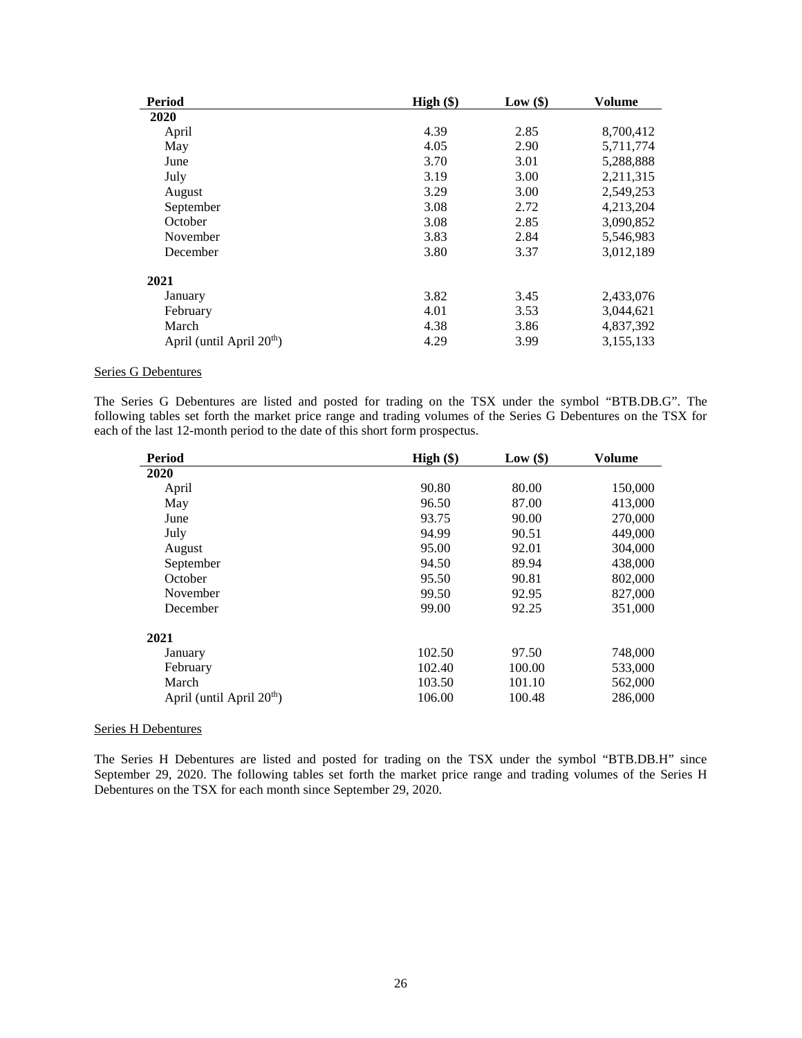| Period | High ($) | Low ($) | Volume |
|---|---|---|---|
| **2020** | | | |
| April | 4.39 | 2.85 | 8,700,412 |
| May | 4.05 | 2.90 | 5,711,774 |
| June | 3.70 | 3.01 | 5,288,888 |
| July | 3.19 | 3.00 | 2,211,315 |
| August | 3.29 | 3.00 | 2,549,253 |
| September | 3.08 | 2.72 | 4,213,204 |
| October | 3.08 | 2.85 | 3,090,852 |
| November | 3.83 | 2.84 | 5,546,983 |
| December | 3.80 | 3.37 | 3,012,189 |
| **2021** | | | |
| January | 3.82 | 3.45 | 2,433,076 |
| February | 4.01 | 3.53 | 3,044,621 |
| March | 4.38 | 3.86 | 4,837,392 |
| April (until April 20th) | 4.29 | 3.99 | 3,155,133 |

Series G Debentures

The Series G Debentures are listed and posted for trading on the TSX under the symbol "BTB.DB.G". The following tables set forth the market price range and trading volumes of the Series G Debentures on the TSX for each of the last 12-month period to the date of this short form prospectus.

| Period | High ($) | Low ($) | Volume |
|---|---|---|---|
| **2020** | | | |
| April | 90.80 | 80.00 | 150,000 |
| May | 96.50 | 87.00 | 413,000 |
| June | 93.75 | 90.00 | 270,000 |
| July | 94.99 | 90.51 | 449,000 |
| August | 95.00 | 92.01 | 304,000 |
| September | 94.50 | 89.94 | 438,000 |
| October | 95.50 | 90.81 | 802,000 |
| November | 99.50 | 92.95 | 827,000 |
| December | 99.00 | 92.25 | 351,000 |
| **2021** | | | |
| January | 102.50 | 97.50 | 748,000 |
| February | 102.40 | 100.00 | 533,000 |
| March | 103.50 | 101.10 | 562,000 |
| April (until April 20th) | 106.00 | 100.48 | 286,000 |

Series H Debentures

The Series H Debentures are listed and posted for trading on the TSX under the symbol "BTB.DB.H" since September 29, 2020. The following tables set forth the market price range and trading volumes of the Series H Debentures on the TSX for each month since September 29, 2020.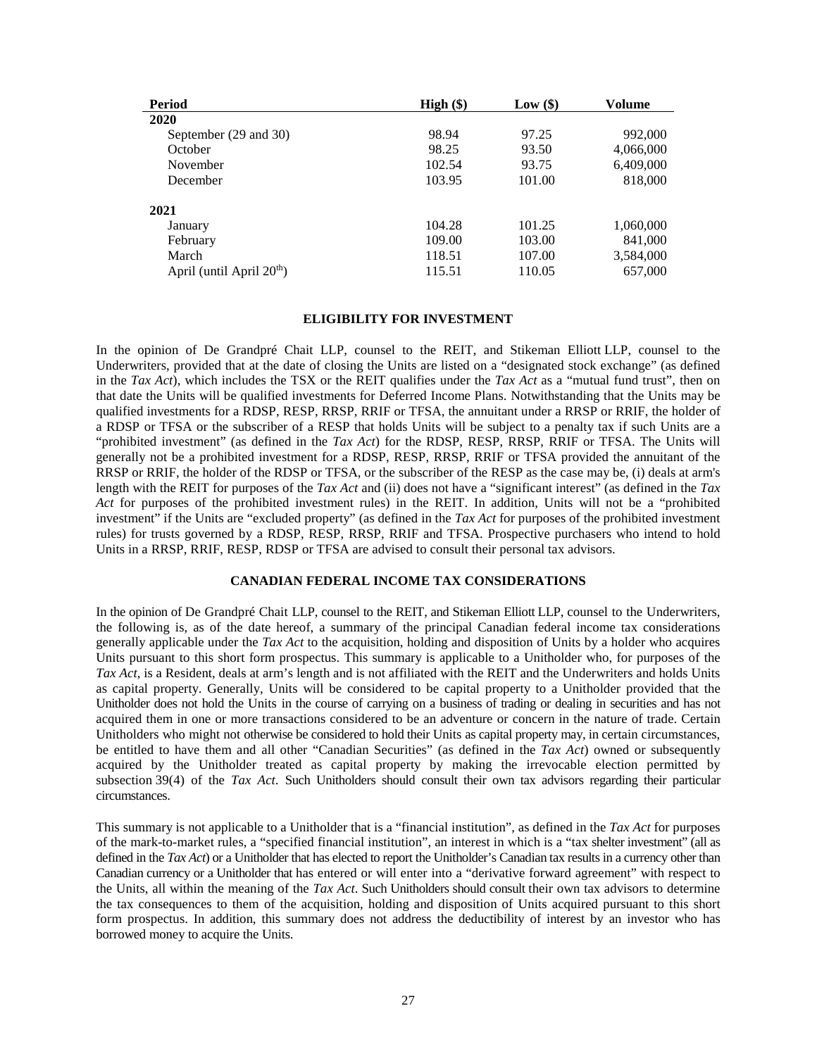| Period | High ($) | Low ($) | Volume |
|---|---|---|---|
| **2020** | | | |
| September (29 and 30) | 98.94 | 97.25 | 992,000 |
| October | 98.25 | 93.50 | 4,066,000 |
| November | 102.54 | 93.75 | 6,409,000 |
| December | 103.95 | 101.00 | 818,000 |
| **2021** | | | |
| January | 104.28 | 101.25 | 1,060,000 |
| February | 109.00 | 103.00 | 841,000 |
| March | 118.51 | 107.00 | 3,584,000 |
| April (until April 20th) | 115.51 | 110.05 | 657,000 |

## ELIGIBILITY FOR INVESTMENT

In the opinion of De Grandpré Chait LLP, counsel to the REIT, and Stikeman Elliott LLP, counsel to the Underwriters, provided that at the date of closing the Units are listed on a "designated stock exchange" (as defined in the *Tax Act*), which includes the TSX or the REIT qualifies under the *Tax Act* as a "mutual fund trust", then on that date the Units will be qualified investments for Deferred Income Plans. Notwithstanding that the Units may be qualified investments for a RDSP, RESP, RRSP, RRIF or TFSA, the annuitant under a RRSP or RRIF, the holder of a RDSP or TFSA or the subscriber of a RESP that holds Units will be subject to a penalty tax if such Units are a "prohibited investment" (as defined in the *Tax Act*) for the RDSP, RESP, RRSP, RRIF or TFSA. The Units will generally not be a prohibited investment for a RDSP, RESP, RRSP, RRIF or TFSA provided the annuitant of the RRSP or RRIF, the holder of the RDSP or TFSA, or the subscriber of the RESP as the case may be, (i) deals at arm's length with the REIT for purposes of the *Tax Act* and (ii) does not have a "significant interest" (as defined in the *Tax Act* for purposes of the prohibited investment rules) in the REIT. In addition, Units will not be a "prohibited investment" if the Units are "excluded property" (as defined in the *Tax Act* for purposes of the prohibited investment rules) for trusts governed by a RDSP, RESP, RRSP, RRIF and TFSA. Prospective purchasers who intend to hold Units in a RRSP, RRIF, RESP, RDSP or TFSA are advised to consult their personal tax advisors.

## CANADIAN FEDERAL INCOME TAX CONSIDERATIONS

In the opinion of De Grandpré Chait LLP, counsel to the REIT, and Stikeman Elliott LLP, counsel to the Underwriters, the following is, as of the date hereof, a summary of the principal Canadian federal income tax considerations generally applicable under the *Tax Act* to the acquisition, holding and disposition of Units by a holder who acquires Units pursuant to this short form prospectus. This summary is applicable to a Unitholder who, for purposes of the *Tax Act*, is a Resident, deals at arm's length and is not affiliated with the REIT and the Underwriters and holds Units as capital property. Generally, Units will be considered to be capital property to a Unitholder provided that the Unitholder does not hold the Units in the course of carrying on a business of trading or dealing in securities and has not acquired them in one or more transactions considered to be an adventure or concern in the nature of trade. Certain Unitholders who might not otherwise be considered to hold their Units as capital property may, in certain circumstances, be entitled to have them and all other "Canadian Securities" (as defined in the *Tax Act*) owned or subsequently acquired by the Unitholder treated as capital property by making the irrevocable election permitted by subsection 39(4) of the *Tax Act*. Such Unitholders should consult their own tax advisors regarding their particular circumstances.

This summary is not applicable to a Unitholder that is a "financial institution", as defined in the *Tax Act* for purposes of the mark-to-market rules, a "specified financial institution", an interest in which is a "tax shelter investment" (all as defined in the *Tax Act*) or a Unitholder that has elected to report the Unitholder's Canadian tax results in a currency other than Canadian currency or a Unitholder that has entered or will enter into a "derivative forward agreement" with respect to the Units, all within the meaning of the *Tax Act*. Such Unitholders should consult their own tax advisors to determine the tax consequences to them of the acquisition, holding and disposition of Units acquired pursuant to this short form prospectus. In addition, this summary does not address the deductibility of interest by an investor who has borrowed money to acquire the Units.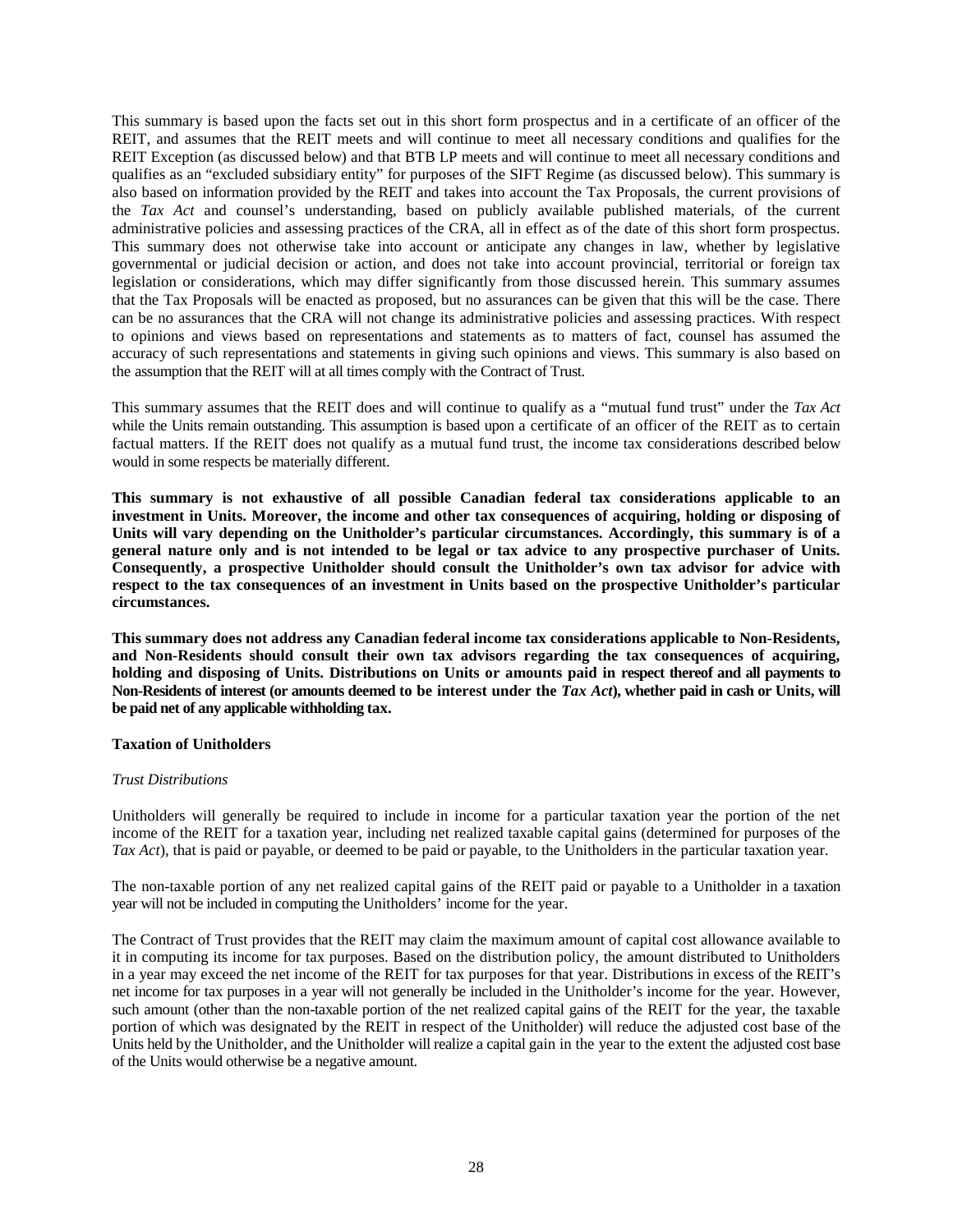This summary is based upon the facts set out in this short form prospectus and in a certificate of an officer of the REIT, and assumes that the REIT meets and will continue to meet all necessary conditions and qualifies for the REIT Exception (as discussed below) and that BTB LP meets and will continue to meet all necessary conditions and qualifies as an "excluded subsidiary entity" for purposes of the SIFT Regime (as discussed below). This summary is also based on information provided by the REIT and takes into account the Tax Proposals, the current provisions of the *Tax Act* and counsel's understanding, based on publicly available published materials, of the current administrative policies and assessing practices of the CRA, all in effect as of the date of this short form prospectus. This summary does not otherwise take into account or anticipate any changes in law, whether by legislative governmental or judicial decision or action, and does not take into account provincial, territorial or foreign tax legislation or considerations, which may differ significantly from those discussed herein. This summary assumes that the Tax Proposals will be enacted as proposed, but no assurances can be given that this will be the case. There can be no assurances that the CRA will not change its administrative policies and assessing practices. With respect to opinions and views based on representations and statements as to matters of fact, counsel has assumed the accuracy of such representations and statements in giving such opinions and views. This summary is also based on the assumption that the REIT will at all times comply with the Contract of Trust.

This summary assumes that the REIT does and will continue to qualify as a "mutual fund trust" under the *Tax Act* while the Units remain outstanding. This assumption is based upon a certificate of an officer of the REIT as to certain factual matters. If the REIT does not qualify as a mutual fund trust, the income tax considerations described below would in some respects be materially different.

**This summary is not exhaustive of all possible Canadian federal tax considerations applicable to an investment in Units. Moreover, the income and other tax consequences of acquiring, holding or disposing of Units will vary depending on the Unitholder's particular circumstances. Accordingly, this summary is of a general nature only and is not intended to be legal or tax advice to any prospective purchaser of Units. Consequently, a prospective Unitholder should consult the Unitholder's own tax advisor for advice with respect to the tax consequences of an investment in Units based on the prospective Unitholder's particular circumstances.**

**This summary does not address any Canadian federal income tax considerations applicable to Non-Residents, and Non-Residents should consult their own tax advisors regarding the tax consequences of acquiring, holding and disposing of Units. Distributions on Units or amounts paid in respect thereof and all payments to Non-Residents of interest (or amounts deemed to be interest under the *Tax Act*), whether paid in cash or Units, will be paid net of any applicable withholding tax.**

**Taxation of Unitholders**

*Trust Distributions*

Unitholders will generally be required to include in income for a particular taxation year the portion of the net income of the REIT for a taxation year, including net realized taxable capital gains (determined for purposes of the *Tax Act*), that is paid or payable, or deemed to be paid or payable, to the Unitholders in the particular taxation year.

The non-taxable portion of any net realized capital gains of the REIT paid or payable to a Unitholder in a taxation year will not be included in computing the Unitholders' income for the year.

The Contract of Trust provides that the REIT may claim the maximum amount of capital cost allowance available to it in computing its income for tax purposes. Based on the distribution policy, the amount distributed to Unitholders in a year may exceed the net income of the REIT for tax purposes for that year. Distributions in excess of the REIT's net income for tax purposes in a year will not generally be included in the Unitholder's income for the year. However, such amount (other than the non-taxable portion of the net realized capital gains of the REIT for the year, the taxable portion of which was designated by the REIT in respect of the Unitholder) will reduce the adjusted cost base of the Units held by the Unitholder, and the Unitholder will realize a capital gain in the year to the extent the adjusted cost base of the Units would otherwise be a negative amount.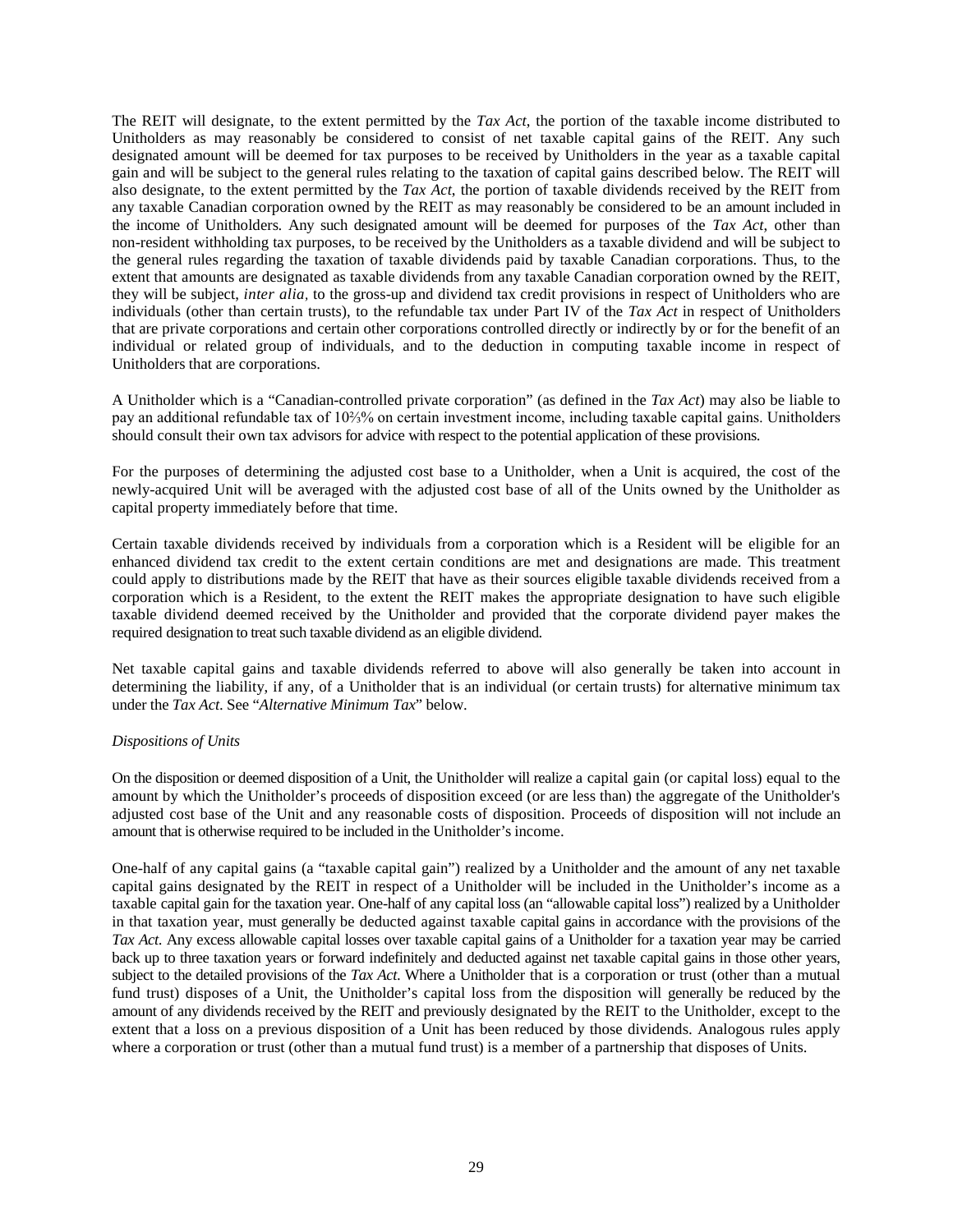The REIT will designate, to the extent permitted by the *Tax Act*, the portion of the taxable income distributed to Unitholders as may reasonably be considered to consist of net taxable capital gains of the REIT. Any such designated amount will be deemed for tax purposes to be received by Unitholders in the year as a taxable capital gain and will be subject to the general rules relating to the taxation of capital gains described below. The REIT will also designate, to the extent permitted by the *Tax Act*, the portion of taxable dividends received by the REIT from any taxable Canadian corporation owned by the REIT as may reasonably be considered to be an amount included in the income of Unitholders. Any such designated amount will be deemed for purposes of the *Tax Act*, other than non-resident withholding tax purposes, to be received by the Unitholders as a taxable dividend and will be subject to the general rules regarding the taxation of taxable dividends paid by taxable Canadian corporations. Thus, to the extent that amounts are designated as taxable dividends from any taxable Canadian corporation owned by the REIT, they will be subject, *inter alia,* to the gross-up and dividend tax credit provisions in respect of Unitholders who are individuals (other than certain trusts), to the refundable tax under Part IV of the *Tax Act* in respect of Unitholders that are private corporations and certain other corporations controlled directly or indirectly by or for the benefit of an individual or related group of individuals, and to the deduction in computing taxable income in respect of Unitholders that are corporations.

A Unitholder which is a "Canadian-controlled private corporation" (as defined in the *Tax Act*) may also be liable to pay an additional refundable tax of 10⅔% on certain investment income, including taxable capital gains. Unitholders should consult their own tax advisors for advice with respect to the potential application of these provisions.

For the purposes of determining the adjusted cost base to a Unitholder, when a Unit is acquired, the cost of the newly-acquired Unit will be averaged with the adjusted cost base of all of the Units owned by the Unitholder as capital property immediately before that time.

Certain taxable dividends received by individuals from a corporation which is a Resident will be eligible for an enhanced dividend tax credit to the extent certain conditions are met and designations are made. This treatment could apply to distributions made by the REIT that have as their sources eligible taxable dividends received from a corporation which is a Resident, to the extent the REIT makes the appropriate designation to have such eligible taxable dividend deemed received by the Unitholder and provided that the corporate dividend payer makes the required designation to treat such taxable dividend as an eligible dividend.

Net taxable capital gains and taxable dividends referred to above will also generally be taken into account in determining the liability, if any, of a Unitholder that is an individual (or certain trusts) for alternative minimum tax under the *Tax Act*. See "*Alternative Minimum Tax*" below.

*Dispositions of Units*

On the disposition or deemed disposition of a Unit, the Unitholder will realize a capital gain (or capital loss) equal to the amount by which the Unitholder's proceeds of disposition exceed (or are less than) the aggregate of the Unitholder's adjusted cost base of the Unit and any reasonable costs of disposition. Proceeds of disposition will not include an amount that is otherwise required to be included in the Unitholder's income.

One-half of any capital gains (a "taxable capital gain") realized by a Unitholder and the amount of any net taxable capital gains designated by the REIT in respect of a Unitholder will be included in the Unitholder's income as a taxable capital gain for the taxation year. One-half of any capital loss (an "allowable capital loss") realized by a Unitholder in that taxation year, must generally be deducted against taxable capital gains in accordance with the provisions of the *Tax Act*. Any excess allowable capital losses over taxable capital gains of a Unitholder for a taxation year may be carried back up to three taxation years or forward indefinitely and deducted against net taxable capital gains in those other years, subject to the detailed provisions of the *Tax Act*. Where a Unitholder that is a corporation or trust (other than a mutual fund trust) disposes of a Unit, the Unitholder's capital loss from the disposition will generally be reduced by the amount of any dividends received by the REIT and previously designated by the REIT to the Unitholder, except to the extent that a loss on a previous disposition of a Unit has been reduced by those dividends. Analogous rules apply where a corporation or trust (other than a mutual fund trust) is a member of a partnership that disposes of Units.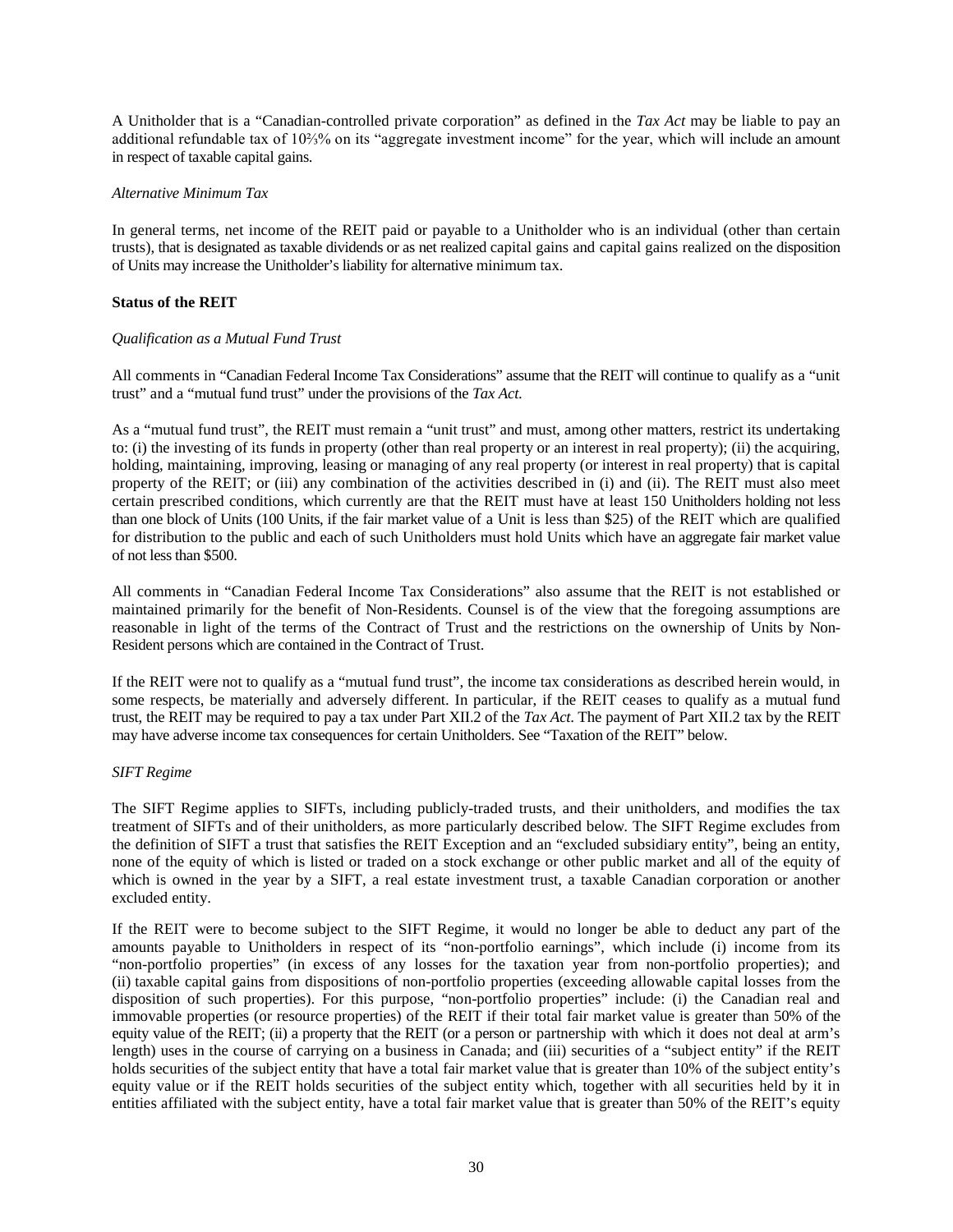A Unitholder that is a "Canadian-controlled private corporation" as defined in the *Tax Act* may be liable to pay an additional refundable tax of 10⅔% on its "aggregate investment income" for the year, which will include an amount in respect of taxable capital gains.

*Alternative Minimum Tax*

In general terms, net income of the REIT paid or payable to a Unitholder who is an individual (other than certain trusts), that is designated as taxable dividends or as net realized capital gains and capital gains realized on the disposition of Units may increase the Unitholder's liability for alternative minimum tax.

**Status of the REIT**

*Qualification as a Mutual Fund Trust*

All comments in "Canadian Federal Income Tax Considerations" assume that the REIT will continue to qualify as a "unit trust" and a "mutual fund trust" under the provisions of the *Tax Act*.

As a "mutual fund trust", the REIT must remain a "unit trust" and must, among other matters, restrict its undertaking to: (i) the investing of its funds in property (other than real property or an interest in real property); (ii) the acquiring, holding, maintaining, improving, leasing or managing of any real property (or interest in real property) that is capital property of the REIT; or (iii) any combination of the activities described in (i) and (ii). The REIT must also meet certain prescribed conditions, which currently are that the REIT must have at least 150 Unitholders holding not less than one block of Units (100 Units, if the fair market value of a Unit is less than $25) of the REIT which are qualified for distribution to the public and each of such Unitholders must hold Units which have an aggregate fair market value of not less than $500.

All comments in "Canadian Federal Income Tax Considerations" also assume that the REIT is not established or maintained primarily for the benefit of Non-Residents. Counsel is of the view that the foregoing assumptions are reasonable in light of the terms of the Contract of Trust and the restrictions on the ownership of Units by Non-Resident persons which are contained in the Contract of Trust.

If the REIT were not to qualify as a "mutual fund trust", the income tax considerations as described herein would, in some respects, be materially and adversely different. In particular, if the REIT ceases to qualify as a mutual fund trust, the REIT may be required to pay a tax under Part XII.2 of the *Tax Act*. The payment of Part XII.2 tax by the REIT may have adverse income tax consequences for certain Unitholders. See "Taxation of the REIT" below.

*SIFT Regime*

The SIFT Regime applies to SIFTs, including publicly-traded trusts, and their unitholders, and modifies the tax treatment of SIFTs and of their unitholders, as more particularly described below. The SIFT Regime excludes from the definition of SIFT a trust that satisfies the REIT Exception and an "excluded subsidiary entity", being an entity, none of the equity of which is listed or traded on a stock exchange or other public market and all of the equity of which is owned in the year by a SIFT, a real estate investment trust, a taxable Canadian corporation or another excluded entity.

If the REIT were to become subject to the SIFT Regime, it would no longer be able to deduct any part of the amounts payable to Unitholders in respect of its "non-portfolio earnings", which include (i) income from its "non-portfolio properties" (in excess of any losses for the taxation year from non-portfolio properties); and (ii) taxable capital gains from dispositions of non-portfolio properties (exceeding allowable capital losses from the disposition of such properties). For this purpose, "non-portfolio properties" include: (i) the Canadian real and immovable properties (or resource properties) of the REIT if their total fair market value is greater than 50% of the equity value of the REIT; (ii) a property that the REIT (or a person or partnership with which it does not deal at arm's length) uses in the course of carrying on a business in Canada; and (iii) securities of a "subject entity" if the REIT holds securities of the subject entity that have a total fair market value that is greater than 10% of the subject entity's equity value or if the REIT holds securities of the subject entity which, together with all securities held by it in entities affiliated with the subject entity, have a total fair market value that is greater than 50% of the REIT's equity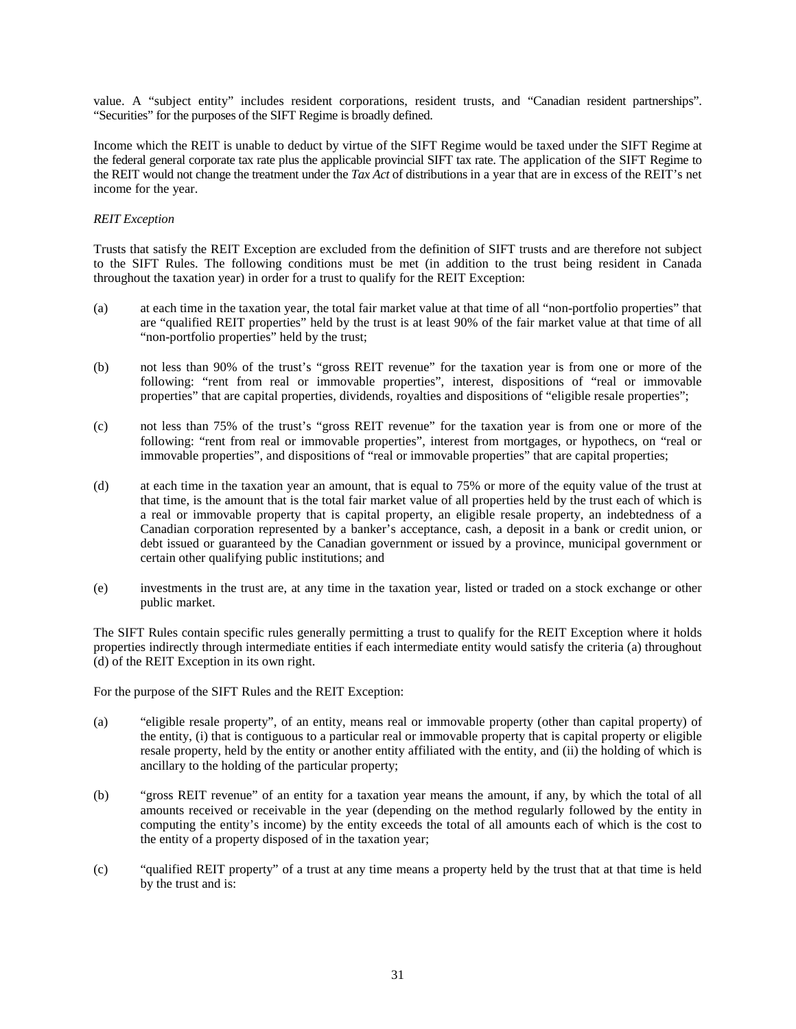value. A "subject entity" includes resident corporations, resident trusts, and "Canadian resident partnerships". "Securities" for the purposes of the SIFT Regime is broadly defined.

Income which the REIT is unable to deduct by virtue of the SIFT Regime would be taxed under the SIFT Regime at the federal general corporate tax rate plus the applicable provincial SIFT tax rate. The application of the SIFT Regime to the REIT would not change the treatment under the *Tax Act* of distributions in a year that are in excess of the REIT's net income for the year.

*REIT Exception*

Trusts that satisfy the REIT Exception are excluded from the definition of SIFT trusts and are therefore not subject to the SIFT Rules. The following conditions must be met (in addition to the trust being resident in Canada throughout the taxation year) in order for a trust to qualify for the REIT Exception:

(a) at each time in the taxation year, the total fair market value at that time of all "non-portfolio properties" that are "qualified REIT properties" held by the trust is at least 90% of the fair market value at that time of all "non-portfolio properties" held by the trust;

(b) not less than 90% of the trust's "gross REIT revenue" for the taxation year is from one or more of the following: "rent from real or immovable properties", interest, dispositions of "real or immovable properties" that are capital properties, dividends, royalties and dispositions of "eligible resale properties";

(c) not less than 75% of the trust's "gross REIT revenue" for the taxation year is from one or more of the following: "rent from real or immovable properties", interest from mortgages, or hypothecs, on "real or immovable properties", and dispositions of "real or immovable properties" that are capital properties;

(d) at each time in the taxation year an amount, that is equal to 75% or more of the equity value of the trust at that time, is the amount that is the total fair market value of all properties held by the trust each of which is a real or immovable property that is capital property, an eligible resale property, an indebtedness of a Canadian corporation represented by a banker's acceptance, cash, a deposit in a bank or credit union, or debt issued or guaranteed by the Canadian government or issued by a province, municipal government or certain other qualifying public institutions; and

(e) investments in the trust are, at any time in the taxation year, listed or traded on a stock exchange or other public market.

The SIFT Rules contain specific rules generally permitting a trust to qualify for the REIT Exception where it holds properties indirectly through intermediate entities if each intermediate entity would satisfy the criteria (a) throughout (d) of the REIT Exception in its own right.

For the purpose of the SIFT Rules and the REIT Exception:

(a) "eligible resale property", of an entity, means real or immovable property (other than capital property) of the entity, (i) that is contiguous to a particular real or immovable property that is capital property or eligible resale property, held by the entity or another entity affiliated with the entity, and (ii) the holding of which is ancillary to the holding of the particular property;

(b) "gross REIT revenue" of an entity for a taxation year means the amount, if any, by which the total of all amounts received or receivable in the year (depending on the method regularly followed by the entity in computing the entity's income) by the entity exceeds the total of all amounts each of which is the cost to the entity of a property disposed of in the taxation year;

(c) "qualified REIT property" of a trust at any time means a property held by the trust that at that time is held by the trust and is: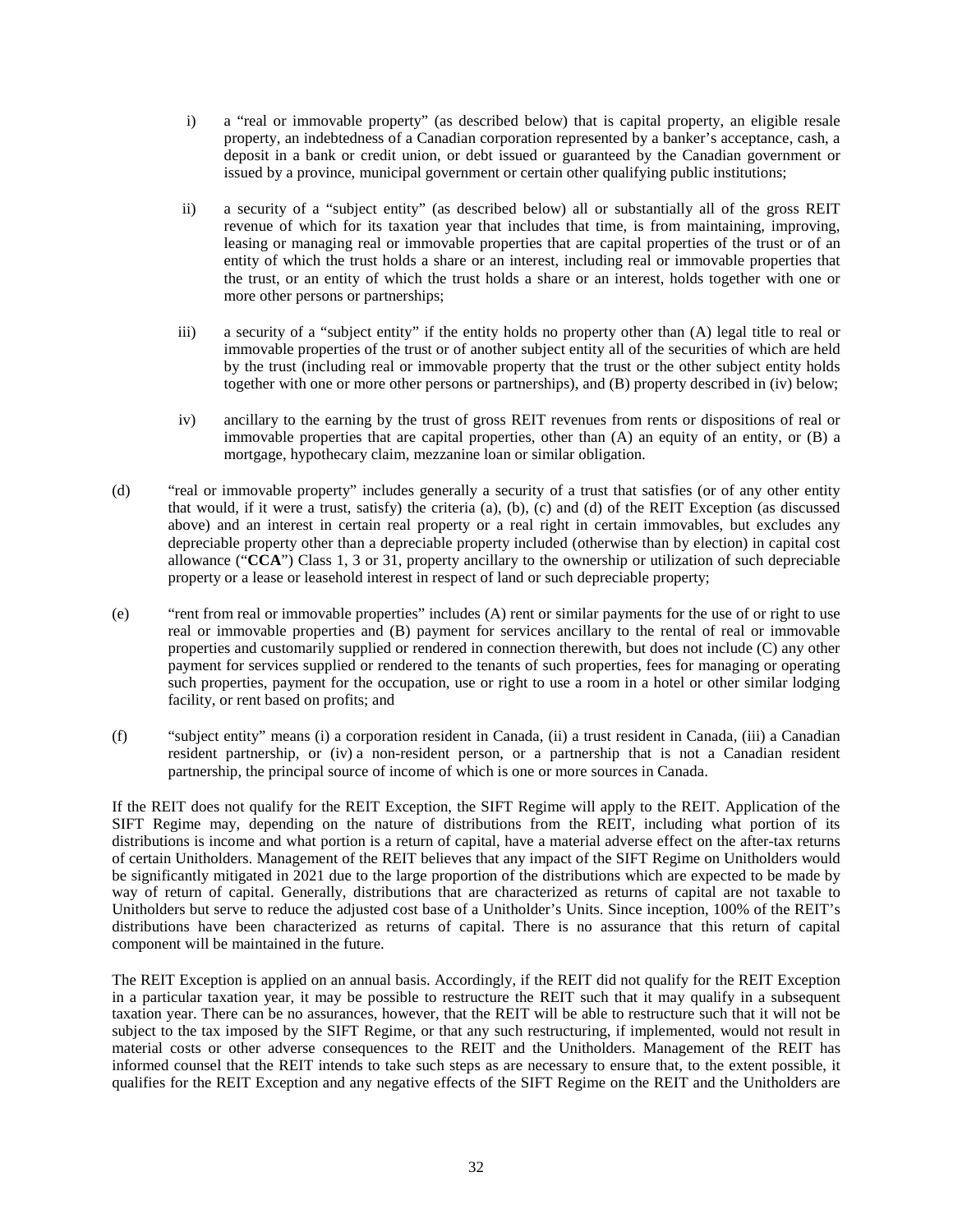i) a "real or immovable property" (as described below) that is capital property, an eligible resale property, an indebtedness of a Canadian corporation represented by a banker's acceptance, cash, a deposit in a bank or credit union, or debt issued or guaranteed by the Canadian government or issued by a province, municipal government or certain other qualifying public institutions;

ii) a security of a "subject entity" (as described below) all or substantially all of the gross REIT revenue of which for its taxation year that includes that time, is from maintaining, improving, leasing or managing real or immovable properties that are capital properties of the trust or of an entity of which the trust holds a share or an interest, including real or immovable properties that the trust, or an entity of which the trust holds a share or an interest, holds together with one or more other persons or partnerships;

iii) a security of a "subject entity" if the entity holds no property other than (A) legal title to real or immovable properties of the trust or of another subject entity all of the securities of which are held by the trust (including real or immovable property that the trust or the other subject entity holds together with one or more other persons or partnerships), and (B) property described in (iv) below;

iv) ancillary to the earning by the trust of gross REIT revenues from rents or dispositions of real or immovable properties that are capital properties, other than (A) an equity of an entity, or (B) a mortgage, hypothecary claim, mezzanine loan or similar obligation.

(d) "real or immovable property" includes generally a security of a trust that satisfies (or of any other entity that would, if it were a trust, satisfy) the criteria (a), (b), (c) and (d) of the REIT Exception (as discussed above) and an interest in certain real property or a real right in certain immovables, but excludes any depreciable property other than a depreciable property included (otherwise than by election) in capital cost allowance ("**CCA**") Class 1, 3 or 31, property ancillary to the ownership or utilization of such depreciable property or a lease or leasehold interest in respect of land or such depreciable property;

(e) "rent from real or immovable properties" includes (A) rent or similar payments for the use of or right to use real or immovable properties and (B) payment for services ancillary to the rental of real or immovable properties and customarily supplied or rendered in connection therewith, but does not include (C) any other payment for services supplied or rendered to the tenants of such properties, fees for managing or operating such properties, payment for the occupation, use or right to use a room in a hotel or other similar lodging facility, or rent based on profits; and

(f) "subject entity" means (i) a corporation resident in Canada, (ii) a trust resident in Canada, (iii) a Canadian resident partnership, or (iv) a non-resident person, or a partnership that is not a Canadian resident partnership, the principal source of income of which is one or more sources in Canada.

If the REIT does not qualify for the REIT Exception, the SIFT Regime will apply to the REIT. Application of the SIFT Regime may, depending on the nature of distributions from the REIT, including what portion of its distributions is income and what portion is a return of capital, have a material adverse effect on the after-tax returns of certain Unitholders. Management of the REIT believes that any impact of the SIFT Regime on Unitholders would be significantly mitigated in 2021 due to the large proportion of the distributions which are expected to be made by way of return of capital. Generally, distributions that are characterized as returns of capital are not taxable to Unitholders but serve to reduce the adjusted cost base of a Unitholder's Units. Since inception, 100% of the REIT's distributions have been characterized as returns of capital. There is no assurance that this return of capital component will be maintained in the future.

The REIT Exception is applied on an annual basis. Accordingly, if the REIT did not qualify for the REIT Exception in a particular taxation year, it may be possible to restructure the REIT such that it may qualify in a subsequent taxation year. There can be no assurances, however, that the REIT will be able to restructure such that it will not be subject to the tax imposed by the SIFT Regime, or that any such restructuring, if implemented, would not result in material costs or other adverse consequences to the REIT and the Unitholders. Management of the REIT has informed counsel that the REIT intends to take such steps as are necessary to ensure that, to the extent possible, it qualifies for the REIT Exception and any negative effects of the SIFT Regime on the REIT and the Unitholders are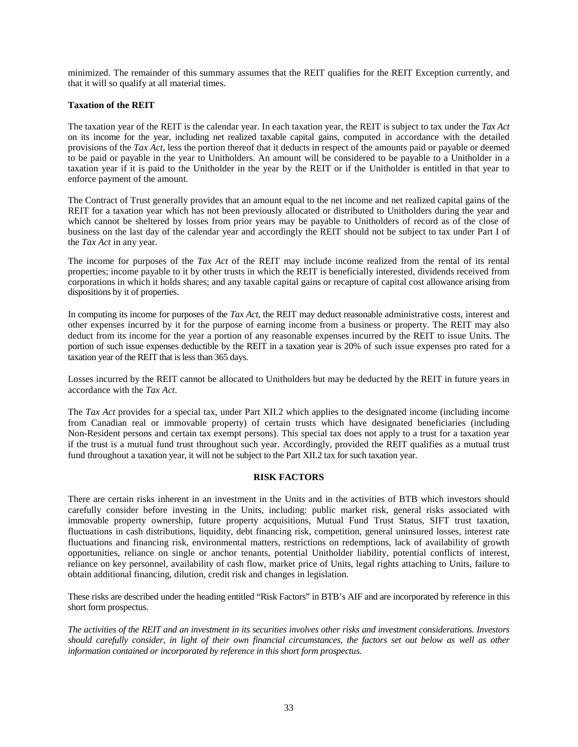minimized. The remainder of this summary assumes that the REIT qualifies for the REIT Exception currently, and that it will so qualify at all material times.

**Taxation of the REIT**

The taxation year of the REIT is the calendar year. In each taxation year, the REIT is subject to tax under the *Tax Act* on its income for the year, including net realized taxable capital gains, computed in accordance with the detailed provisions of the *Tax Act*, less the portion thereof that it deducts in respect of the amounts paid or payable or deemed to be paid or payable in the year to Unitholders. An amount will be considered to be payable to a Unitholder in a taxation year if it is paid to the Unitholder in the year by the REIT or if the Unitholder is entitled in that year to enforce payment of the amount.

The Contract of Trust generally provides that an amount equal to the net income and net realized capital gains of the REIT for a taxation year which has not been previously allocated or distributed to Unitholders during the year and which cannot be sheltered by losses from prior years may be payable to Unitholders of record as of the close of business on the last day of the calendar year and accordingly the REIT should not be subject to tax under Part I of the *Tax Act* in any year.

The income for purposes of the *Tax Act* of the REIT may include income realized from the rental of its rental properties; income payable to it by other trusts in which the REIT is beneficially interested, dividends received from corporations in which it holds shares; and any taxable capital gains or recapture of capital cost allowance arising from dispositions by it of properties.

In computing its income for purposes of the *Tax Act*, the REIT may deduct reasonable administrative costs, interest and other expenses incurred by it for the purpose of earning income from a business or property. The REIT may also deduct from its income for the year a portion of any reasonable expenses incurred by the REIT to issue Units. The portion of such issue expenses deductible by the REIT in a taxation year is 20% of such issue expenses pro rated for a taxation year of the REIT that is less than 365 days.

Losses incurred by the REIT cannot be allocated to Unitholders but may be deducted by the REIT in future years in accordance with the *Tax Act*.

The *Tax Act* provides for a special tax, under Part XII.2 which applies to the designated income (including income from Canadian real or immovable property) of certain trusts which have designated beneficiaries (including Non-Resident persons and certain tax exempt persons). This special tax does not apply to a trust for a taxation year if the trust is a mutual fund trust throughout such year. Accordingly, provided the REIT qualifies as a mutual trust fund throughout a taxation year, it will not be subject to the Part XII.2 tax for such taxation year.

## RISK FACTORS

There are certain risks inherent in an investment in the Units and in the activities of BTB which investors should carefully consider before investing in the Units, including: public market risk, general risks associated with immovable property ownership, future property acquisitions, Mutual Fund Trust Status, SIFT trust taxation, fluctuations in cash distributions, liquidity, debt financing risk, competition, general uninsured losses, interest rate fluctuations and financing risk, environmental matters, restrictions on redemptions, lack of availability of growth opportunities, reliance on single or anchor tenants, potential Unitholder liability, potential conflicts of interest, reliance on key personnel, availability of cash flow, market price of Units, legal rights attaching to Units, failure to obtain additional financing, dilution, credit risk and changes in legislation.

These risks are described under the heading entitled "Risk Factors" in BTB's AIF and are incorporated by reference in this short form prospectus.

*The activities of the REIT and an investment in its securities involves other risks and investment considerations. Investors should carefully consider, in light of their own financial circumstances, the factors set out below as well as other information contained or incorporated by reference in this short form prospectus.*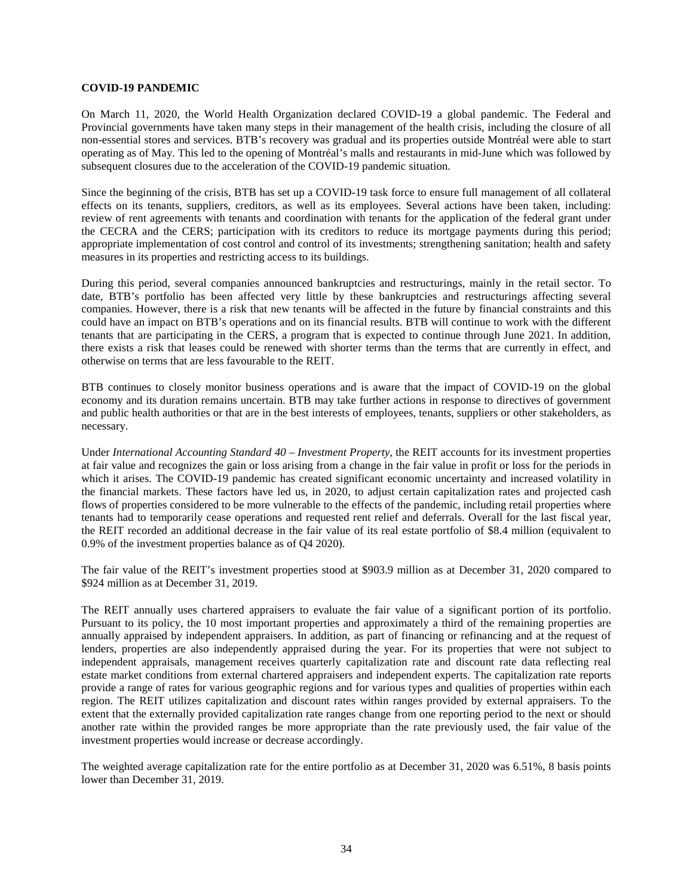## COVID-19 PANDEMIC

On March 11, 2020, the World Health Organization declared COVID-19 a global pandemic. The Federal and Provincial governments have taken many steps in their management of the health crisis, including the closure of all non-essential stores and services. BTB's recovery was gradual and its properties outside Montréal were able to start operating as of May. This led to the opening of Montréal's malls and restaurants in mid-June which was followed by subsequent closures due to the acceleration of the COVID-19 pandemic situation.

Since the beginning of the crisis, BTB has set up a COVID-19 task force to ensure full management of all collateral effects on its tenants, suppliers, creditors, as well as its employees. Several actions have been taken, including: review of rent agreements with tenants and coordination with tenants for the application of the federal grant under the CECRA and the CERS; participation with its creditors to reduce its mortgage payments during this period; appropriate implementation of cost control and control of its investments; strengthening sanitation; health and safety measures in its properties and restricting access to its buildings.

During this period, several companies announced bankruptcies and restructurings, mainly in the retail sector. To date, BTB's portfolio has been affected very little by these bankruptcies and restructurings affecting several companies. However, there is a risk that new tenants will be affected in the future by financial constraints and this could have an impact on BTB's operations and on its financial results. BTB will continue to work with the different tenants that are participating in the CERS, a program that is expected to continue through June 2021. In addition, there exists a risk that leases could be renewed with shorter terms than the terms that are currently in effect, and otherwise on terms that are less favourable to the REIT.

BTB continues to closely monitor business operations and is aware that the impact of COVID-19 on the global economy and its duration remains uncertain. BTB may take further actions in response to directives of government and public health authorities or that are in the best interests of employees, tenants, suppliers or other stakeholders, as necessary.

Under *International Accounting Standard 40 – Investment Property*, the REIT accounts for its investment properties at fair value and recognizes the gain or loss arising from a change in the fair value in profit or loss for the periods in which it arises. The COVID-19 pandemic has created significant economic uncertainty and increased volatility in the financial markets. These factors have led us, in 2020, to adjust certain capitalization rates and projected cash flows of properties considered to be more vulnerable to the effects of the pandemic, including retail properties where tenants had to temporarily cease operations and requested rent relief and deferrals. Overall for the last fiscal year, the REIT recorded an additional decrease in the fair value of its real estate portfolio of $8.4 million (equivalent to 0.9% of the investment properties balance as of Q4 2020).

The fair value of the REIT's investment properties stood at $903.9 million as at December 31, 2020 compared to $924 million as at December 31, 2019.

The REIT annually uses chartered appraisers to evaluate the fair value of a significant portion of its portfolio. Pursuant to its policy, the 10 most important properties and approximately a third of the remaining properties are annually appraised by independent appraisers. In addition, as part of financing or refinancing and at the request of lenders, properties are also independently appraised during the year. For its properties that were not subject to independent appraisals, management receives quarterly capitalization rate and discount rate data reflecting real estate market conditions from external chartered appraisers and independent experts. The capitalization rate reports provide a range of rates for various geographic regions and for various types and qualities of properties within each region. The REIT utilizes capitalization and discount rates within ranges provided by external appraisers. To the extent that the externally provided capitalization rate ranges change from one reporting period to the next or should another rate within the provided ranges be more appropriate than the rate previously used, the fair value of the investment properties would increase or decrease accordingly.

The weighted average capitalization rate for the entire portfolio as at December 31, 2020 was 6.51%, 8 basis points lower than December 31, 2019.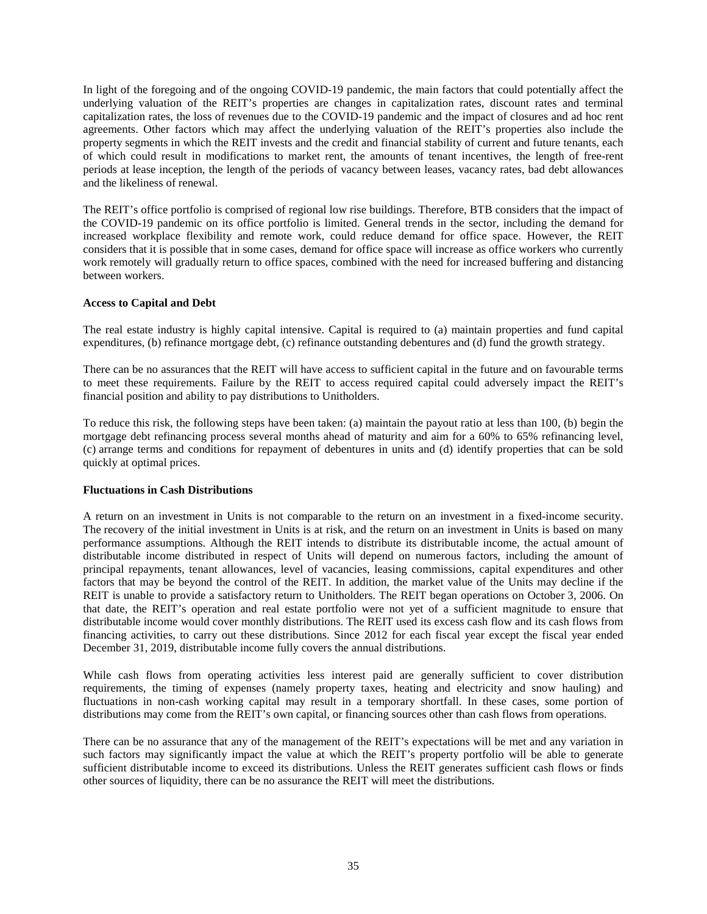In light of the foregoing and of the ongoing COVID-19 pandemic, the main factors that could potentially affect the underlying valuation of the REIT's properties are changes in capitalization rates, discount rates and terminal capitalization rates, the loss of revenues due to the COVID-19 pandemic and the impact of closures and ad hoc rent agreements. Other factors which may affect the underlying valuation of the REIT's properties also include the property segments in which the REIT invests and the credit and financial stability of current and future tenants, each of which could result in modifications to market rent, the amounts of tenant incentives, the length of free-rent periods at lease inception, the length of the periods of vacancy between leases, vacancy rates, bad debt allowances and the likeliness of renewal.

The REIT's office portfolio is comprised of regional low rise buildings. Therefore, BTB considers that the impact of the COVID-19 pandemic on its office portfolio is limited. General trends in the sector, including the demand for increased workplace flexibility and remote work, could reduce demand for office space. However, the REIT considers that it is possible that in some cases, demand for office space will increase as office workers who currently work remotely will gradually return to office spaces, combined with the need for increased buffering and distancing between workers.

**Access to Capital and Debt**

The real estate industry is highly capital intensive. Capital is required to (a) maintain properties and fund capital expenditures, (b) refinance mortgage debt, (c) refinance outstanding debentures and (d) fund the growth strategy.

There can be no assurances that the REIT will have access to sufficient capital in the future and on favourable terms to meet these requirements. Failure by the REIT to access required capital could adversely impact the REIT's financial position and ability to pay distributions to Unitholders.

To reduce this risk, the following steps have been taken: (a) maintain the payout ratio at less than 100, (b) begin the mortgage debt refinancing process several months ahead of maturity and aim for a 60% to 65% refinancing level, (c) arrange terms and conditions for repayment of debentures in units and (d) identify properties that can be sold quickly at optimal prices.

**Fluctuations in Cash Distributions**

A return on an investment in Units is not comparable to the return on an investment in a fixed-income security. The recovery of the initial investment in Units is at risk, and the return on an investment in Units is based on many performance assumptions. Although the REIT intends to distribute its distributable income, the actual amount of distributable income distributed in respect of Units will depend on numerous factors, including the amount of principal repayments, tenant allowances, level of vacancies, leasing commissions, capital expenditures and other factors that may be beyond the control of the REIT. In addition, the market value of the Units may decline if the REIT is unable to provide a satisfactory return to Unitholders. The REIT began operations on October 3, 2006. On that date, the REIT's operation and real estate portfolio were not yet of a sufficient magnitude to ensure that distributable income would cover monthly distributions. The REIT used its excess cash flow and its cash flows from financing activities, to carry out these distributions. Since 2012 for each fiscal year except the fiscal year ended December 31, 2019, distributable income fully covers the annual distributions.

While cash flows from operating activities less interest paid are generally sufficient to cover distribution requirements, the timing of expenses (namely property taxes, heating and electricity and snow hauling) and fluctuations in non-cash working capital may result in a temporary shortfall. In these cases, some portion of distributions may come from the REIT's own capital, or financing sources other than cash flows from operations.

There can be no assurance that any of the management of the REIT's expectations will be met and any variation in such factors may significantly impact the value at which the REIT's property portfolio will be able to generate sufficient distributable income to exceed its distributions. Unless the REIT generates sufficient cash flows or finds other sources of liquidity, there can be no assurance the REIT will meet the distributions.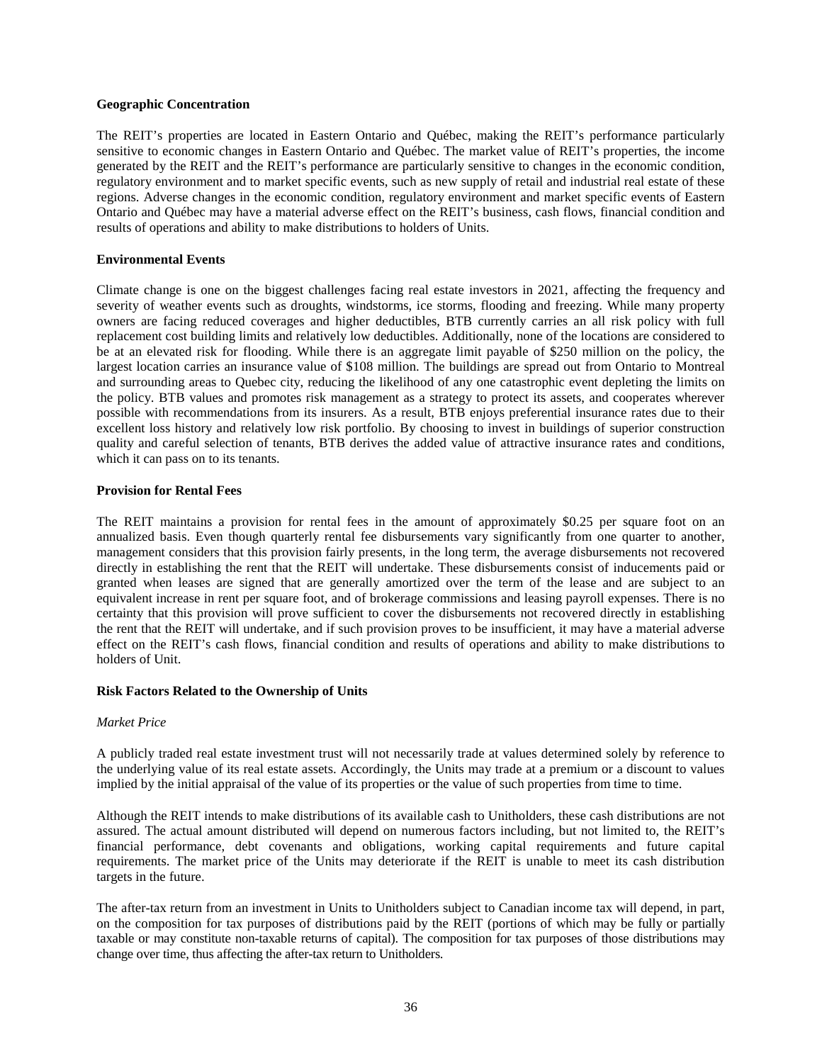**Geographic Concentration**

The REIT's properties are located in Eastern Ontario and Québec, making the REIT's performance particularly sensitive to economic changes in Eastern Ontario and Québec. The market value of REIT's properties, the income generated by the REIT and the REIT's performance are particularly sensitive to changes in the economic condition, regulatory environment and to market specific events, such as new supply of retail and industrial real estate of these regions. Adverse changes in the economic condition, regulatory environment and market specific events of Eastern Ontario and Québec may have a material adverse effect on the REIT's business, cash flows, financial condition and results of operations and ability to make distributions to holders of Units.

**Environmental Events**

Climate change is one on the biggest challenges facing real estate investors in 2021, affecting the frequency and severity of weather events such as droughts, windstorms, ice storms, flooding and freezing. While many property owners are facing reduced coverages and higher deductibles, BTB currently carries an all risk policy with full replacement cost building limits and relatively low deductibles. Additionally, none of the locations are considered to be at an elevated risk for flooding. While there is an aggregate limit payable of $250 million on the policy, the largest location carries an insurance value of $108 million. The buildings are spread out from Ontario to Montreal and surrounding areas to Quebec city, reducing the likelihood of any one catastrophic event depleting the limits on the policy. BTB values and promotes risk management as a strategy to protect its assets, and cooperates wherever possible with recommendations from its insurers. As a result, BTB enjoys preferential insurance rates due to their excellent loss history and relatively low risk portfolio. By choosing to invest in buildings of superior construction quality and careful selection of tenants, BTB derives the added value of attractive insurance rates and conditions, which it can pass on to its tenants.

**Provision for Rental Fees**

The REIT maintains a provision for rental fees in the amount of approximately $0.25 per square foot on an annualized basis. Even though quarterly rental fee disbursements vary significantly from one quarter to another, management considers that this provision fairly presents, in the long term, the average disbursements not recovered directly in establishing the rent that the REIT will undertake. These disbursements consist of inducements paid or granted when leases are signed that are generally amortized over the term of the lease and are subject to an equivalent increase in rent per square foot, and of brokerage commissions and leasing payroll expenses. There is no certainty that this provision will prove sufficient to cover the disbursements not recovered directly in establishing the rent that the REIT will undertake, and if such provision proves to be insufficient, it may have a material adverse effect on the REIT's cash flows, financial condition and results of operations and ability to make distributions to holders of Unit.

**Risk Factors Related to the Ownership of Units**

*Market Price*

A publicly traded real estate investment trust will not necessarily trade at values determined solely by reference to the underlying value of its real estate assets. Accordingly, the Units may trade at a premium or a discount to values implied by the initial appraisal of the value of its properties or the value of such properties from time to time.

Although the REIT intends to make distributions of its available cash to Unitholders, these cash distributions are not assured. The actual amount distributed will depend on numerous factors including, but not limited to, the REIT's financial performance, debt covenants and obligations, working capital requirements and future capital requirements. The market price of the Units may deteriorate if the REIT is unable to meet its cash distribution targets in the future.

The after-tax return from an investment in Units to Unitholders subject to Canadian income tax will depend, in part, on the composition for tax purposes of distributions paid by the REIT (portions of which may be fully or partially taxable or may constitute non-taxable returns of capital). The composition for tax purposes of those distributions may change over time, thus affecting the after-tax return to Unitholders.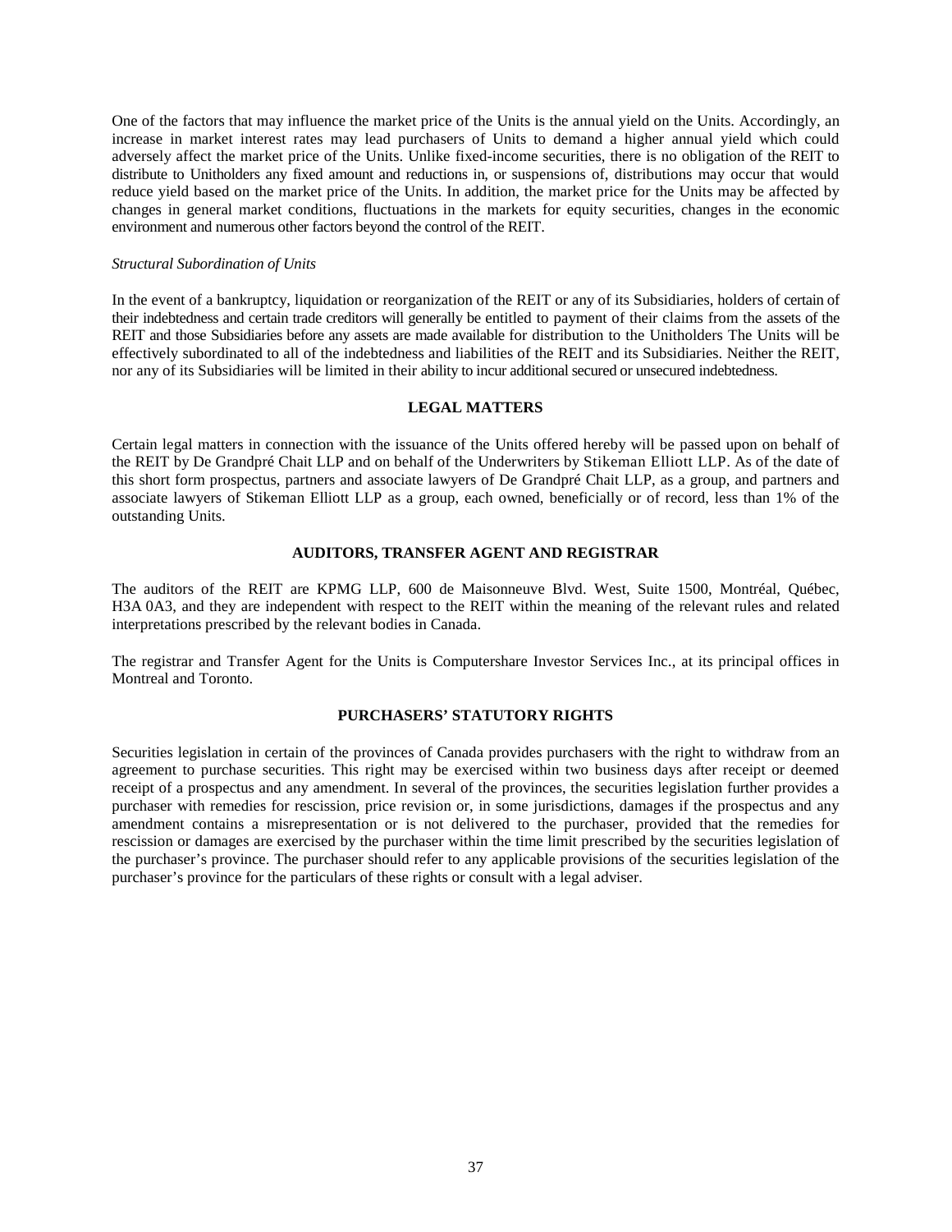One of the factors that may influence the market price of the Units is the annual yield on the Units. Accordingly, an increase in market interest rates may lead purchasers of Units to demand a higher annual yield which could adversely affect the market price of the Units. Unlike fixed-income securities, there is no obligation of the REIT to distribute to Unitholders any fixed amount and reductions in, or suspensions of, distributions may occur that would reduce yield based on the market price of the Units. In addition, the market price for the Units may be affected by changes in general market conditions, fluctuations in the markets for equity securities, changes in the economic environment and numerous other factors beyond the control of the REIT.

*Structural Subordination of Units*

In the event of a bankruptcy, liquidation or reorganization of the REIT or any of its Subsidiaries, holders of certain of their indebtedness and certain trade creditors will generally be entitled to payment of their claims from the assets of the REIT and those Subsidiaries before any assets are made available for distribution to the Unitholders The Units will be effectively subordinated to all of the indebtedness and liabilities of the REIT and its Subsidiaries. Neither the REIT, nor any of its Subsidiaries will be limited in their ability to incur additional secured or unsecured indebtedness.

## LEGAL MATTERS

Certain legal matters in connection with the issuance of the Units offered hereby will be passed upon on behalf of the REIT by De Grandpré Chait LLP and on behalf of the Underwriters by Stikeman Elliott LLP. As of the date of this short form prospectus, partners and associate lawyers of De Grandpré Chait LLP, as a group, and partners and associate lawyers of Stikeman Elliott LLP as a group, each owned, beneficially or of record, less than 1% of the outstanding Units.

## AUDITORS, TRANSFER AGENT AND REGISTRAR

The auditors of the REIT are KPMG LLP, 600 de Maisonneuve Blvd. West, Suite 1500, Montréal, Québec, H3A 0A3, and they are independent with respect to the REIT within the meaning of the relevant rules and related interpretations prescribed by the relevant bodies in Canada.

The registrar and Transfer Agent for the Units is Computershare Investor Services Inc., at its principal offices in Montreal and Toronto.

## PURCHASERS' STATUTORY RIGHTS

Securities legislation in certain of the provinces of Canada provides purchasers with the right to withdraw from an agreement to purchase securities. This right may be exercised within two business days after receipt or deemed receipt of a prospectus and any amendment. In several of the provinces, the securities legislation further provides a purchaser with remedies for rescission, price revision or, in some jurisdictions, damages if the prospectus and any amendment contains a misrepresentation or is not delivered to the purchaser, provided that the remedies for rescission or damages are exercised by the purchaser within the time limit prescribed by the securities legislation of the purchaser's province. The purchaser should refer to any applicable provisions of the securities legislation of the purchaser's province for the particulars of these rights or consult with a legal adviser.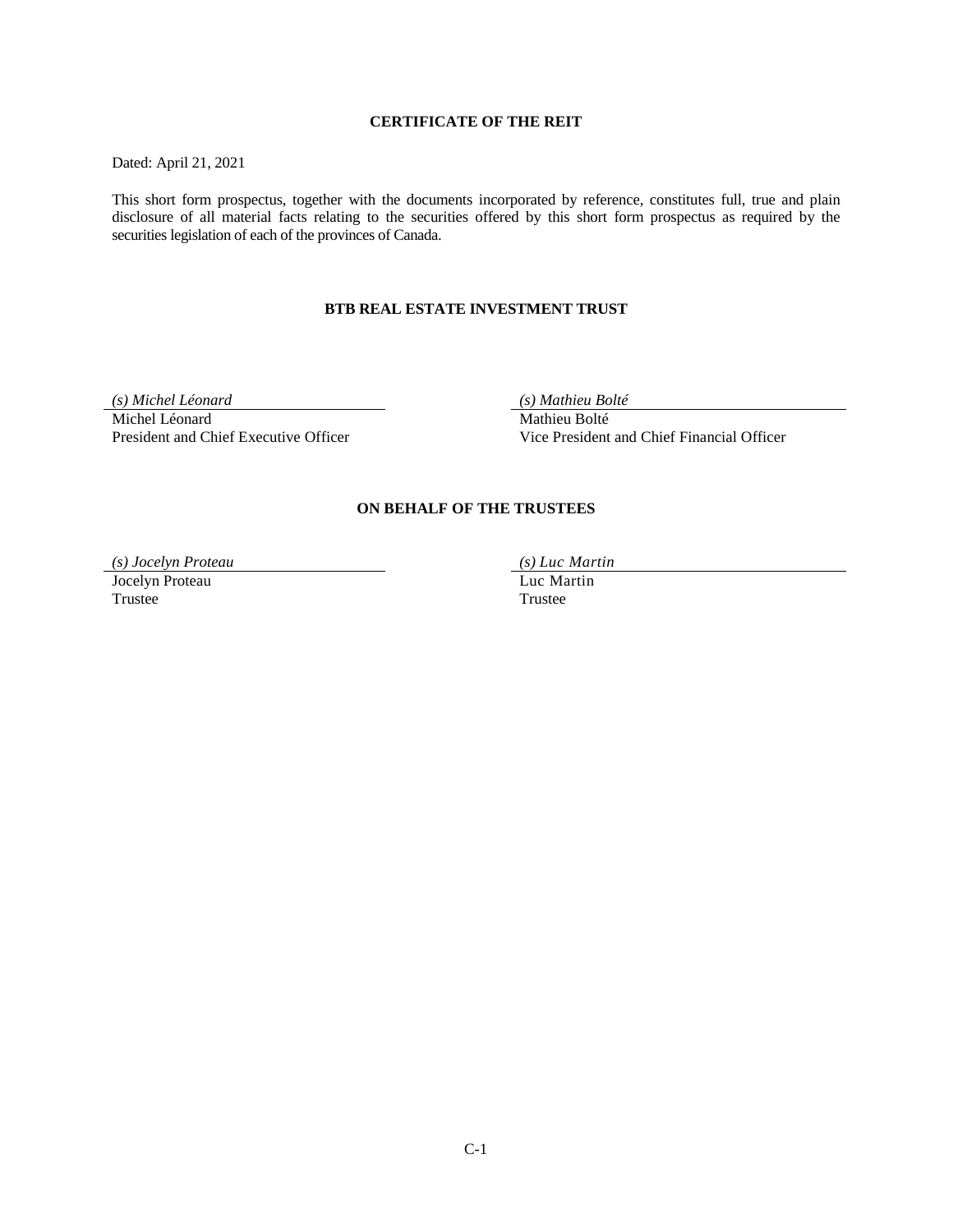## CERTIFICATE OF THE REIT

Dated: April 21, 2021

This short form prospectus, together with the documents incorporated by reference, constitutes full, true and plain disclosure of all material facts relating to the securities offered by this short form prospectus as required by the securities legislation of each of the provinces of Canada.

**BTB REAL ESTATE INVESTMENT TRUST**

| | |
|---|---|
| *(s) Michel Léonard* | *(s) Mathieu Bolté* |
| Michel Léonard<br>President and Chief Executive Officer | Mathieu Bolté<br>Vice President and Chief Financial Officer |

**ON BEHALF OF THE TRUSTEES**

| | |
|---|---|
| *(s) Jocelyn Proteau* | *(s) Luc Martin* |
| Jocelyn Proteau<br>Trustee | Luc Martin<br>Trustee |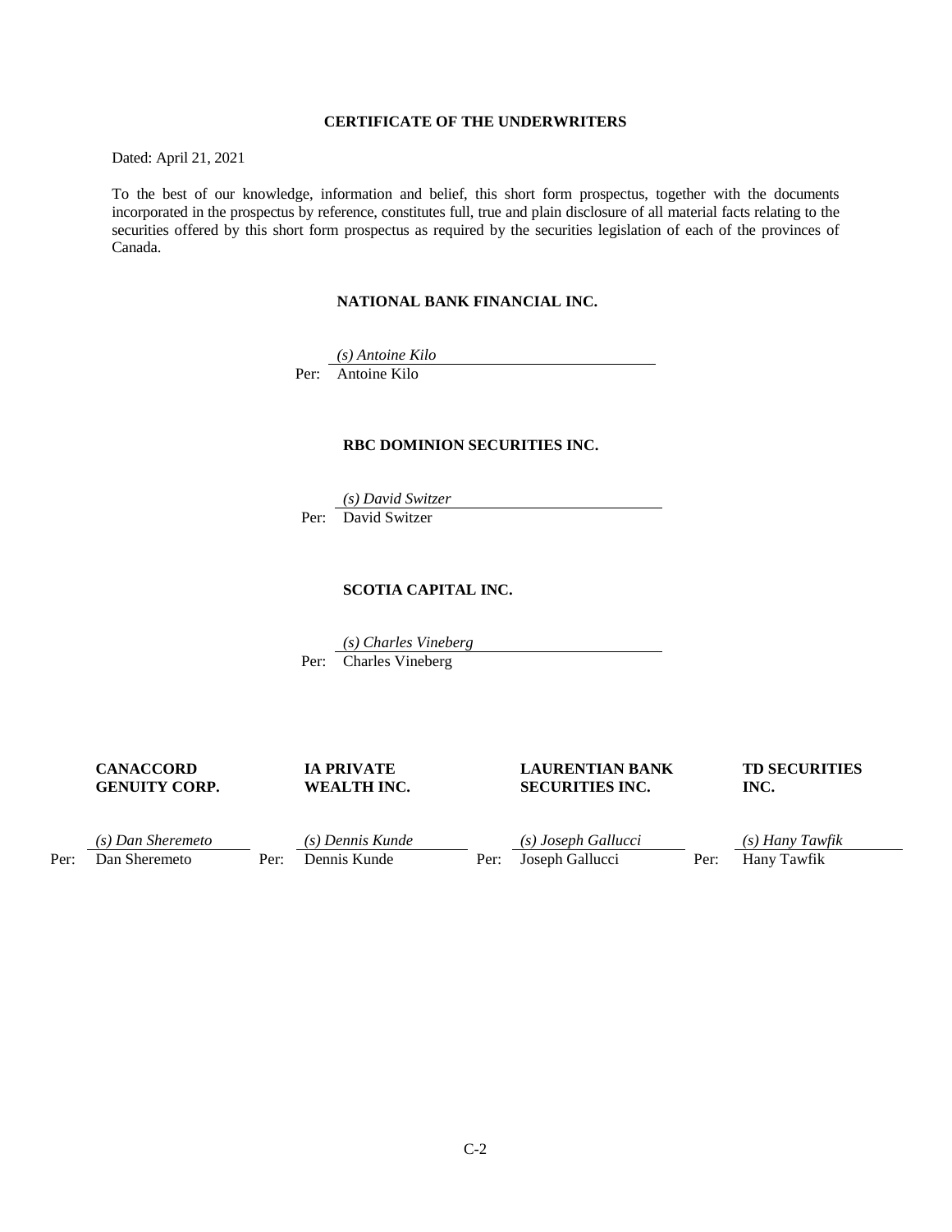**CERTIFICATE OF THE UNDERWRITERS**

Dated: April 21, 2021

To the best of our knowledge, information and belief, this short form prospectus, together with the documents incorporated in the prospectus by reference, constitutes full, true and plain disclosure of all material facts relating to the securities offered by this short form prospectus as required by the securities legislation of each of the provinces of Canada.

**NATIONAL BANK FINANCIAL INC.**

*(s) Antoine Kilo*
Per: Antoine Kilo

**RBC DOMINION SECURITIES INC.**

*(s) David Switzer*
Per: David Switzer

**SCOTIA CAPITAL INC.**

*(s) Charles Vineberg*
Per: Charles Vineberg

**CANACCORD GENUITY CORP.**

*(s) Dan Sheremeto*
Per: Dan Sheremeto

**IA PRIVATE WEALTH INC.**

*(s) Dennis Kunde*
Per: Dennis Kunde

**LAURENTIAN BANK SECURITIES INC.**

*(s) Joseph Gallucci*
Per: Joseph Gallucci

**TD SECURITIES INC.**

*(s) Hany Tawfik*
Per: Hany Tawfik